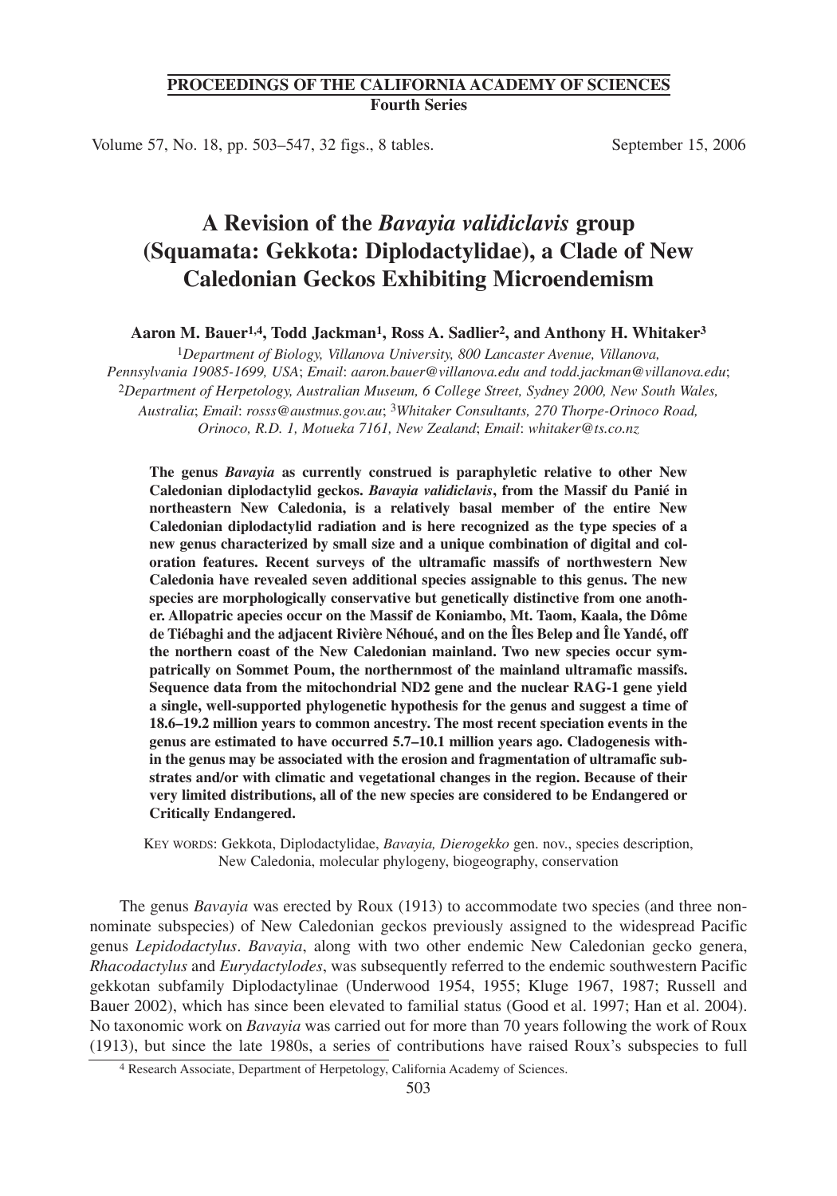**PROCEEDINGS OF THE CALIFORNIA ACADEMY OF SCIENCES**
**Fourth Series**

Volume 57, No. 18, pp. 503–547, 32 figs., 8 tables. September 15, 2006

# A Revision of the *Bavayia validiclavis* group (Squamata: Gekkota: Diplodactylidae), a Clade of New Caledonian Geckos Exhibiting Microendemism

**Aaron M. Bauer[1,4], Todd Jackman[1], Ross A. Sadlier[2], and Anthony H. Whitaker[3]**

[1]*Department of Biology, Villanova University, 800 Lancaster Avenue, Villanova, Pennsylvania 19085-1699, USA*; *Email*: *aaron.bauer@villanova.edu and todd.jackman@villanova.edu*; [2]*Department of Herpetology, Australian Museum, 6 College Street, Sydney 2000, New South Wales, Australia*; *Email*: *rosss@austmus.gov.au*; [3]*Whitaker Consultants, 270 Thorpe-Orinoco Road, Orinoco, R.D. 1, Motueka 7161, New Zealand*; *Email*: *whitaker@ts.co.nz*

**The genus *Bavayia* as currently construed is paraphyletic relative to other New Caledonian diplodactylid geckos. *Bavayia validiclavis*, from the Massif du Panié in northeastern New Caledonia, is a relatively basal member of the entire New Caledonian diplodactylid radiation and is here recognized as the type species of a new genus characterized by small size and a unique combination of digital and coloration features. Recent surveys of the ultramafic massifs of northwestern New Caledonia have revealed seven additional species assignable to this genus. The new species are morphologically conservative but genetically distinctive from one another. Allopatric apecies occur on the Massif de Koniambo, Mt. Taom, Kaala, the Dôme de Tiébaghi and the adjacent Rivière Néhoué, and on the Îles Belep and Île Yandé, off the northern coast of the New Caledonian mainland. Two new species occur sympatrically on Sommet Poum, the northernmost of the mainland ultramafic massifs. Sequence data from the mitochondrial ND2 gene and the nuclear RAG-1 gene yield a single, well-supported phylogenetic hypothesis for the genus and suggest a time of 18.6–19.2 million years to common ancestry. The most recent speciation events in the genus are estimated to have occurred 5.7–10.1 million years ago. Cladogenesis within the genus may be associated with the erosion and fragmentation of ultramafic substrates and/or with climatic and vegetational changes in the region. Because of their very limited distributions, all of the new species are considered to be Endangered or Critically Endangered.**

KEY WORDS: Gekkota, Diplodactylidae, *Bavayia, Dierogekko* gen. nov., species description, New Caledonia, molecular phylogeny, biogeography, conservation

The genus *Bavayia* was erected by Roux (1913) to accommodate two species (and three non-nominate subspecies) of New Caledonian geckos previously assigned to the widespread Pacific genus *Lepidodactylus*. *Bavayia*, along with two other endemic New Caledonian gecko genera, *Rhacodactylus* and *Eurydactylodes*, was subsequently referred to the endemic southwestern Pacific gekkotan subfamily Diplodactylinae (Underwood 1954, 1955; Kluge 1967, 1987; Russell and Bauer 2002), which has since been elevated to familial status (Good et al. 1997; Han et al. 2004). No taxonomic work on *Bavayia* was carried out for more than 70 years following the work of Roux (1913), but since the late 1980s, a series of contributions have raised Roux's subspecies to full

[4] Research Associate, Department of Herpetology, California Academy of Sciences.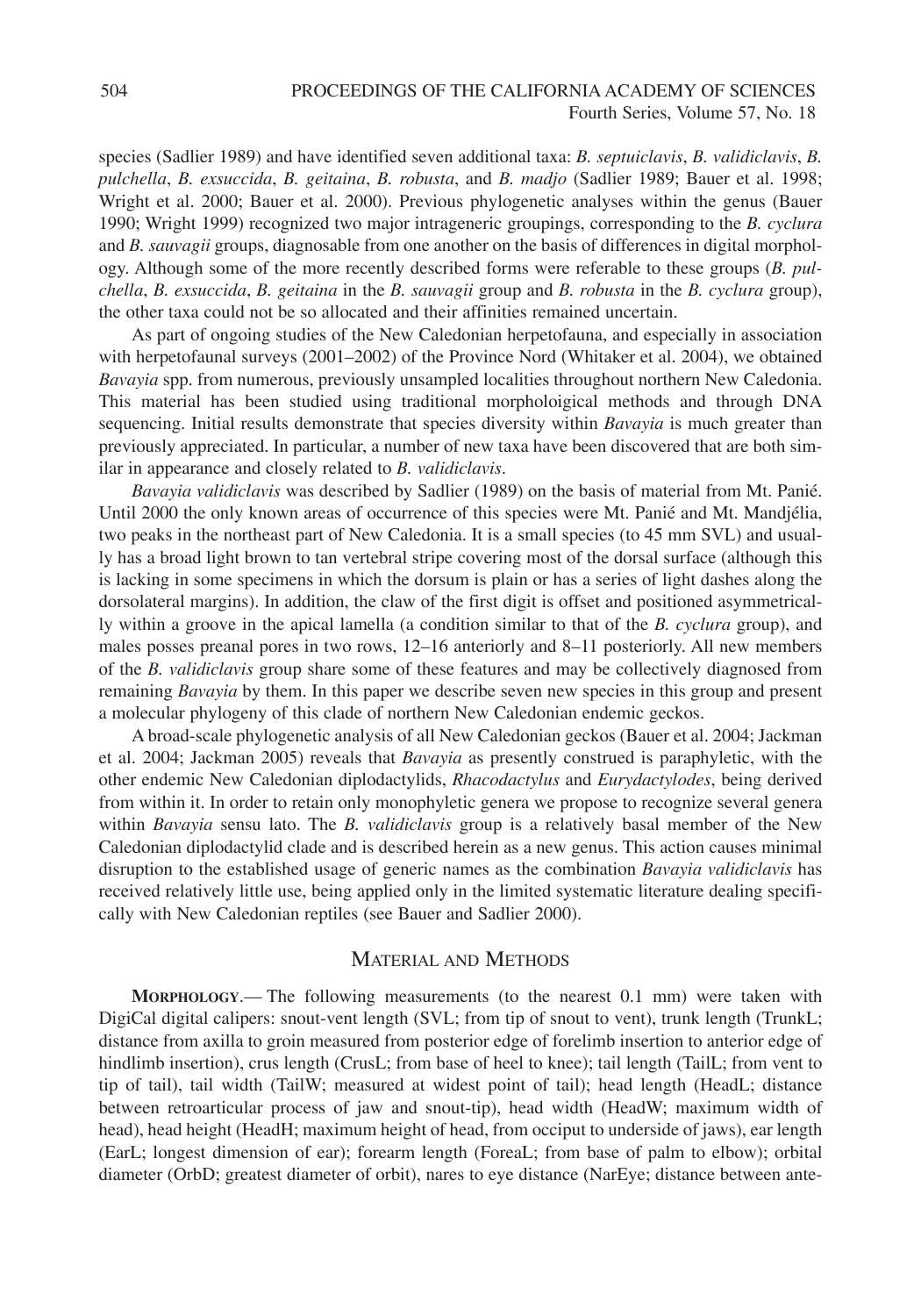species (Sadlier 1989) and have identified seven additional taxa: *B. septuiclavis*, *B. validiclavis*, *B. pulchella*, *B. exsuccida*, *B. geitaina*, *B. robusta*, and *B. madjo* (Sadlier 1989; Bauer et al. 1998; Wright et al. 2000; Bauer et al. 2000). Previous phylogenetic analyses within the genus (Bauer 1990; Wright 1999) recognized two major intrageneric groupings, corresponding to the *B. cyclura* and *B. sauvagii* groups, diagnosable from one another on the basis of differences in digital morphology. Although some of the more recently described forms were referable to these groups (*B. pulchella*, *B. exsuccida*, *B. geitaina* in the *B. sauvagii* group and *B. robusta* in the *B. cyclura* group), the other taxa could not be so allocated and their affinities remained uncertain.

As part of ongoing studies of the New Caledonian herpetofauna, and especially in association with herpetofaunal surveys (2001–2002) of the Province Nord (Whitaker et al. 2004), we obtained *Bavayia* spp. from numerous, previously unsampled localities throughout northern New Caledonia. This material has been studied using traditional morpholoigical methods and through DNA sequencing. Initial results demonstrate that species diversity within *Bavayia* is much greater than previously appreciated. In particular, a number of new taxa have been discovered that are both similar in appearance and closely related to *B. validiclavis*.

*Bavayia validiclavis* was described by Sadlier (1989) on the basis of material from Mt. Panié. Until 2000 the only known areas of occurrence of this species were Mt. Panié and Mt. Mandjélia, two peaks in the northeast part of New Caledonia. It is a small species (to 45 mm SVL) and usually has a broad light brown to tan vertebral stripe covering most of the dorsal surface (although this is lacking in some specimens in which the dorsum is plain or has a series of light dashes along the dorsolateral margins). In addition, the claw of the first digit is offset and positioned asymmetrically within a groove in the apical lamella (a condition similar to that of the *B. cyclura* group), and males posses preanal pores in two rows, 12–16 anteriorly and 8–11 posteriorly. All new members of the *B. validiclavis* group share some of these features and may be collectively diagnosed from remaining *Bavayia* by them. In this paper we describe seven new species in this group and present a molecular phylogeny of this clade of northern New Caledonian endemic geckos.

A broad-scale phylogenetic analysis of all New Caledonian geckos (Bauer et al. 2004; Jackman et al. 2004; Jackman 2005) reveals that *Bavayia* as presently construed is paraphyletic, with the other endemic New Caledonian diplodactylids, *Rhacodactylus* and *Eurydactylodes*, being derived from within it. In order to retain only monophyletic genera we propose to recognize several genera within *Bavayia* sensu lato. The *B. validiclavis* group is a relatively basal member of the New Caledonian diplodactylid clade and is described herein as a new genus. This action causes minimal disruption to the established usage of generic names as the combination *Bavayia validiclavis* has received relatively little use, being applied only in the limited systematic literature dealing specifically with New Caledonian reptiles (see Bauer and Sadlier 2000).

## Material and Methods

**Morphology**.— The following measurements (to the nearest 0.1 mm) were taken with DigiCal digital calipers: snout-vent length (SVL; from tip of snout to vent), trunk length (TrunkL; distance from axilla to groin measured from posterior edge of forelimb insertion to anterior edge of hindlimb insertion), crus length (CrusL; from base of heel to knee); tail length (TailL; from vent to tip of tail), tail width (TailW; measured at widest point of tail); head length (HeadL; distance between retroarticular process of jaw and snout-tip), head width (HeadW; maximum width of head), head height (HeadH; maximum height of head, from occiput to underside of jaws), ear length (EarL; longest dimension of ear); forearm length (ForeaL; from base of palm to elbow); orbital diameter (OrbD; greatest diameter of orbit), nares to eye distance (NarEye; distance between ante-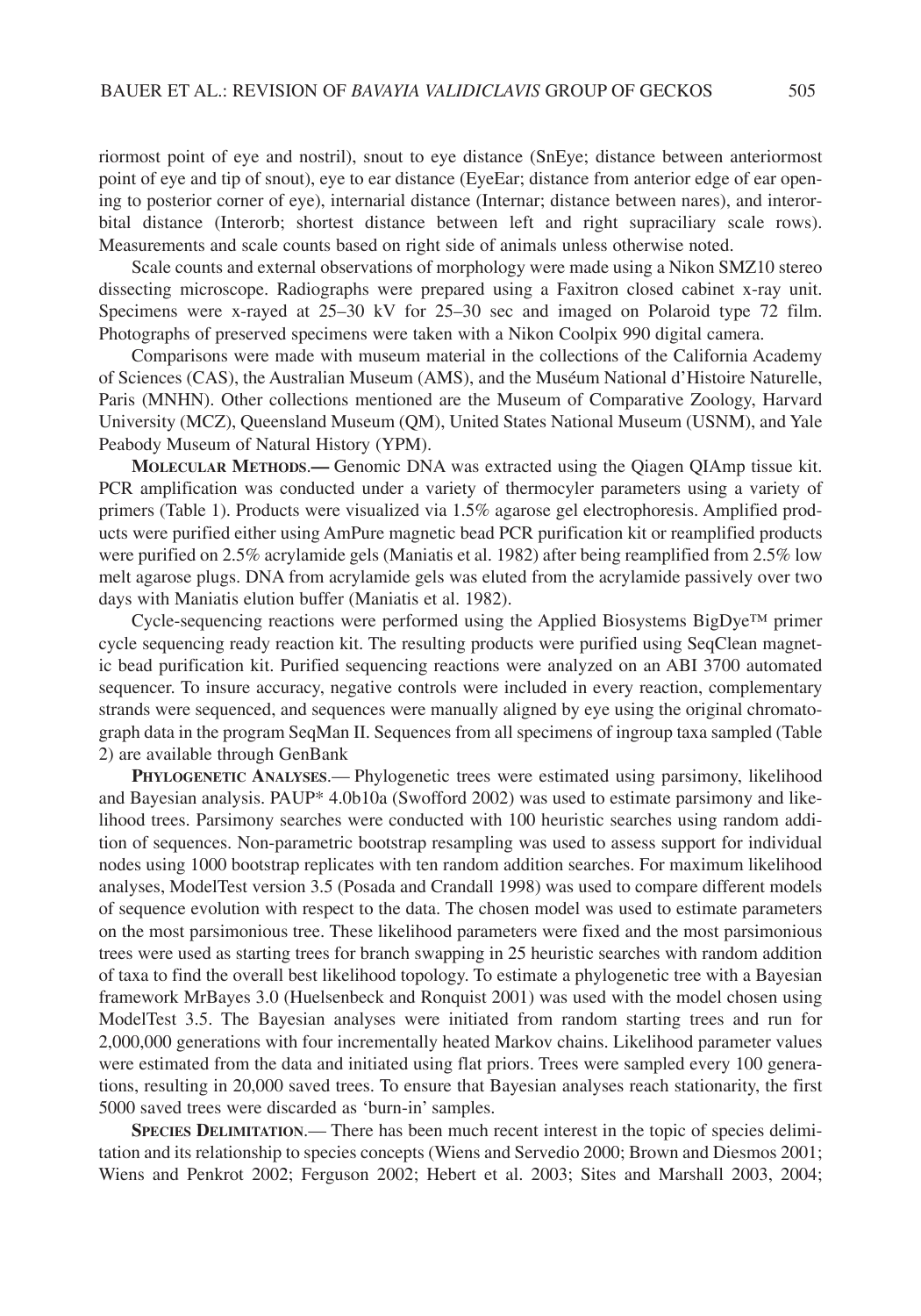riormost point of eye and nostril), snout to eye distance (SnEye; distance between anteriormost point of eye and tip of snout), eye to ear distance (EyeEar; distance from anterior edge of ear opening to posterior corner of eye), internarial distance (Internar; distance between nares), and interorbital distance (Interorb; shortest distance between left and right supraciliary scale rows). Measurements and scale counts based on right side of animals unless otherwise noted.

Scale counts and external observations of morphology were made using a Nikon SMZ10 stereo dissecting microscope. Radiographs were prepared using a Faxitron closed cabinet x-ray unit. Specimens were x-rayed at 25–30 kV for 25–30 sec and imaged on Polaroid type 72 film. Photographs of preserved specimens were taken with a Nikon Coolpix 990 digital camera.

Comparisons were made with museum material in the collections of the California Academy of Sciences (CAS), the Australian Museum (AMS), and the Muséum National d'Histoire Naturelle, Paris (MNHN). Other collections mentioned are the Museum of Comparative Zoology, Harvard University (MCZ), Queensland Museum (QM), United States National Museum (USNM), and Yale Peabody Museum of Natural History (YPM).

**Molecular Methods.—** Genomic DNA was extracted using the Qiagen QIAmp tissue kit. PCR amplification was conducted under a variety of thermocyler parameters using a variety of primers (Table 1). Products were visualized via 1.5% agarose gel electrophoresis. Amplified products were purified either using AmPure magnetic bead PCR purification kit or reamplified products were purified on 2.5% acrylamide gels (Maniatis et al. 1982) after being reamplified from 2.5% low melt agarose plugs. DNA from acrylamide gels was eluted from the acrylamide passively over two days with Maniatis elution buffer (Maniatis et al. 1982).

Cycle-sequencing reactions were performed using the Applied Biosystems BigDye™ primer cycle sequencing ready reaction kit. The resulting products were purified using SeqClean magnetic bead purification kit. Purified sequencing reactions were analyzed on an ABI 3700 automated sequencer. To insure accuracy, negative controls were included in every reaction, complementary strands were sequenced, and sequences were manually aligned by eye using the original chromatograph data in the program SeqMan II. Sequences from all specimens of ingroup taxa sampled (Table 2) are available through GenBank

**Phylogenetic Analyses.—** Phylogenetic trees were estimated using parsimony, likelihood and Bayesian analysis. PAUP* 4.0b10a (Swofford 2002) was used to estimate parsimony and likelihood trees. Parsimony searches were conducted with 100 heuristic searches using random addition of sequences. Non-parametric bootstrap resampling was used to assess support for individual nodes using 1000 bootstrap replicates with ten random addition searches. For maximum likelihood analyses, ModelTest version 3.5 (Posada and Crandall 1998) was used to compare different models of sequence evolution with respect to the data. The chosen model was used to estimate parameters on the most parsimonious tree. These likelihood parameters were fixed and the most parsimonious trees were used as starting trees for branch swapping in 25 heuristic searches with random addition of taxa to find the overall best likelihood topology. To estimate a phylogenetic tree with a Bayesian framework MrBayes 3.0 (Huelsenbeck and Ronquist 2001) was used with the model chosen using ModelTest 3.5. The Bayesian analyses were initiated from random starting trees and run for 2,000,000 generations with four incrementally heated Markov chains. Likelihood parameter values were estimated from the data and initiated using flat priors. Trees were sampled every 100 generations, resulting in 20,000 saved trees. To ensure that Bayesian analyses reach stationarity, the first 5000 saved trees were discarded as 'burn-in' samples.

**Species Delimitation.—** There has been much recent interest in the topic of species delimitation and its relationship to species concepts (Wiens and Servedio 2000; Brown and Diesmos 2001; Wiens and Penkrot 2002; Ferguson 2002; Hebert et al. 2003; Sites and Marshall 2003, 2004;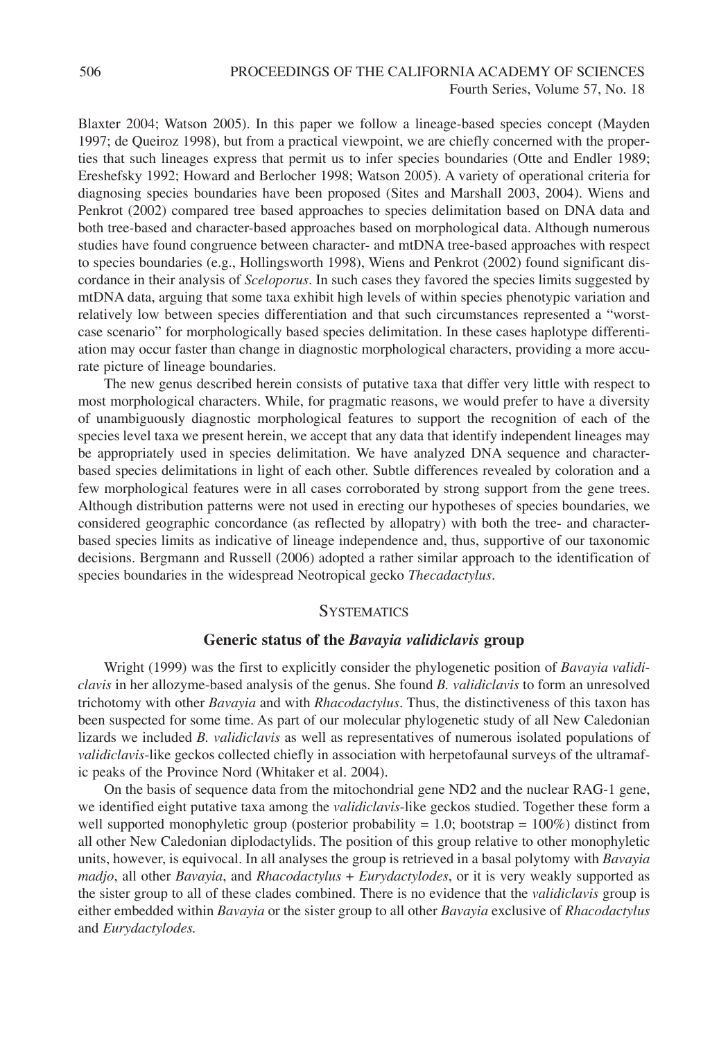Blaxter 2004; Watson 2005). In this paper we follow a lineage-based species concept (Mayden 1997; de Queiroz 1998), but from a practical viewpoint, we are chiefly concerned with the properties that such lineages express that permit us to infer species boundaries (Otte and Endler 1989; Ereshefsky 1992; Howard and Berlocher 1998; Watson 2005). A variety of operational criteria for diagnosing species boundaries have been proposed (Sites and Marshall 2003, 2004). Wiens and Penkrot (2002) compared tree based approaches to species delimitation based on DNA data and both tree-based and character-based approaches based on morphological data. Although numerous studies have found congruence between character- and mtDNA tree-based approaches with respect to species boundaries (e.g., Hollingsworth 1998), Wiens and Penkrot (2002) found significant discordance in their analysis of *Sceloporus*. In such cases they favored the species limits suggested by mtDNA data, arguing that some taxa exhibit high levels of within species phenotypic variation and relatively low between species differentiation and that such circumstances represented a "worst-case scenario" for morphologically based species delimitation. In these cases haplotype differentiation may occur faster than change in diagnostic morphological characters, providing a more accurate picture of lineage boundaries.

The new genus described herein consists of putative taxa that differ very little with respect to most morphological characters. While, for pragmatic reasons, we would prefer to have a diversity of unambiguously diagnostic morphological features to support the recognition of each of the species level taxa we present herein, we accept that any data that identify independent lineages may be appropriately used in species delimitation. We have analyzed DNA sequence and character-based species delimitations in light of each other. Subtle differences revealed by coloration and a few morphological features were in all cases corroborated by strong support from the gene trees. Although distribution patterns were not used in erecting our hypotheses of species boundaries, we considered geographic concordance (as reflected by allopatry) with both the tree- and character-based species limits as indicative of lineage independence and, thus, supportive of our taxonomic decisions. Bergmann and Russell (2006) adopted a rather similar approach to the identification of species boundaries in the widespread Neotropical gecko *Thecadactylus*.

## Systematics

### Generic status of the *Bavayia validiclavis* group

Wright (1999) was the first to explicitly consider the phylogenetic position of *Bavayia validiclavis* in her allozyme-based analysis of the genus. She found *B. validiclavis* to form an unresolved trichotomy with other *Bavayia* and with *Rhacodactylus*. Thus, the distinctiveness of this taxon has been suspected for some time. As part of our molecular phylogenetic study of all New Caledonian lizards we included *B. validiclavis* as well as representatives of numerous isolated populations of *validiclavis*-like geckos collected chiefly in association with herpetofaunal surveys of the ultramafic peaks of the Province Nord (Whitaker et al. 2004).

On the basis of sequence data from the mitochondrial gene ND2 and the nuclear RAG-1 gene, we identified eight putative taxa among the *validiclavis*-like geckos studied. Together these form a well supported monophyletic group (posterior probability = 1.0; bootstrap = 100%) distinct from all other New Caledonian diplodactylids. The position of this group relative to other monophyletic units, however, is equivocal. In all analyses the group is retrieved in a basal polytomy with *Bavayia madjo*, all other *Bavayia*, and *Rhacodactylus* + *Eurydactylodes*, or it is very weakly supported as the sister group to all of these clades combined. There is no evidence that the *validiclavis* group is either embedded within *Bavayia* or the sister group to all other *Bavayia* exclusive of *Rhacodactylus* and *Eurydactylodes.*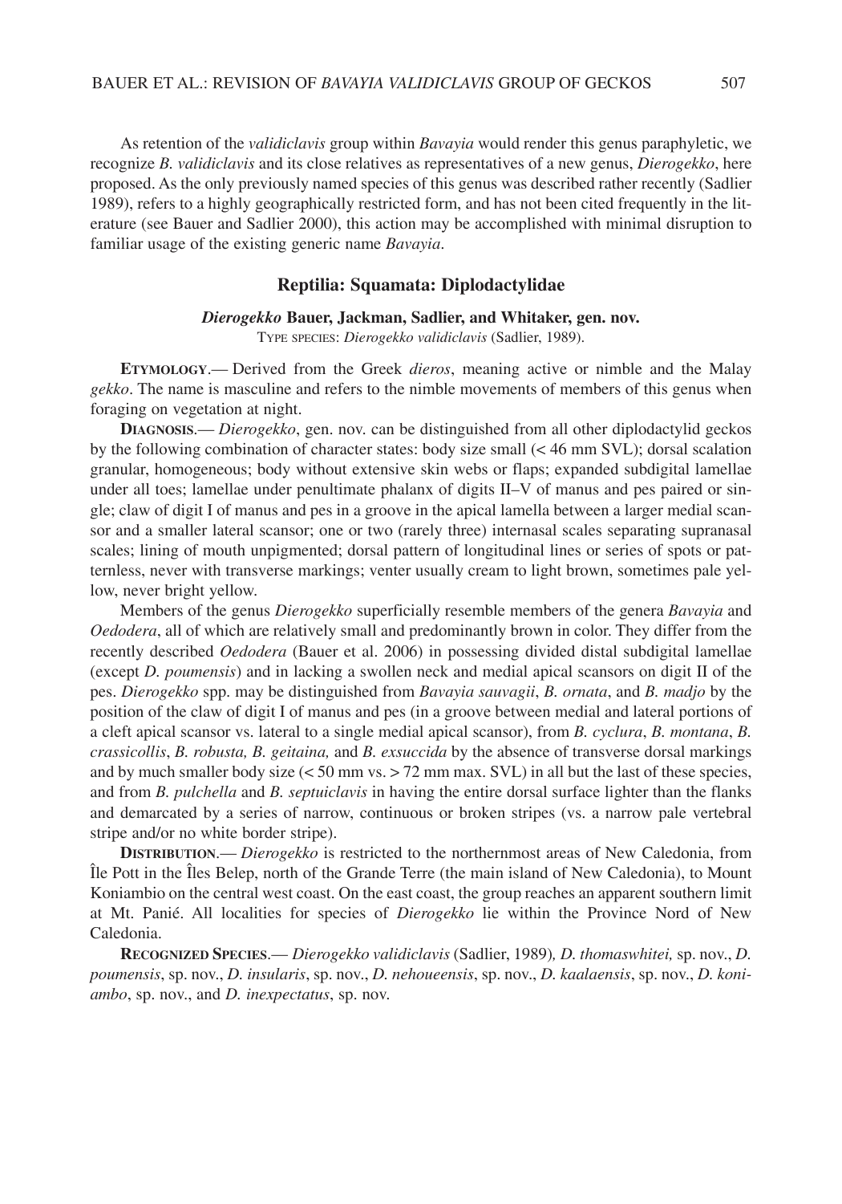As retention of the *validiclavis* group within *Bavayia* would render this genus paraphyletic, we recognize *B. validiclavis* and its close relatives as representatives of a new genus, *Dierogekko*, here proposed. As the only previously named species of this genus was described rather recently (Sadlier 1989), refers to a highly geographically restricted form, and has not been cited frequently in the literature (see Bauer and Sadlier 2000), this action may be accomplished with minimal disruption to familiar usage of the existing generic name *Bavayia*.

## Reptilia: Squamata: Diplodactylidae

### *Dierogekko* Bauer, Jackman, Sadlier, and Whitaker, gen. nov.

TYPE SPECIES: *Dierogekko validiclavis* (Sadlier, 1989).

**ETYMOLOGY**.— Derived from the Greek *dieros*, meaning active or nimble and the Malay *gekko*. The name is masculine and refers to the nimble movements of members of this genus when foraging on vegetation at night.

**DIAGNOSIS**.— *Dierogekko*, gen. nov. can be distinguished from all other diplodactylid geckos by the following combination of character states: body size small (< 46 mm SVL); dorsal scalation granular, homogeneous; body without extensive skin webs or flaps; expanded subdigital lamellae under all toes; lamellae under penultimate phalanx of digits II–V of manus and pes paired or single; claw of digit I of manus and pes in a groove in the apical lamella between a larger medial scansor and a smaller lateral scansor; one or two (rarely three) internasal scales separating supranasal scales; lining of mouth unpigmented; dorsal pattern of longitudinal lines or series of spots or patternless, never with transverse markings; venter usually cream to light brown, sometimes pale yellow, never bright yellow.

Members of the genus *Dierogekko* superficially resemble members of the genera *Bavayia* and *Oedodera*, all of which are relatively small and predominantly brown in color. They differ from the recently described *Oedodera* (Bauer et al. 2006) in possessing divided distal subdigital lamellae (except *D. poumensis*) and in lacking a swollen neck and medial apical scansors on digit II of the pes. *Dierogekko* spp. may be distinguished from *Bavayia sauvagii*, *B. ornata*, and *B. madjo* by the position of the claw of digit I of manus and pes (in a groove between medial and lateral portions of a cleft apical scansor vs. lateral to a single medial apical scansor), from *B. cyclura*, *B. montana*, *B. crassicollis*, *B. robusta, B. geitaina,* and *B. exsuccida* by the absence of transverse dorsal markings and by much smaller body size (< 50 mm vs. > 72 mm max. SVL) in all but the last of these species, and from *B. pulchella* and *B. septuiclavis* in having the entire dorsal surface lighter than the flanks and demarcated by a series of narrow, continuous or broken stripes (vs. a narrow pale vertebral stripe and/or no white border stripe).

**DISTRIBUTION**.— *Dierogekko* is restricted to the northernmost areas of New Caledonia, from Île Pott in the Îles Belep, north of the Grande Terre (the main island of New Caledonia), to Mount Koniambio on the central west coast. On the east coast, the group reaches an apparent southern limit at Mt. Panié. All localities for species of *Dierogekko* lie within the Province Nord of New Caledonia.

**RECOGNIZED SPECIES**.— *Dierogekko validiclavis* (Sadlier, 1989)*, D. thomaswhitei,* sp. nov., *D. poumensis*, sp. nov., *D. insularis*, sp. nov., *D. nehoueensis*, sp. nov., *D. kaalaensis*, sp. nov., *D. koniambo*, sp. nov., and *D. inexpectatus*, sp. nov.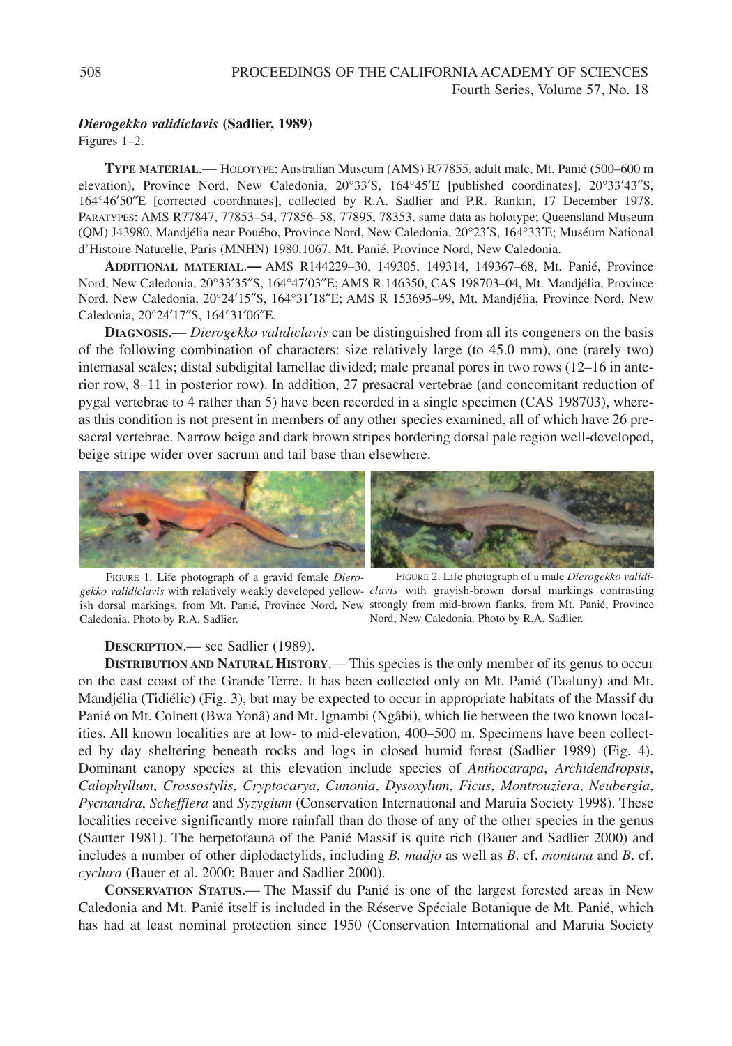### *Dierogekko validiclavis* (Sadlier, 1989)

Figures 1–2.

**Type material**.— Holotype: Australian Museum (AMS) R77855, adult male, Mt. Panié (500–600 m elevation), Province Nord, New Caledonia, 20°33′S, 164°45′E [published coordinates], 20°33′43″S, 164°46′50″E [corrected coordinates], collected by R.A. Sadlier and P.R. Rankin, 17 December 1978. Paratypes: AMS R77847, 77853–54, 77856–58, 77895, 78353, same data as holotype; Queensland Museum (QM) J43980, Mandjélia near Pouébo, Province Nord, New Caledonia, 20°23′S, 164°33′E; Muséum National d'Histoire Naturelle, Paris (MNHN) 1980.1067, Mt. Panié, Province Nord, New Caledonia.

**Additional material.—** AMS R144229–30, 149305, 149314, 149367–68, Mt. Panié, Province Nord, New Caledonia, 20°33′35″S, 164°47′03″E; AMS R 146350, CAS 198703–04, Mt. Mandjélia, Province Nord, New Caledonia, 20°24′15″S, 164°31′18″E; AMS R 153695–99, Mt. Mandjélia, Province Nord, New Caledonia, 20°24′17″S, 164°31′06″E.

**Diagnosis**.— *Dierogekko validiclavis* can be distinguished from all its congeners on the basis of the following combination of characters: size relatively large (to 45.0 mm), one (rarely two) internasal scales; distal subdigital lamellae divided; male preanal pores in two rows (12–16 in anterior row, 8–11 in posterior row). In addition, 27 presacral vertebrae (and concomitant reduction of pygal vertebrae to 4 rather than 5) have been recorded in a single specimen (CAS 198703), whereas this condition is not present in members of any other species examined, all of which have 26 presacral vertebrae. Narrow beige and dark brown stripes bordering dorsal pale region well-developed, beige stripe wider over sacrum and tail base than elsewhere.

Figure 1. Life photograph of a gravid female *Dierogekko validiclavis* with relatively weakly developed yellowish dorsal markings, from Mt. Panié, Province Nord, New Caledonia. Photo by R.A. Sadlier.

Figure 2. Life photograph of a male *Dierogekko validiclavis* with grayish-brown dorsal markings contrasting strongly from mid-brown flanks, from Mt. Panié, Province Nord, New Caledonia. Photo by R.A. Sadlier.

**Description**.— see Sadlier (1989).

**Distribution and Natural History**.— This species is the only member of its genus to occur on the east coast of the Grande Terre. It has been collected only on Mt. Panié (Taaluny) and Mt. Mandjélia (Tidiélic) (Fig. 3), but may be expected to occur in appropriate habitats of the Massif du Panié on Mt. Colnett (Bwa Yonâ) and Mt. Ignambi (Ngâbi), which lie between the two known localities. All known localities are at low- to mid-elevation, 400–500 m. Specimens have been collected by day sheltering beneath rocks and logs in closed humid forest (Sadlier 1989) (Fig. 4). Dominant canopy species at this elevation include species of *Anthocarapa*, *Archidendropsis*, *Calophyllum*, *Crossostylis*, *Cryptocarya*, *Cunonia*, *Dysoxylum*, *Ficus*, *Montrouziera*, *Neubergia*, *Pycnandra*, *Schefflera* and *Syzygium* (Conservation International and Maruia Society 1998). These localities receive significantly more rainfall than do those of any of the other species in the genus (Sautter 1981). The herpetofauna of the Panié Massif is quite rich (Bauer and Sadlier 2000) and includes a number of other diplodactylids, including *B. madjo* as well as *B*. cf. *montana* and *B*. cf. *cyclura* (Bauer et al. 2000; Bauer and Sadlier 2000).

**Conservation Status**.— The Massif du Panié is one of the largest forested areas in New Caledonia and Mt. Panié itself is included in the Réserve Spéciale Botanique de Mt. Panié, which has had at least nominal protection since 1950 (Conservation International and Maruia Society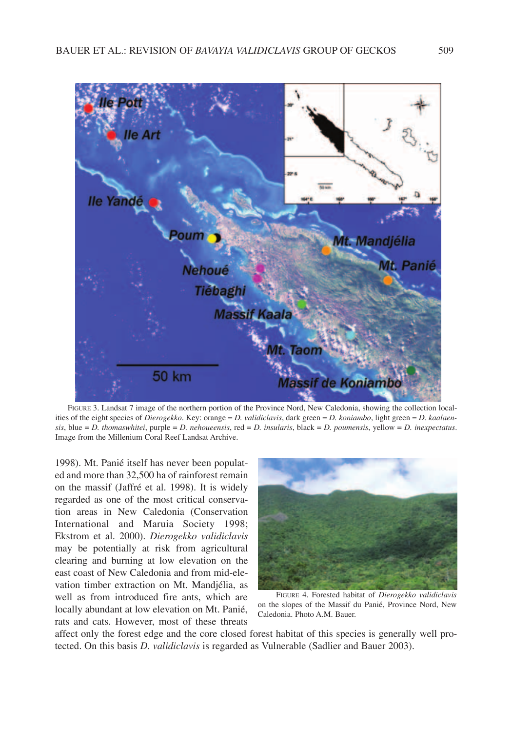FIGURE 3. Landsat 7 image of the northern portion of the Province Nord, New Caledonia, showing the collection localities of the eight species of *Dierogekko*. Key: orange = *D. validiclavis*, dark green = *D. koniambo*, light green = *D. kaalaensis*, blue = *D. thomaswhitei*, purple = *D. nehoueensis*, red = *D. insularis*, black = *D. poumensis*, yellow = *D. inexpectatus*. Image from the Millenium Coral Reef Landsat Archive.

1998). Mt. Panié itself has never been populated and more than 32,500 ha of rainforest remain on the massif (Jaffré et al. 1998). It is widely regarded as one of the most critical conservation areas in New Caledonia (Conservation International and Maruia Society 1998; Ekstrom et al. 2000). *Dierogekko validiclavis* may be potentially at risk from agricultural clearing and burning at low elevation on the east coast of New Caledonia and from mid-elevation timber extraction on Mt. Mandjélia, as well as from introduced fire ants, which are locally abundant at low elevation on Mt. Panié, rats and cats. However, most of these threats affect only the forest edge and the core closed forest habitat of this species is generally well protected. On this basis *D. validiclavis* is regarded as Vulnerable (Sadlier and Bauer 2003).

FIGURE 4. Forested habitat of *Dierogekko validiclavis* on the slopes of the Massif du Panié, Province Nord, New Caledonia. Photo A.M. Bauer.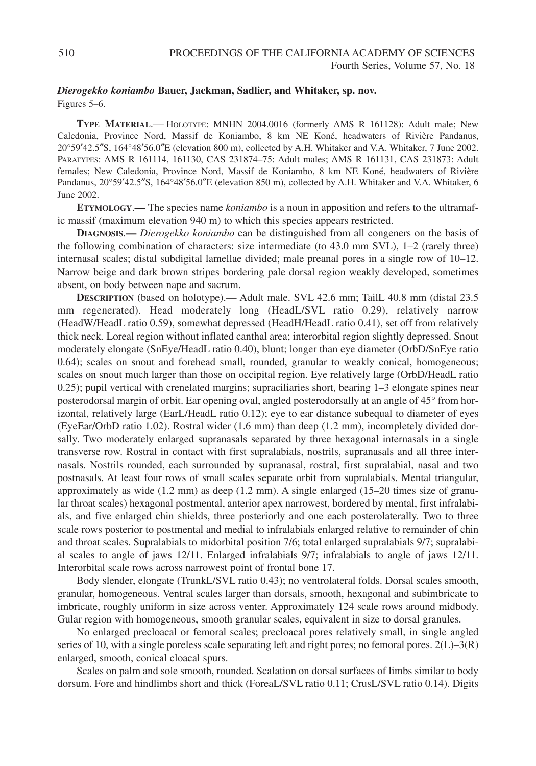### *Dierogekko koniambo* Bauer, Jackman, Sadlier, and Whitaker, sp. nov.

Figures 5–6.

**TYPE MATERIAL**.— HOLOTYPE: MNHN 2004.0016 (formerly AMS R 161128): Adult male; New Caledonia, Province Nord, Massif de Koniambo, 8 km NE Koné, headwaters of Rivière Pandanus, 20°59′42.5″S, 164°48′56.0″E (elevation 800 m), collected by A.H. Whitaker and V.A. Whitaker, 7 June 2002. PARATYPES: AMS R 161114, 161130, CAS 231874–75: Adult males; AMS R 161131, CAS 231873: Adult females; New Caledonia, Province Nord, Massif de Koniambo, 8 km NE Koné, headwaters of Rivière Pandanus, 20°59′42.5″S, 164°48′56.0″E (elevation 850 m), collected by A.H. Whitaker and V.A. Whitaker, 6 June 2002.

**ETYMOLOGY**.— The species name *koniambo* is a noun in apposition and refers to the ultramafic massif (maximum elevation 940 m) to which this species appears restricted.

**DIAGNOSIS**.— *Dierogekko koniambo* can be distinguished from all congeners on the basis of the following combination of characters: size intermediate (to 43.0 mm SVL), 1–2 (rarely three) internasal scales; distal subdigital lamellae divided; male preanal pores in a single row of 10–12. Narrow beige and dark brown stripes bordering pale dorsal region weakly developed, sometimes absent, on body between nape and sacrum.

**DESCRIPTION** (based on holotype).— Adult male. SVL 42.6 mm; TailL 40.8 mm (distal 23.5 mm regenerated). Head moderately long (HeadL/SVL ratio 0.29), relatively narrow (HeadW/HeadL ratio 0.59), somewhat depressed (HeadH/HeadL ratio 0.41), set off from relatively thick neck. Loreal region without inflated canthal area; interorbital region slightly depressed. Snout moderately elongate (SnEye/HeadL ratio 0.40), blunt; longer than eye diameter (OrbD/SnEye ratio 0.64); scales on snout and forehead small, rounded, granular to weakly conical, homogeneous; scales on snout much larger than those on occipital region. Eye relatively large (OrbD/HeadL ratio 0.25); pupil vertical with crenelated margins; supraciliaries short, bearing 1–3 elongate spines near posterodorsal margin of orbit. Ear opening oval, angled posterodorsally at an angle of 45° from horizontal, relatively large (EarL/HeadL ratio 0.12); eye to ear distance subequal to diameter of eyes (EyeEar/OrbD ratio 1.02). Rostral wider (1.6 mm) than deep (1.2 mm), incompletely divided dorsally. Two moderately enlarged supranasals separated by three hexagonal internasals in a single transverse row. Rostral in contact with first supralabials, nostrils, supranasals and all three internasals. Nostrils rounded, each surrounded by supranasal, rostral, first supralabial, nasal and two postnasals. At least four rows of small scales separate orbit from supralabials. Mental triangular, approximately as wide (1.2 mm) as deep (1.2 mm). A single enlarged (15–20 times size of granular throat scales) hexagonal postmental, anterior apex narrowest, bordered by mental, first infralabials, and five enlarged chin shields, three posteriorly and one each posterolaterally. Two to three scale rows posterior to postmental and medial to infralabials enlarged relative to remainder of chin and throat scales. Supralabials to midorbital position 7/6; total enlarged supralabials 9/7; supralabial scales to angle of jaws 12/11. Enlarged infralabials 9/7; infralabials to angle of jaws 12/11. Interorbital scale rows across narrowest point of frontal bone 17.

Body slender, elongate (TrunkL/SVL ratio 0.43); no ventrolateral folds. Dorsal scales smooth, granular, homogeneous. Ventral scales larger than dorsals, smooth, hexagonal and subimbricate to imbricate, roughly uniform in size across venter. Approximately 124 scale rows around midbody. Gular region with homogeneous, smooth granular scales, equivalent in size to dorsal granules.

No enlarged precloacal or femoral scales; precloacal pores relatively small, in single angled series of 10, with a single poreless scale separating left and right pores; no femoral pores. 2(L)–3(R) enlarged, smooth, conical cloacal spurs.

Scales on palm and sole smooth, rounded. Scalation on dorsal surfaces of limbs similar to body dorsum. Fore and hindlimbs short and thick (ForeaL/SVL ratio 0.11; CrusL/SVL ratio 0.14). Digits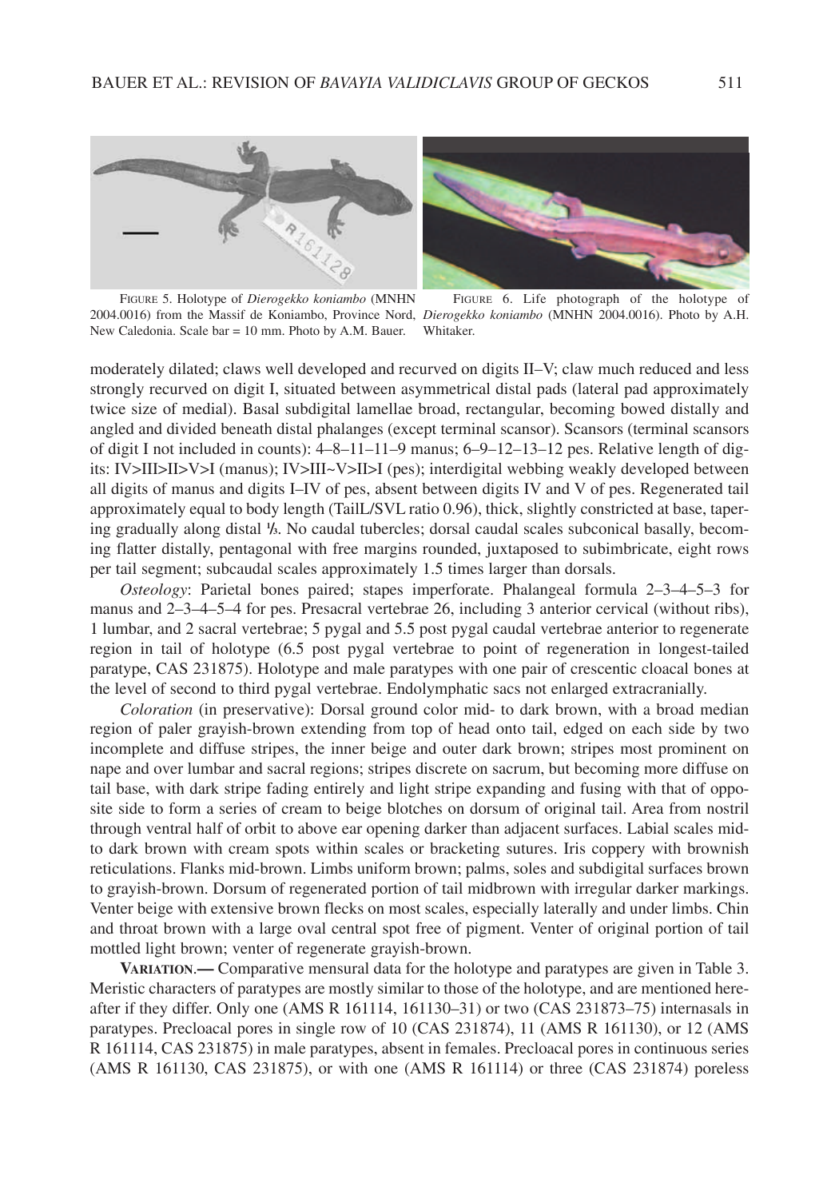FIGURE 5. Holotype of *Dierogekko koniambo* (MNHN 2004.0016) from the Massif de Koniambo, Province Nord, New Caledonia. Scale bar = 10 mm. Photo by A.M. Bauer.

FIGURE 6. Life photograph of the holotype of *Dierogekko koniambo* (MNHN 2004.0016). Photo by A.H. Whitaker.

moderately dilated; claws well developed and recurved on digits II–V; claw much reduced and less strongly recurved on digit I, situated between asymmetrical distal pads (lateral pad approximately twice size of medial). Basal subdigital lamellae broad, rectangular, becoming bowed distally and angled and divided beneath distal phalanges (except terminal scansor). Scansors (terminal scansors of digit I not included in counts): 4–8–11–11–9 manus; 6–9–12–13–12 pes. Relative length of digits: IV>III>II>V>I (manus); IV>III~V>II>I (pes); interdigital webbing weakly developed between all digits of manus and digits I–IV of pes, absent between digits IV and V of pes. Regenerated tail approximately equal to body length (TailL/SVL ratio 0.96), thick, slightly constricted at base, tapering gradually along distal ⅓. No caudal tubercles; dorsal caudal scales subconical basally, becoming flatter distally, pentagonal with free margins rounded, juxtaposed to subimbricate, eight rows per tail segment; subcaudal scales approximately 1.5 times larger than dorsals.

*Osteology*: Parietal bones paired; stapes imperforate. Phalangeal formula 2–3–4–5–3 for manus and 2–3–4–5–4 for pes. Presacral vertebrae 26, including 3 anterior cervical (without ribs), 1 lumbar, and 2 sacral vertebrae; 5 pygal and 5.5 post pygal caudal vertebrae anterior to regenerate region in tail of holotype (6.5 post pygal vertebrae to point of regeneration in longest-tailed paratype, CAS 231875). Holotype and male paratypes with one pair of crescentic cloacal bones at the level of second to third pygal vertebrae. Endolymphatic sacs not enlarged extracranially.

*Coloration* (in preservative): Dorsal ground color mid- to dark brown, with a broad median region of paler grayish-brown extending from top of head onto tail, edged on each side by two incomplete and diffuse stripes, the inner beige and outer dark brown; stripes most prominent on nape and over lumbar and sacral regions; stripes discrete on sacrum, but becoming more diffuse on tail base, with dark stripe fading entirely and light stripe expanding and fusing with that of opposite side to form a series of cream to beige blotches on dorsum of original tail. Area from nostril through ventral half of orbit to above ear opening darker than adjacent surfaces. Labial scales mid- to dark brown with cream spots within scales or bracketing sutures. Iris coppery with brownish reticulations. Flanks mid-brown. Limbs uniform brown; palms, soles and subdigital surfaces brown to grayish-brown. Dorsum of regenerated portion of tail midbrown with irregular darker markings. Venter beige with extensive brown flecks on most scales, especially laterally and under limbs. Chin and throat brown with a large oval central spot free of pigment. Venter of original portion of tail mottled light brown; venter of regenerate grayish-brown.

**VARIATION.—** Comparative mensural data for the holotype and paratypes are given in Table 3. Meristic characters of paratypes are mostly similar to those of the holotype, and are mentioned hereafter if they differ. Only one (AMS R 161114, 161130–31) or two (CAS 231873–75) internasals in paratypes. Precloacal pores in single row of 10 (CAS 231874), 11 (AMS R 161130), or 12 (AMS R 161114, CAS 231875) in male paratypes, absent in females. Precloacal pores in continuous series (AMS R 161130, CAS 231875), or with one (AMS R 161114) or three (CAS 231874) poreless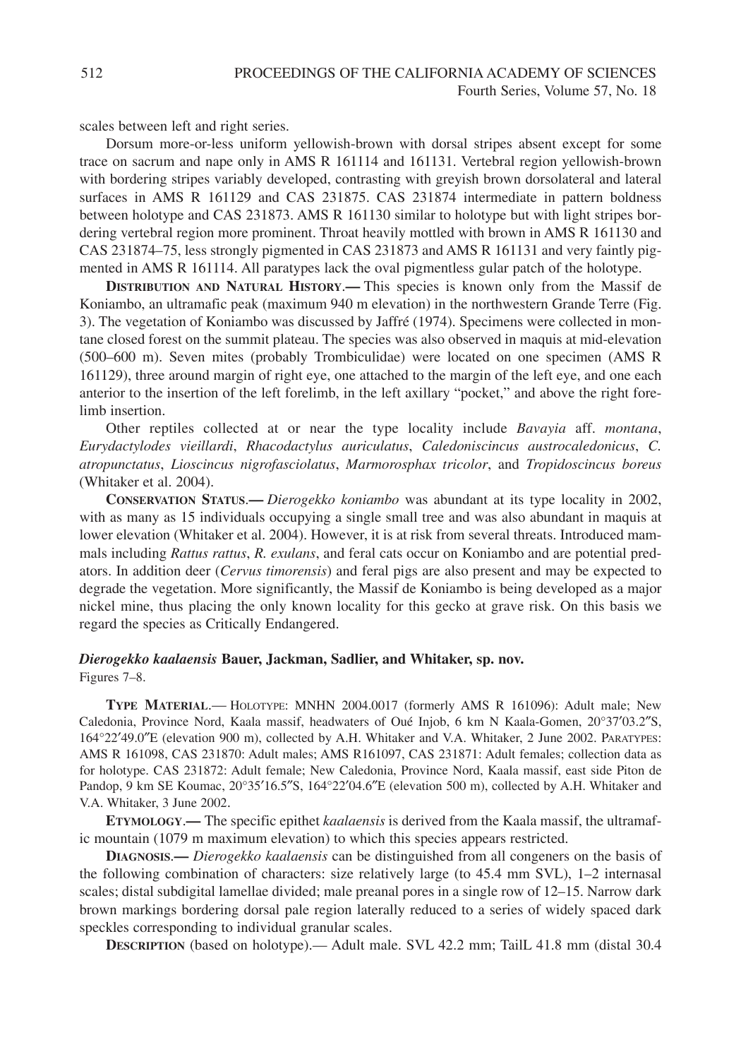scales between left and right series.

Dorsum more-or-less uniform yellowish-brown with dorsal stripes absent except for some trace on sacrum and nape only in AMS R 161114 and 161131. Vertebral region yellowish-brown with bordering stripes variably developed, contrasting with greyish brown dorsolateral and lateral surfaces in AMS R 161129 and CAS 231875. CAS 231874 intermediate in pattern boldness between holotype and CAS 231873. AMS R 161130 similar to holotype but with light stripes bordering vertebral region more prominent. Throat heavily mottled with brown in AMS R 161130 and CAS 231874–75, less strongly pigmented in CAS 231873 and AMS R 161131 and very faintly pigmented in AMS R 161114. All paratypes lack the oval pigmentless gular patch of the holotype.

**DISTRIBUTION AND NATURAL HISTORY.—** This species is known only from the Massif de Koniambo, an ultramafic peak (maximum 940 m elevation) in the northwestern Grande Terre (Fig. 3). The vegetation of Koniambo was discussed by Jaffré (1974). Specimens were collected in montane closed forest on the summit plateau. The species was also observed in maquis at mid-elevation (500–600 m). Seven mites (probably Trombiculidae) were located on one specimen (AMS R 161129), three around margin of right eye, one attached to the margin of the left eye, and one each anterior to the insertion of the left forelimb, in the left axillary "pocket," and above the right forelimb insertion.

Other reptiles collected at or near the type locality include *Bavayia* aff. *montana*, *Eurydactylodes vieillardi*, *Rhacodactylus auriculatus*, *Caledoniscincus austrocaledonicus*, *C. atropunctatus*, *Lioscincus nigrofasciolatus*, *Marmorosphax tricolor*, and *Tropidoscincus boreus* (Whitaker et al. 2004).

**CONSERVATION STATUS.—** *Dierogekko koniambo* was abundant at its type locality in 2002, with as many as 15 individuals occupying a single small tree and was also abundant in maquis at lower elevation (Whitaker et al. 2004). However, it is at risk from several threats. Introduced mammals including *Rattus rattus*, *R. exulans*, and feral cats occur on Koniambo and are potential predators. In addition deer (*Cervus timorensis*) and feral pigs are also present and may be expected to degrade the vegetation. More significantly, the Massif de Koniambo is being developed as a major nickel mine, thus placing the only known locality for this gecko at grave risk. On this basis we regard the species as Critically Endangered.

### *Dierogekko kaalaensis* Bauer, Jackman, Sadlier, and Whitaker, sp. nov.

Figures 7–8.

**TYPE MATERIAL.—** HOLOTYPE: MNHN 2004.0017 (formerly AMS R 161096): Adult male; New Caledonia, Province Nord, Kaala massif, headwaters of Oué Injob, 6 km N Kaala-Gomen, 20°37′03.2″S, 164°22′49.0″E (elevation 900 m), collected by A.H. Whitaker and V.A. Whitaker, 2 June 2002. PARATYPES: AMS R 161098, CAS 231870: Adult males; AMS R161097, CAS 231871: Adult females; collection data as for holotype. CAS 231872: Adult female; New Caledonia, Province Nord, Kaala massif, east side Piton de Pandop, 9 km SE Koumac, 20°35′16.5″S, 164°22′04.6″E (elevation 500 m), collected by A.H. Whitaker and V.A. Whitaker, 3 June 2002.

**ETYMOLOGY.—** The specific epithet *kaalaensis* is derived from the Kaala massif, the ultramafic mountain (1079 m maximum elevation) to which this species appears restricted.

**DIAGNOSIS.—** *Dierogekko kaalaensis* can be distinguished from all congeners on the basis of the following combination of characters: size relatively large (to 45.4 mm SVL), 1–2 internasal scales; distal subdigital lamellae divided; male preanal pores in a single row of 12–15. Narrow dark brown markings bordering dorsal pale region laterally reduced to a series of widely spaced dark speckles corresponding to individual granular scales.

**DESCRIPTION** (based on holotype).— Adult male. SVL 42.2 mm; TailL 41.8 mm (distal 30.4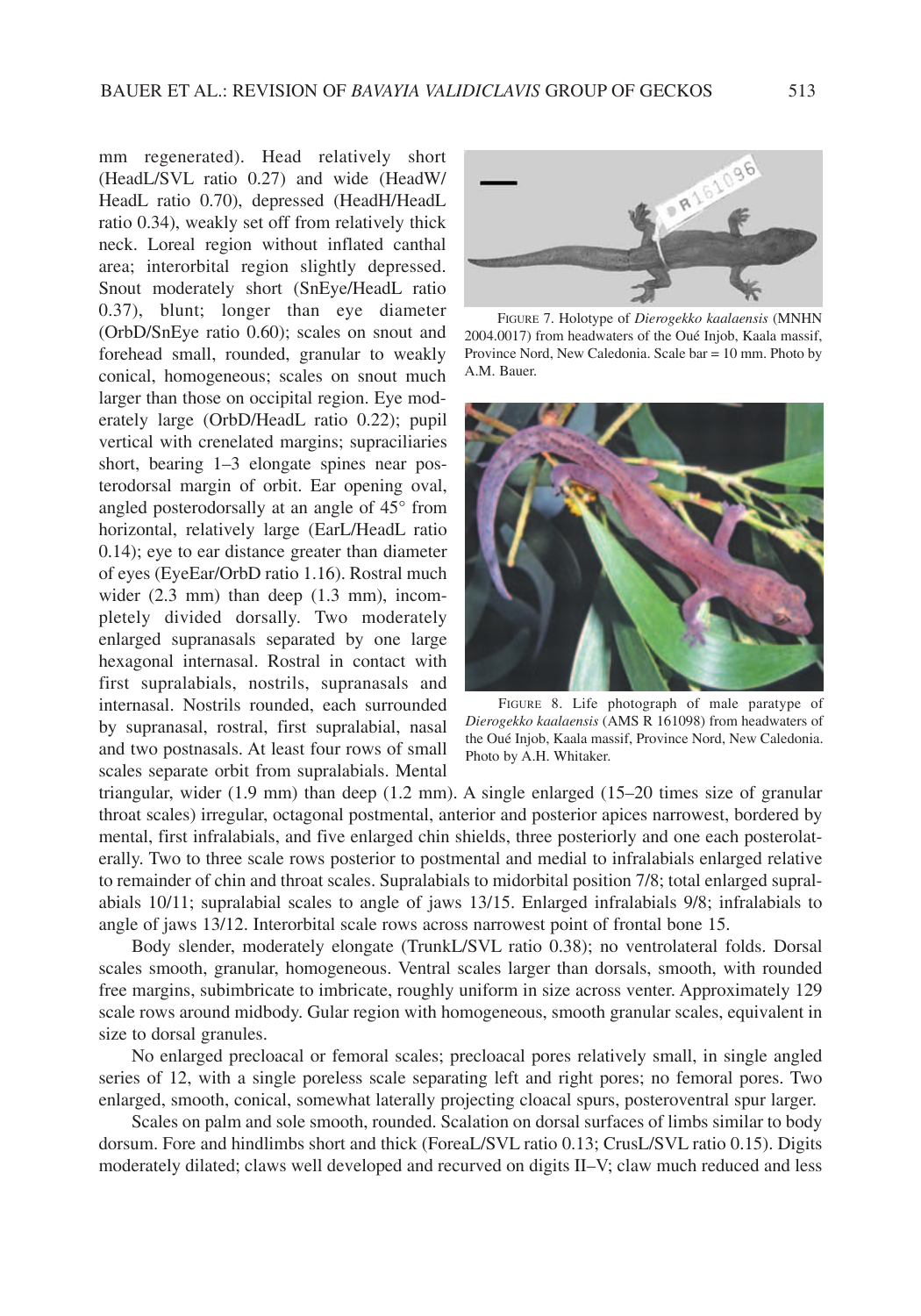mm regenerated). Head relatively short (HeadL/SVL ratio 0.27) and wide (HeadW/HeadL ratio 0.70), depressed (HeadH/HeadL ratio 0.34), weakly set off from relatively thick neck. Loreal region without inflated canthal area; interorbital region slightly depressed. Snout moderately short (SnEye/HeadL ratio 0.37), blunt; longer than eye diameter (OrbD/SnEye ratio 0.60); scales on snout and forehead small, rounded, granular to weakly conical, homogeneous; scales on snout much larger than those on occipital region. Eye moderately large (OrbD/HeadL ratio 0.22); pupil vertical with crenelated margins; supraciliaries short, bearing 1–3 elongate spines near posterodorsal margin of orbit. Ear opening oval, angled posterodorsally at an angle of 45° from horizontal, relatively large (EarL/HeadL ratio 0.14); eye to ear distance greater than diameter of eyes (EyeEar/OrbD ratio 1.16). Rostral much wider (2.3 mm) than deep (1.3 mm), incompletely divided dorsally. Two moderately enlarged supranasals separated by one large hexagonal internasal. Rostral in contact with first supralabials, nostrils, supranasals and internasal. Nostrils rounded, each surrounded by supranasal, rostral, first supralabial, nasal and two postnasals. At least four rows of small scales separate orbit from supralabials. Mental triangular, wider (1.9 mm) than deep (1.2 mm). A single enlarged (15–20 times size of granular throat scales) irregular, octagonal postmental, anterior and posterior apices narrowest, bordered by mental, first infralabials, and five enlarged chin shields, three posteriorly and one each posterolaterally. Two to three scale rows posterior to postmental and medial to infralabials enlarged relative to remainder of chin and throat scales. Supralabials to midorbital position 7/8; total enlarged supralabials 10/11; supralabial scales to angle of jaws 13/15. Enlarged infralabials 9/8; infralabials to angle of jaws 13/12. Interorbital scale rows across narrowest point of frontal bone 15.

FIGURE 7. Holotype of *Dierogekko kaalaensis* (MNHN 2004.0017) from headwaters of the Oué Injob, Kaala massif, Province Nord, New Caledonia. Scale bar = 10 mm. Photo by A.M. Bauer.

FIGURE 8. Life photograph of male paratype of *Dierogekko kaalaensis* (AMS R 161098) from headwaters of the Oué Injob, Kaala massif, Province Nord, New Caledonia. Photo by A.H. Whitaker.

Body slender, moderately elongate (TrunkL/SVL ratio 0.38); no ventrolateral folds. Dorsal scales smooth, granular, homogeneous. Ventral scales larger than dorsals, smooth, with rounded free margins, subimbricate to imbricate, roughly uniform in size across venter. Approximately 129 scale rows around midbody. Gular region with homogeneous, smooth granular scales, equivalent in size to dorsal granules.

No enlarged precloacal or femoral scales; precloacal pores relatively small, in single angled series of 12, with a single poreless scale separating left and right pores; no femoral pores. Two enlarged, smooth, conical, somewhat laterally projecting cloacal spurs, posteroventral spur larger.

Scales on palm and sole smooth, rounded. Scalation on dorsal surfaces of limbs similar to body dorsum. Fore and hindlimbs short and thick (ForeaL/SVL ratio 0.13; CrusL/SVL ratio 0.15). Digits moderately dilated; claws well developed and recurved on digits II–V; claw much reduced and less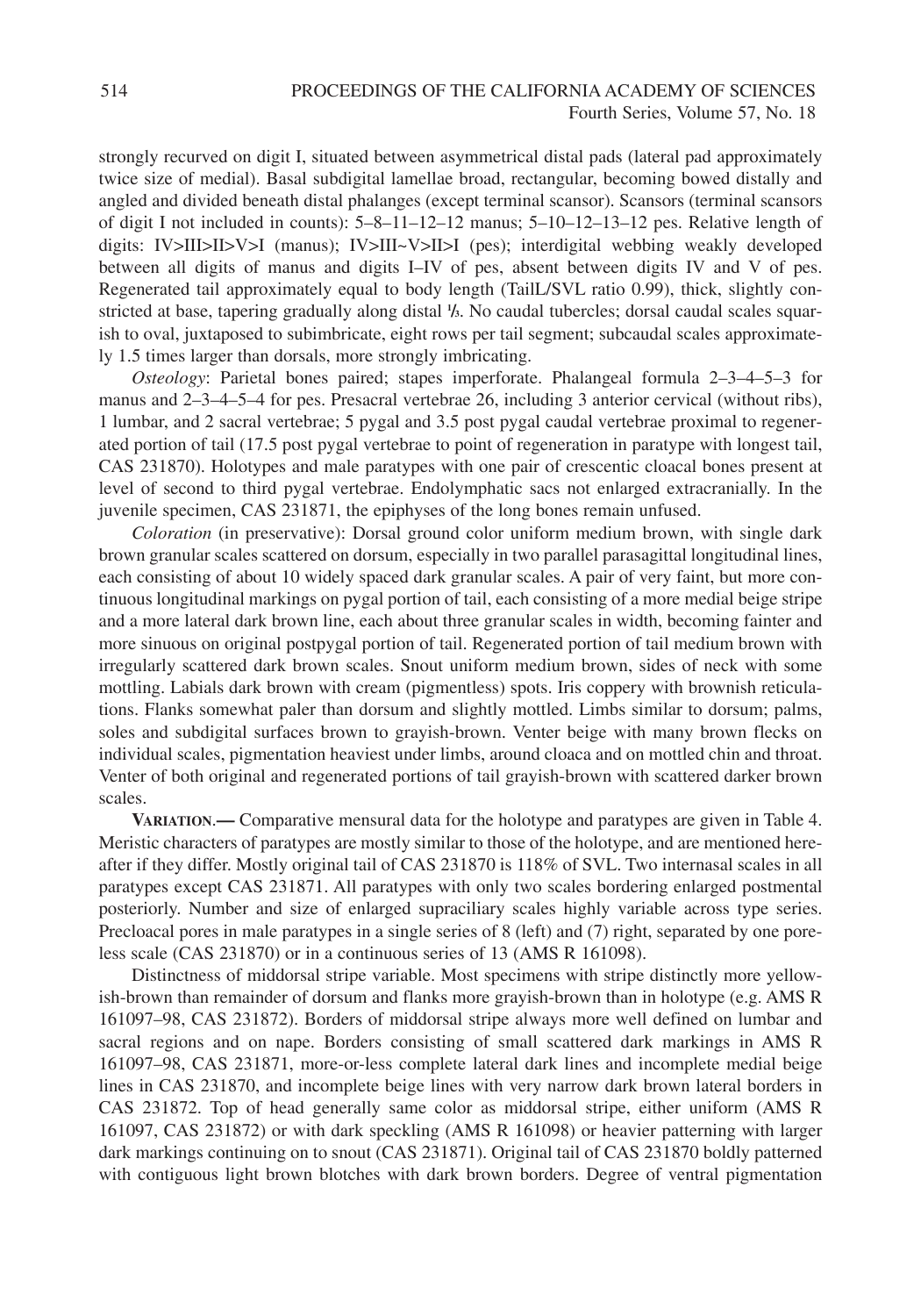strongly recurved on digit I, situated between asymmetrical distal pads (lateral pad approximately twice size of medial). Basal subdigital lamellae broad, rectangular, becoming bowed distally and angled and divided beneath distal phalanges (except terminal scansor). Scansors (terminal scansors of digit I not included in counts): 5–8–11–12–12 manus; 5–10–12–13–12 pes. Relative length of digits: IV>III>II>V>I (manus); IV>III~V>II>I (pes); interdigital webbing weakly developed between all digits of manus and digits I–IV of pes, absent between digits IV and V of pes. Regenerated tail approximately equal to body length (TailL/SVL ratio 0.99), thick, slightly constricted at base, tapering gradually along distal ⅓. No caudal tubercles; dorsal caudal scales squarish to oval, juxtaposed to subimbricate, eight rows per tail segment; subcaudal scales approximately 1.5 times larger than dorsals, more strongly imbricating.

*Osteology*: Parietal bones paired; stapes imperforate. Phalangeal formula 2–3–4–5–3 for manus and 2–3–4–5–4 for pes. Presacral vertebrae 26, including 3 anterior cervical (without ribs), 1 lumbar, and 2 sacral vertebrae; 5 pygal and 3.5 post pygal caudal vertebrae proximal to regenerated portion of tail (17.5 post pygal vertebrae to point of regeneration in paratype with longest tail, CAS 231870). Holotypes and male paratypes with one pair of crescentic cloacal bones present at level of second to third pygal vertebrae. Endolymphatic sacs not enlarged extracranially. In the juvenile specimen, CAS 231871, the epiphyses of the long bones remain unfused.

*Coloration* (in preservative): Dorsal ground color uniform medium brown, with single dark brown granular scales scattered on dorsum, especially in two parallel parasagittal longitudinal lines, each consisting of about 10 widely spaced dark granular scales. A pair of very faint, but more continuous longitudinal markings on pygal portion of tail, each consisting of a more medial beige stripe and a more lateral dark brown line, each about three granular scales in width, becoming fainter and more sinuous on original postpygal portion of tail. Regenerated portion of tail medium brown with irregularly scattered dark brown scales. Snout uniform medium brown, sides of neck with some mottling. Labials dark brown with cream (pigmentless) spots. Iris coppery with brownish reticulations. Flanks somewhat paler than dorsum and slightly mottled. Limbs similar to dorsum; palms, soles and subdigital surfaces brown to grayish-brown. Venter beige with many brown flecks on individual scales, pigmentation heaviest under limbs, around cloaca and on mottled chin and throat. Venter of both original and regenerated portions of tail grayish-brown with scattered darker brown scales.

**Variation.—** Comparative mensural data for the holotype and paratypes are given in Table 4. Meristic characters of paratypes are mostly similar to those of the holotype, and are mentioned hereafter if they differ. Mostly original tail of CAS 231870 is 118% of SVL. Two internasal scales in all paratypes except CAS 231871. All paratypes with only two scales bordering enlarged postmental posteriorly. Number and size of enlarged supraciliary scales highly variable across type series. Precloacal pores in male paratypes in a single series of 8 (left) and (7) right, separated by one poreless scale (CAS 231870) or in a continuous series of 13 (AMS R 161098).

Distinctness of middorsal stripe variable. Most specimens with stripe distinctly more yellowish-brown than remainder of dorsum and flanks more grayish-brown than in holotype (e.g. AMS R 161097–98, CAS 231872). Borders of middorsal stripe always more well defined on lumbar and sacral regions and on nape. Borders consisting of small scattered dark markings in AMS R 161097–98, CAS 231871, more-or-less complete lateral dark lines and incomplete medial beige lines in CAS 231870, and incomplete beige lines with very narrow dark brown lateral borders in CAS 231872. Top of head generally same color as middorsal stripe, either uniform (AMS R 161097, CAS 231872) or with dark speckling (AMS R 161098) or heavier patterning with larger dark markings continuing on to snout (CAS 231871). Original tail of CAS 231870 boldly patterned with contiguous light brown blotches with dark brown borders. Degree of ventral pigmentation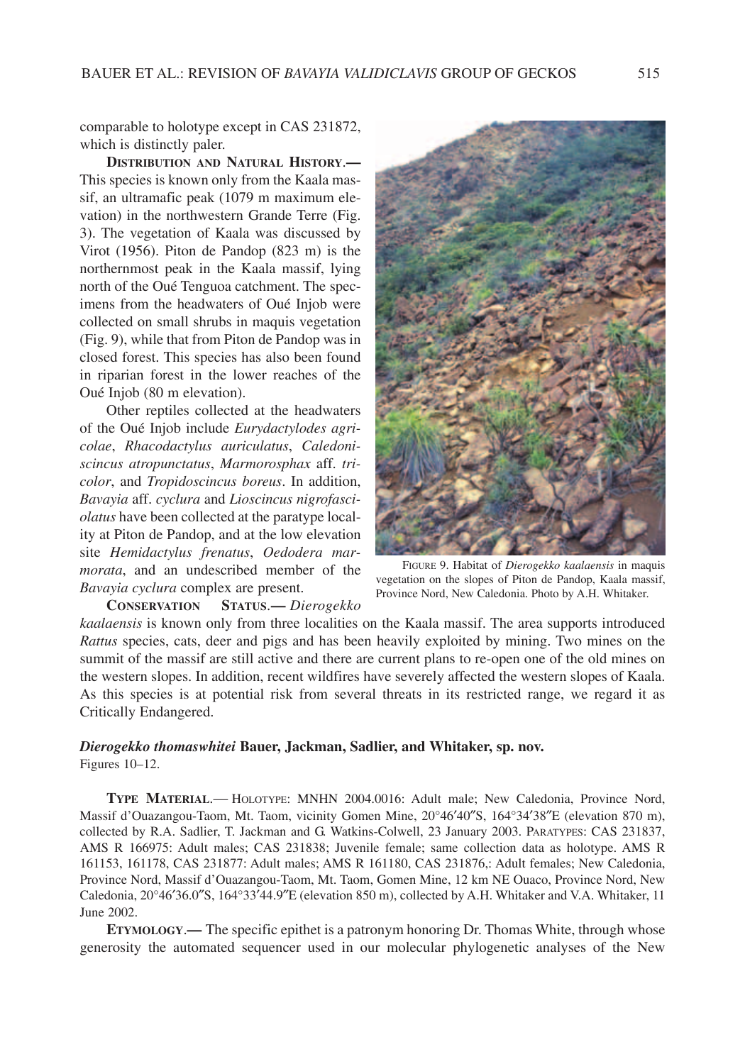comparable to holotype except in CAS 231872, which is distinctly paler.

**Distribution and Natural History.**— This species is known only from the Kaala massif, an ultramafic peak (1079 m maximum elevation) in the northwestern Grande Terre (Fig. 3). The vegetation of Kaala was discussed by Virot (1956). Piton de Pandop (823 m) is the northernmost peak in the Kaala massif, lying north of the Oué Tenguoa catchment. The specimens from the headwaters of Oué Injob were collected on small shrubs in maquis vegetation (Fig. 9), while that from Piton de Pandop was in closed forest. This species has also been found in riparian forest in the lower reaches of the Oué Injob (80 m elevation).

Other reptiles collected at the headwaters of the Oué Injob include *Eurydactylodes agricolae*, *Rhacodactylus auriculatus*, *Caledoniscincus atropunctatus*, *Marmorosphax* aff. *tricolor*, and *Tropidoscincus boreus*. In addition, *Bavayia* aff. *cyclura* and *Lioscincus nigrofasciolatus* have been collected at the paratype locality at Piton de Pandop, and at the low elevation site *Hemidactylus frenatus*, *Oedodera marmorata*, and an undescribed member of the *Bavayia cyclura* complex are present.

FIGURE 9. Habitat of *Dierogekko kaalaensis* in maquis vegetation on the slopes of Piton de Pandop, Kaala massif, Province Nord, New Caledonia. Photo by A.H. Whitaker.

**Conservation Status.**— *Dierogekko kaalaensis* is known only from three localities on the Kaala massif. The area supports introduced *Rattus* species, cats, deer and pigs and has been heavily exploited by mining. Two mines on the summit of the massif are still active and there are current plans to re-open one of the old mines on the western slopes. In addition, recent wildfires have severely affected the western slopes of Kaala. As this species is at potential risk from several threats in its restricted range, we regard it as Critically Endangered.

### *Dierogekko thomaswhitei* Bauer, Jackman, Sadlier, and Whitaker, sp. nov.

Figures 10–12.

**Type Material.**— Holotype: MNHN 2004.0016: Adult male; New Caledonia, Province Nord, Massif d'Ouazangou-Taom, Mt. Taom, vicinity Gomen Mine, 20°46′40″S, 164°34′38″E (elevation 870 m), collected by R.A. Sadlier, T. Jackman and G. Watkins-Colwell, 23 January 2003. Paratypes: CAS 231837, AMS R 166975: Adult males; CAS 231838; Juvenile female; same collection data as holotype. AMS R 161153, 161178, CAS 231877: Adult males; AMS R 161180, CAS 231876,: Adult females; New Caledonia, Province Nord, Massif d'Ouazangou-Taom, Mt. Taom, Gomen Mine, 12 km NE Ouaco, Province Nord, New Caledonia, 20°46′36.0″S, 164°33′44.9″E (elevation 850 m), collected by A.H. Whitaker and V.A. Whitaker, 11 June 2002.

**Etymology.**— The specific epithet is a patronym honoring Dr. Thomas White, through whose generosity the automated sequencer used in our molecular phylogenetic analyses of the New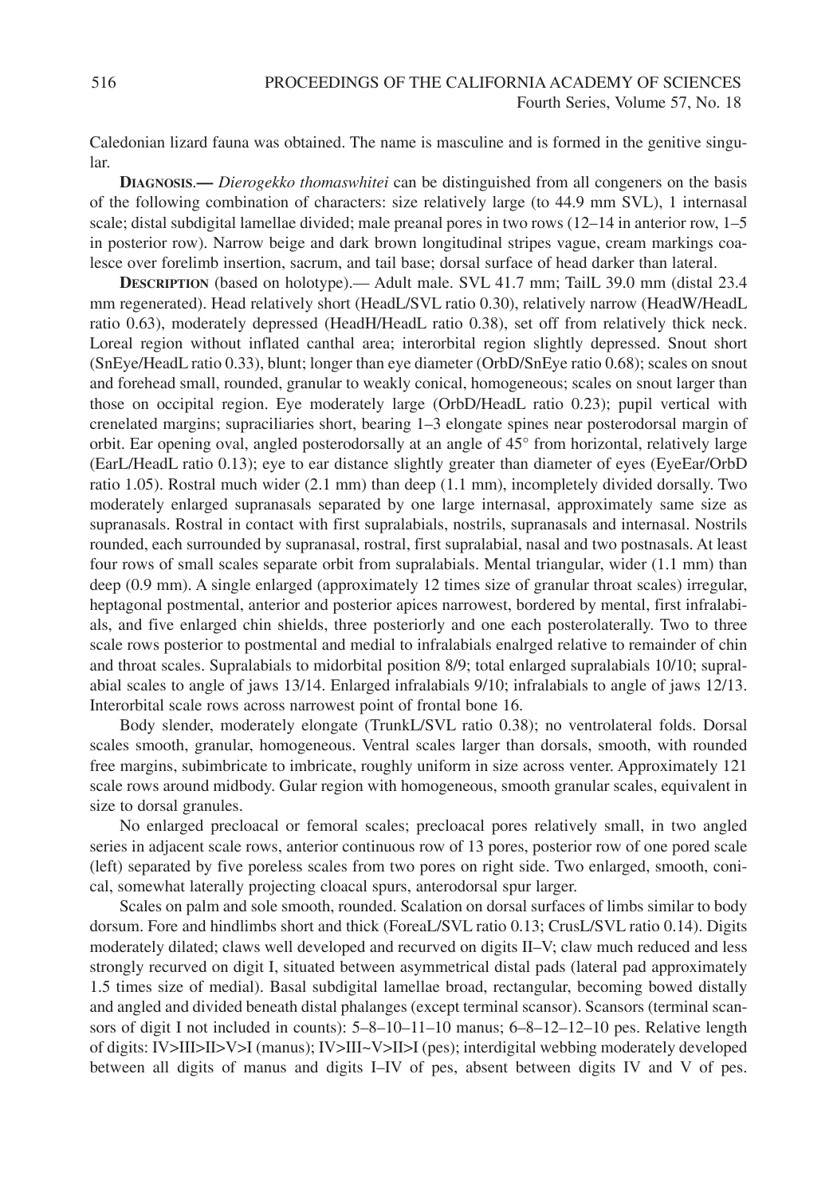Caledonian lizard fauna was obtained. The name is masculine and is formed in the genitive singular.

**Diagnosis.—** *Dierogekko thomaswhitei* can be distinguished from all congeners on the basis of the following combination of characters: size relatively large (to 44.9 mm SVL), 1 internasal scale; distal subdigital lamellae divided; male preanal pores in two rows (12–14 in anterior row, 1–5 in posterior row). Narrow beige and dark brown longitudinal stripes vague, cream markings coalesce over forelimb insertion, sacrum, and tail base; dorsal surface of head darker than lateral.

**Description** (based on holotype).— Adult male. SVL 41.7 mm; TailL 39.0 mm (distal 23.4 mm regenerated). Head relatively short (HeadL/SVL ratio 0.30), relatively narrow (HeadW/HeadL ratio 0.63), moderately depressed (HeadH/HeadL ratio 0.38), set off from relatively thick neck. Loreal region without inflated canthal area; interorbital region slightly depressed. Snout short (SnEye/HeadL ratio 0.33), blunt; longer than eye diameter (OrbD/SnEye ratio 0.68); scales on snout and forehead small, rounded, granular to weakly conical, homogeneous; scales on snout larger than those on occipital region. Eye moderately large (OrbD/HeadL ratio 0.23); pupil vertical with crenelated margins; supraciliaries short, bearing 1–3 elongate spines near posterodorsal margin of orbit. Ear opening oval, angled posterodorsally at an angle of 45° from horizontal, relatively large (EarL/HeadL ratio 0.13); eye to ear distance slightly greater than diameter of eyes (EyeEar/OrbD ratio 1.05). Rostral much wider (2.1 mm) than deep (1.1 mm), incompletely divided dorsally. Two moderately enlarged supranasals separated by one large internasal, approximately same size as supranasals. Rostral in contact with first supralabials, nostrils, supranasals and internasal. Nostrils rounded, each surrounded by supranasal, rostral, first supralabial, nasal and two postnasals. At least four rows of small scales separate orbit from supralabials. Mental triangular, wider (1.1 mm) than deep (0.9 mm). A single enlarged (approximately 12 times size of granular throat scales) irregular, heptagonal postmental, anterior and posterior apices narrowest, bordered by mental, first infralabials, and five enlarged chin shields, three posteriorly and one each posterolaterally. Two to three scale rows posterior to postmental and medial to infralabials enalrged relative to remainder of chin and throat scales. Supralabials to midorbital position 8/9; total enlarged supralabials 10/10; supralabial scales to angle of jaws 13/14. Enlarged infralabials 9/10; infralabials to angle of jaws 12/13. Interorbital scale rows across narrowest point of frontal bone 16.

Body slender, moderately elongate (TrunkL/SVL ratio 0.38); no ventrolateral folds. Dorsal scales smooth, granular, homogeneous. Ventral scales larger than dorsals, smooth, with rounded free margins, subimbricate to imbricate, roughly uniform in size across venter. Approximately 121 scale rows around midbody. Gular region with homogeneous, smooth granular scales, equivalent in size to dorsal granules.

No enlarged precloacal or femoral scales; precloacal pores relatively small, in two angled series in adjacent scale rows, anterior continuous row of 13 pores, posterior row of one pored scale (left) separated by five poreless scales from two pores on right side. Two enlarged, smooth, conical, somewhat laterally projecting cloacal spurs, anterodorsal spur larger.

Scales on palm and sole smooth, rounded. Scalation on dorsal surfaces of limbs similar to body dorsum. Fore and hindlimbs short and thick (ForeaL/SVL ratio 0.13; CrusL/SVL ratio 0.14). Digits moderately dilated; claws well developed and recurved on digits II–V; claw much reduced and less strongly recurved on digit I, situated between asymmetrical distal pads (lateral pad approximately 1.5 times size of medial). Basal subdigital lamellae broad, rectangular, becoming bowed distally and angled and divided beneath distal phalanges (except terminal scansor). Scansors (terminal scansors of digit I not included in counts): 5–8–10–11–10 manus; 6–8–12–12–10 pes. Relative length of digits: IV>III>II>V>I (manus); IV>III~V>II>I (pes); interdigital webbing moderately developed between all digits of manus and digits I–IV of pes, absent between digits IV and V of pes.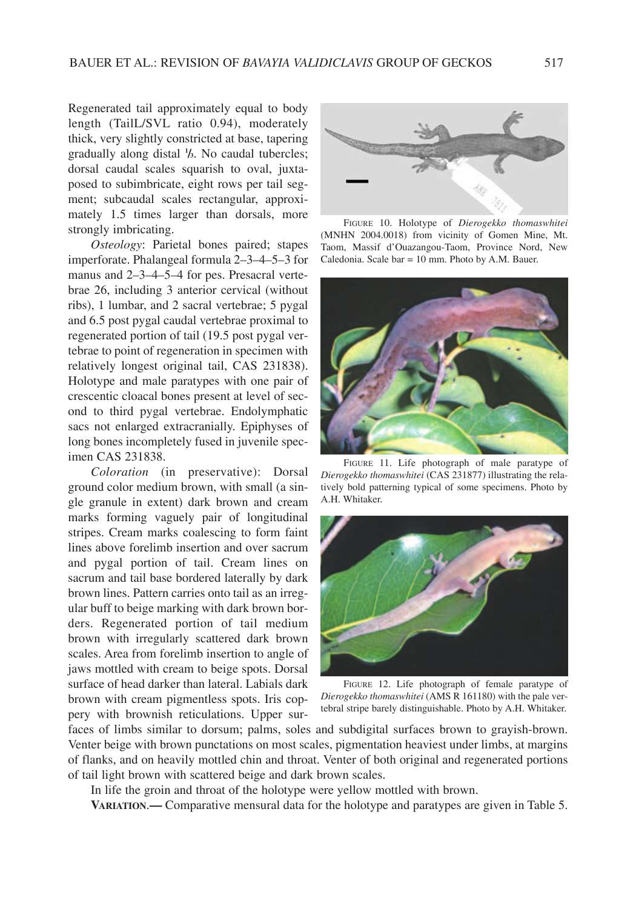Regenerated tail approximately equal to body length (TailL/SVL ratio 0.94), moderately thick, very slightly constricted at base, tapering gradually along distal ⅓. No caudal tubercles; dorsal caudal scales squarish to oval, juxtaposed to subimbricate, eight rows per tail segment; subcaudal scales rectangular, approximately 1.5 times larger than dorsals, more strongly imbricating.

*Osteology*: Parietal bones paired; stapes imperforate. Phalangeal formula 2–3–4–5–3 for manus and 2–3–4–5–4 for pes. Presacral vertebrae 26, including 3 anterior cervical (without ribs), 1 lumbar, and 2 sacral vertebrae; 5 pygal and 6.5 post pygal caudal vertebrae proximal to regenerated portion of tail (19.5 post pygal vertebrae to point of regeneration in specimen with relatively longest original tail, CAS 231838). Holotype and male paratypes with one pair of crescentic cloacal bones present at level of second to third pygal vertebrae. Endolymphatic sacs not enlarged extracranially. Epiphyses of long bones incompletely fused in juvenile specimen CAS 231838.

*Coloration* (in preservative): Dorsal ground color medium brown, with small (a single granule in extent) dark brown and cream marks forming vaguely pair of longitudinal stripes. Cream marks coalescing to form faint lines above forelimb insertion and over sacrum and pygal portion of tail. Cream lines on sacrum and tail base bordered laterally by dark brown lines. Pattern carries onto tail as an irregular buff to beige marking with dark brown borders. Regenerated portion of tail medium brown with irregularly scattered dark brown scales. Area from forelimb insertion to angle of jaws mottled with cream to beige spots. Dorsal surface of head darker than lateral. Labials dark brown with cream pigmentless spots. Iris coppery with brownish reticulations. Upper surfaces of limbs similar to dorsum; palms, soles and subdigital surfaces brown to grayish-brown. Venter beige with brown punctations on most scales, pigmentation heaviest under limbs, at margins of flanks, and on heavily mottled chin and throat. Venter of both original and regenerated portions of tail light brown with scattered beige and dark brown scales.

FIGURE 10. Holotype of *Dierogekko thomaswhitei* (MNHN 2004.0018) from vicinity of Gomen Mine, Mt. Taom, Massif d'Ouazangou-Taom, Province Nord, New Caledonia. Scale bar = 10 mm. Photo by A.M. Bauer.

FIGURE 11. Life photograph of male paratype of *Dierogekko thomaswhitei* (CAS 231877) illustrating the relatively bold patterning typical of some specimens. Photo by A.H. Whitaker.

FIGURE 12. Life photograph of female paratype of *Dierogekko thomaswhitei* (AMS R 161180) with the pale vertebral stripe barely distinguishable. Photo by A.H. Whitaker.

In life the groin and throat of the holotype were yellow mottled with brown.

**VARIATION.—** Comparative mensural data for the holotype and paratypes are given in Table 5.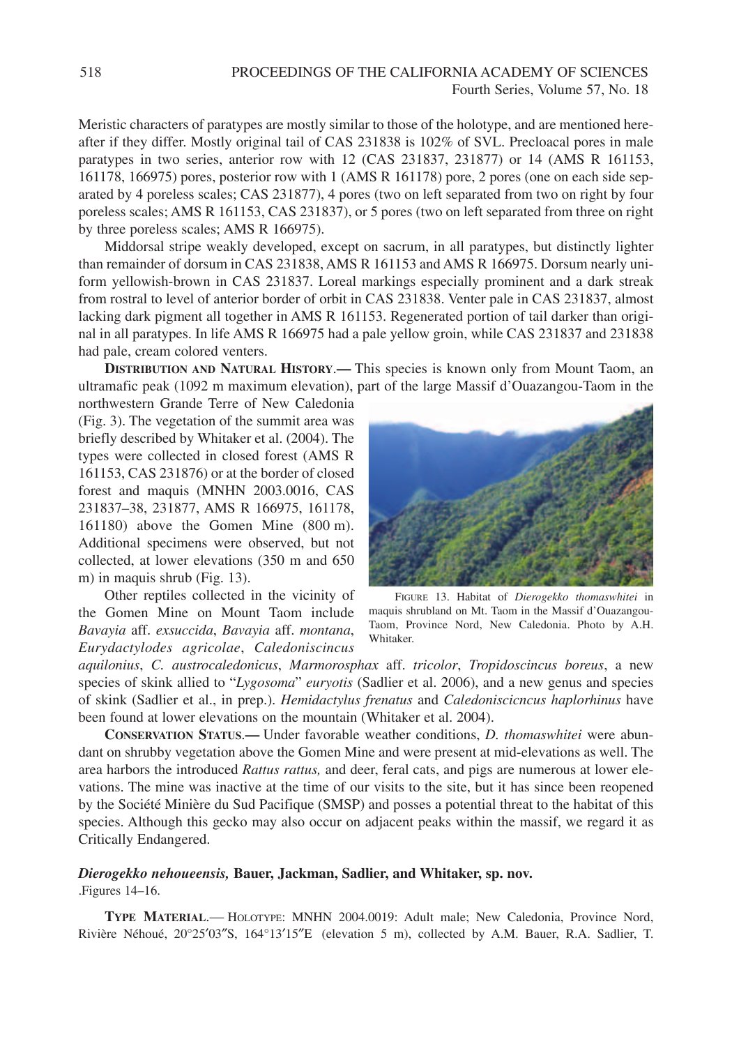Meristic characters of paratypes are mostly similar to those of the holotype, and are mentioned hereafter if they differ. Mostly original tail of CAS 231838 is 102% of SVL. Precloacal pores in male paratypes in two series, anterior row with 12 (CAS 231837, 231877) or 14 (AMS R 161153, 161178, 166975) pores, posterior row with 1 (AMS R 161178) pore, 2 pores (one on each side separated by 4 poreless scales; CAS 231877), 4 pores (two on left separated from two on right by four poreless scales; AMS R 161153, CAS 231837), or 5 pores (two on left separated from three on right by three poreless scales; AMS R 166975).

Middorsal stripe weakly developed, except on sacrum, in all paratypes, but distinctly lighter than remainder of dorsum in CAS 231838, AMS R 161153 and AMS R 166975. Dorsum nearly uniform yellowish-brown in CAS 231837. Loreal markings especially prominent and a dark streak from rostral to level of anterior border of orbit in CAS 231838. Venter pale in CAS 231837, almost lacking dark pigment all together in AMS R 161153. Regenerated portion of tail darker than original in all paratypes. In life AMS R 166975 had a pale yellow groin, while CAS 231837 and 231838 had pale, cream colored venters.

**Distribution and Natural History.—** This species is known only from Mount Taom, an ultramafic peak (1092 m maximum elevation), part of the large Massif d'Ouazangou-Taom in the northwestern Grande Terre of New Caledonia (Fig. 3). The vegetation of the summit area was briefly described by Whitaker et al. (2004). The types were collected in closed forest (AMS R 161153, CAS 231876) or at the border of closed forest and maquis (MNHN 2003.0016, CAS 231837–38, 231877, AMS R 166975, 161178, 161180) above the Gomen Mine (800 m). Additional specimens were observed, but not collected, at lower elevations (350 m and 650 m) in maquis shrub (Fig. 13).

Figure 13. Habitat of *Dierogekko thomaswhitei* in maquis shrubland on Mt. Taom in the Massif d'Ouazangou-Taom, Province Nord, New Caledonia. Photo by A.H. Whitaker.

Other reptiles collected in the vicinity of the Gomen Mine on Mount Taom include *Bavayia* aff. *exsuccida*, *Bavayia* aff. *montana*, *Eurydactylodes agricolae*, *Caledoniscincus aquilonius*, *C. austrocaledonicus*, *Marmorosphax* aff. *tricolor*, *Tropidoscincus boreus*, a new species of skink allied to "*Lygosoma*" *euryotis* (Sadlier et al. 2006), and a new genus and species of skink (Sadlier et al., in prep.). *Hemidactylus frenatus* and *Caledoniscicncus haplorhinus* have been found at lower elevations on the mountain (Whitaker et al. 2004).

**Conservation Status.—** Under favorable weather conditions, *D. thomaswhitei* were abundant on shrubby vegetation above the Gomen Mine and were present at mid-elevations as well. The area harbors the introduced *Rattus rattus,* and deer, feral cats, and pigs are numerous at lower elevations. The mine was inactive at the time of our visits to the site, but it has since been reopened by the Société Minière du Sud Pacifique (SMSP) and posses a potential threat to the habitat of this species. Although this gecko may also occur on adjacent peaks within the massif, we regard it as Critically Endangered.

### *Dierogekko nehoueensis,* Bauer, Jackman, Sadlier, and Whitaker, sp. nov.

.Figures 14–16.

**Type Material.**— Holotype: MNHN 2004.0019: Adult male; New Caledonia, Province Nord, Rivière Néhoué, 20°25′03″S, 164°13′15″E (elevation 5 m), collected by A.M. Bauer, R.A. Sadlier, T.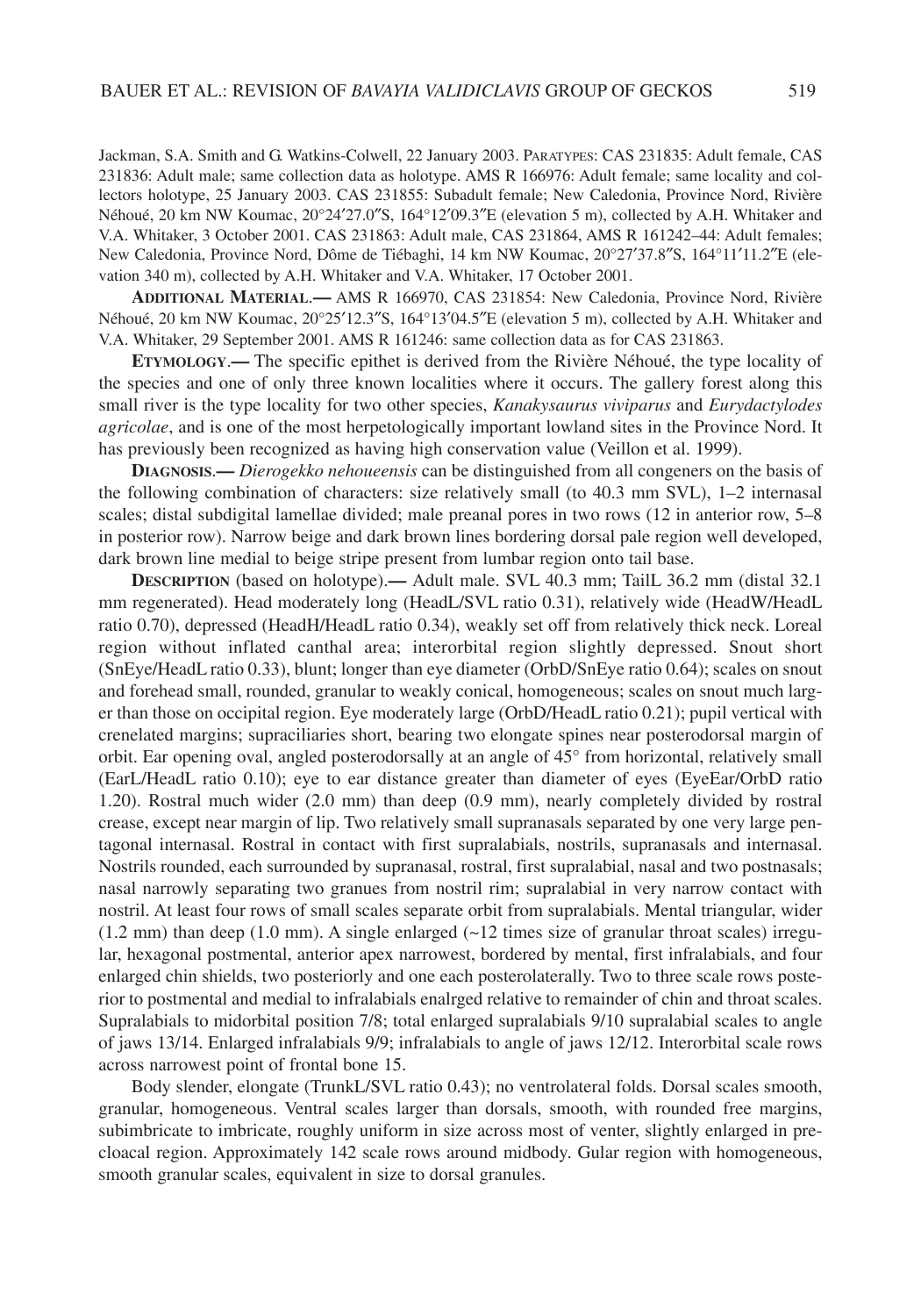Jackman, S.A. Smith and G. Watkins-Colwell, 22 January 2003. PARATYPES: CAS 231835: Adult female, CAS 231836: Adult male; same collection data as holotype. AMS R 166976: Adult female; same locality and collectors holotype, 25 January 2003. CAS 231855: Subadult female; New Caledonia, Province Nord, Rivière Néhoué, 20 km NW Koumac, 20°24′27.0″S, 164°12′09.3″E (elevation 5 m), collected by A.H. Whitaker and V.A. Whitaker, 3 October 2001. CAS 231863: Adult male, CAS 231864, AMS R 161242–44: Adult females; New Caledonia, Province Nord, Dôme de Tiébaghi, 14 km NW Koumac, 20°27′37.8″S, 164°11′11.2″E (elevation 340 m), collected by A.H. Whitaker and V.A. Whitaker, 17 October 2001.

**ADDITIONAL MATERIAL.—** AMS R 166970, CAS 231854: New Caledonia, Province Nord, Rivière Néhoué, 20 km NW Koumac, 20°25′12.3″S, 164°13′04.5″E (elevation 5 m), collected by A.H. Whitaker and V.A. Whitaker, 29 September 2001. AMS R 161246: same collection data as for CAS 231863.

**ETYMOLOGY.—** The specific epithet is derived from the Rivière Néhoué, the type locality of the species and one of only three known localities where it occurs. The gallery forest along this small river is the type locality for two other species, *Kanakysaurus viviparus* and *Eurydactylodes agricolae*, and is one of the most herpetologically important lowland sites in the Province Nord. It has previously been recognized as having high conservation value (Veillon et al. 1999).

**DIAGNOSIS.—** *Dierogekko nehoueensis* can be distinguished from all congeners on the basis of the following combination of characters: size relatively small (to 40.3 mm SVL), 1–2 internasal scales; distal subdigital lamellae divided; male preanal pores in two rows (12 in anterior row, 5–8 in posterior row). Narrow beige and dark brown lines bordering dorsal pale region well developed, dark brown line medial to beige stripe present from lumbar region onto tail base.

**DESCRIPTION** (based on holotype).**—** Adult male. SVL 40.3 mm; TailL 36.2 mm (distal 32.1 mm regenerated). Head moderately long (HeadL/SVL ratio 0.31), relatively wide (HeadW/HeadL ratio 0.70), depressed (HeadH/HeadL ratio 0.34), weakly set off from relatively thick neck. Loreal region without inflated canthal area; interorbital region slightly depressed. Snout short (SnEye/HeadL ratio 0.33), blunt; longer than eye diameter (OrbD/SnEye ratio 0.64); scales on snout and forehead small, rounded, granular to weakly conical, homogeneous; scales on snout much larger than those on occipital region. Eye moderately large (OrbD/HeadL ratio 0.21); pupil vertical with crenelated margins; supraciliaries short, bearing two elongate spines near posterodorsal margin of orbit. Ear opening oval, angled posterodorsally at an angle of 45° from horizontal, relatively small (EarL/HeadL ratio 0.10); eye to ear distance greater than diameter of eyes (EyeEar/OrbD ratio 1.20). Rostral much wider (2.0 mm) than deep (0.9 mm), nearly completely divided by rostral crease, except near margin of lip. Two relatively small supranasals separated by one very large pentagonal internasal. Rostral in contact with first supralabials, nostrils, supranasals and internasal. Nostrils rounded, each surrounded by supranasal, rostral, first supralabial, nasal and two postnasals; nasal narrowly separating two granues from nostril rim; supralabial in very narrow contact with nostril. At least four rows of small scales separate orbit from supralabials. Mental triangular, wider (1.2 mm) than deep (1.0 mm). A single enlarged (~12 times size of granular throat scales) irregular, hexagonal postmental, anterior apex narrowest, bordered by mental, first infralabials, and four enlarged chin shields, two posteriorly and one each posterolaterally. Two to three scale rows posterior to postmental and medial to infralabials enalrged relative to remainder of chin and throat scales. Supralabials to midorbital position 7/8; total enlarged supralabials 9/10 supralabial scales to angle of jaws 13/14. Enlarged infralabials 9/9; infralabials to angle of jaws 12/12. Interorbital scale rows across narrowest point of frontal bone 15.

Body slender, elongate (TrunkL/SVL ratio 0.43); no ventrolateral folds. Dorsal scales smooth, granular, homogeneous. Ventral scales larger than dorsals, smooth, with rounded free margins, subimbricate to imbricate, roughly uniform in size across most of venter, slightly enlarged in precloacal region. Approximately 142 scale rows around midbody. Gular region with homogeneous, smooth granular scales, equivalent in size to dorsal granules.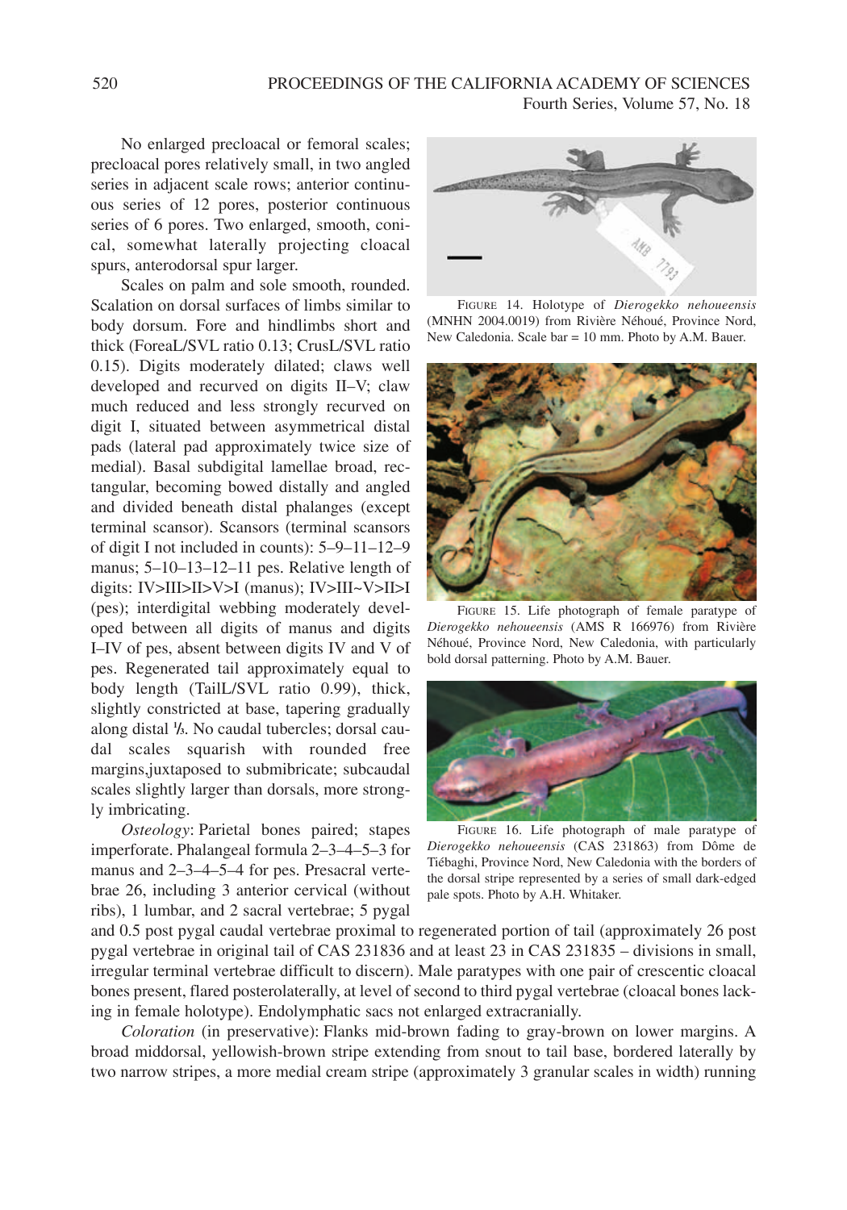No enlarged precloacal or femoral scales; precloacal pores relatively small, in two angled series in adjacent scale rows; anterior continuous series of 12 pores, posterior continuous series of 6 pores. Two enlarged, smooth, conical, somewhat laterally projecting cloacal spurs, anterodorsal spur larger.

Scales on palm and sole smooth, rounded. Scalation on dorsal surfaces of limbs similar to body dorsum. Fore and hindlimbs short and thick (ForeaL/SVL ratio 0.13; CrusL/SVL ratio 0.15). Digits moderately dilated; claws well developed and recurved on digits II–V; claw much reduced and less strongly recurved on digit I, situated between asymmetrical distal pads (lateral pad approximately twice size of medial). Basal subdigital lamellae broad, rectangular, becoming bowed distally and angled and divided beneath distal phalanges (except terminal scansor). Scansors (terminal scansors of digit I not included in counts): 5–9–11–12–9 manus; 5–10–13–12–11 pes. Relative length of digits: IV>III>II>V>I (manus); IV>III~V>II>I (pes); interdigital webbing moderately developed between all digits of manus and digits I–IV of pes, absent between digits IV and V of pes. Regenerated tail approximately equal to body length (TailL/SVL ratio 0.99), thick, slightly constricted at base, tapering gradually along distal ⅓. No caudal tubercles; dorsal caudal scales squarish with rounded free margins,juxtaposed to subimbricate; subcaudal scales slightly larger than dorsals, more strongly imbricating.

*Osteology*: Parietal bones paired; stapes imperforate. Phalangeal formula 2–3–4–5–3 for manus and 2–3–4–5–4 for pes. Presacral vertebrae 26, including 3 anterior cervical (without ribs), 1 lumbar, and 2 sacral vertebrae; 5 pygal and 0.5 post pygal caudal vertebrae proximal to regenerated portion of tail (approximately 26 post pygal vertebrae in original tail of CAS 231836 and at least 23 in CAS 231835 – divisions in small, irregular terminal vertebrae difficult to discern). Male paratypes with one pair of crescentic cloacal bones present, flared posterolaterally, at level of second to third pygal vertebrae (cloacal bones lacking in female holotype). Endolymphatic sacs not enlarged extracranially.

FIGURE 14. Holotype of *Dierogekko nehoueensis* (MNHN 2004.0019) from Rivière Néhoué, Province Nord, New Caledonia. Scale bar = 10 mm. Photo by A.M. Bauer.

FIGURE 15. Life photograph of female paratype of *Dierogekko nehoueensis* (AMS R 166976) from Rivière Néhoué, Province Nord, New Caledonia, with particularly bold dorsal patterning. Photo by A.M. Bauer.

FIGURE 16. Life photograph of male paratype of *Dierogekko nehoueensis* (CAS 231863) from Dôme de Tiébaghi, Province Nord, New Caledonia with the borders of the dorsal stripe represented by a series of small dark-edged pale spots. Photo by A.H. Whitaker.

*Coloration* (in preservative): Flanks mid-brown fading to gray-brown on lower margins. A broad middorsal, yellowish-brown stripe extending from snout to tail base, bordered laterally by two narrow stripes, a more medial cream stripe (approximately 3 granular scales in width) running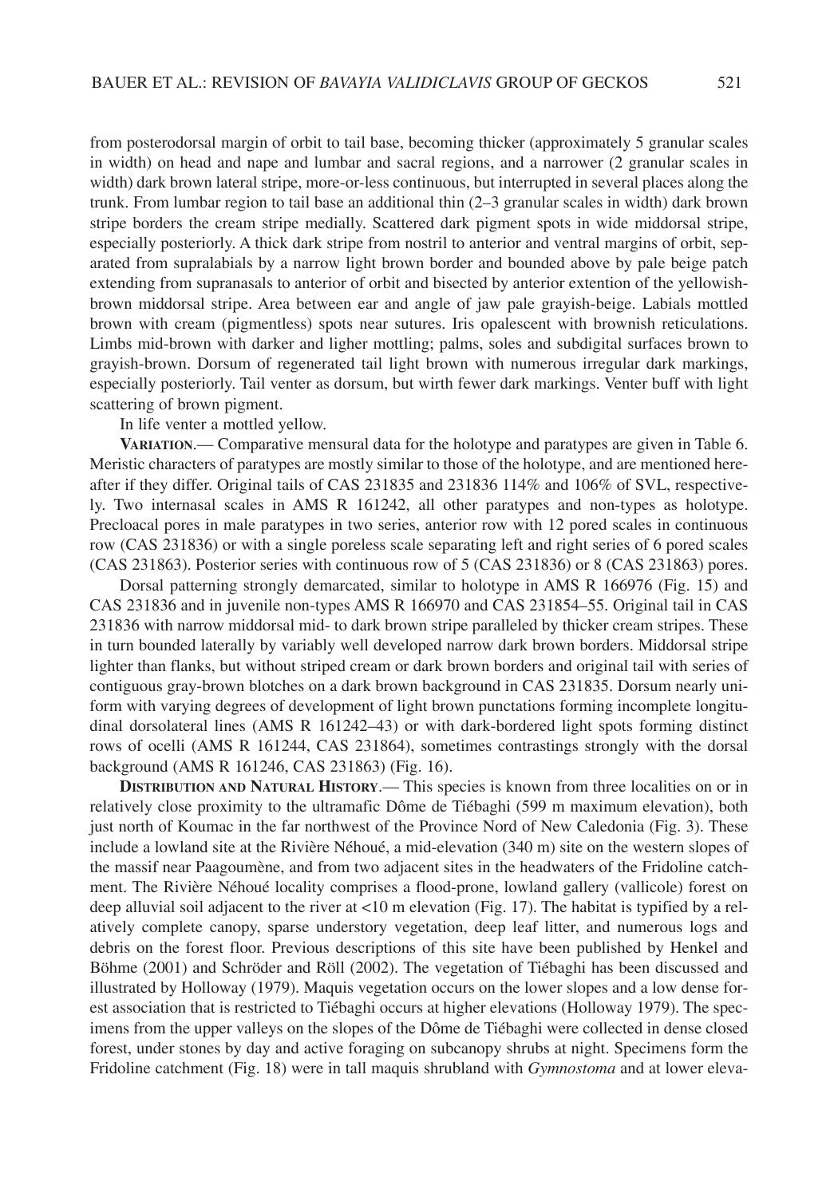from posterodorsal margin of orbit to tail base, becoming thicker (approximately 5 granular scales in width) on head and nape and lumbar and sacral regions, and a narrower (2 granular scales in width) dark brown lateral stripe, more-or-less continuous, but interrupted in several places along the trunk. From lumbar region to tail base an additional thin (2–3 granular scales in width) dark brown stripe borders the cream stripe medially. Scattered dark pigment spots in wide middorsal stripe, especially posteriorly. A thick dark stripe from nostril to anterior and ventral margins of orbit, separated from supralabials by a narrow light brown border and bounded above by pale beige patch extending from supranasals to anterior of orbit and bisected by anterior extention of the yellowish-brown middorsal stripe. Area between ear and angle of jaw pale grayish-beige. Labials mottled brown with cream (pigmentless) spots near sutures. Iris opalescent with brownish reticulations. Limbs mid-brown with darker and ligher mottling; palms, soles and subdigital surfaces brown to grayish-brown. Dorsum of regenerated tail light brown with numerous irregular dark markings, especially posteriorly. Tail venter as dorsum, but wirth fewer dark markings. Venter buff with light scattering of brown pigment.

In life venter a mottled yellow.

**VARIATION**.— Comparative mensural data for the holotype and paratypes are given in Table 6. Meristic characters of paratypes are mostly similar to those of the holotype, and are mentioned hereafter if they differ. Original tails of CAS 231835 and 231836 114% and 106% of SVL, respectively. Two internasal scales in AMS R 161242, all other paratypes and non-types as holotype. Precloacal pores in male paratypes in two series, anterior row with 12 pored scales in continuous row (CAS 231836) or with a single poreless scale separating left and right series of 6 pored scales (CAS 231863). Posterior series with continuous row of 5 (CAS 231836) or 8 (CAS 231863) pores.

Dorsal patterning strongly demarcated, similar to holotype in AMS R 166976 (Fig. 15) and CAS 231836 and in juvenile non-types AMS R 166970 and CAS 231854–55. Original tail in CAS 231836 with narrow middorsal mid- to dark brown stripe paralleled by thicker cream stripes. These in turn bounded laterally by variably well developed narrow dark brown borders. Middorsal stripe lighter than flanks, but without striped cream or dark brown borders and original tail with series of contiguous gray-brown blotches on a dark brown background in CAS 231835. Dorsum nearly uniform with varying degrees of development of light brown punctations forming incomplete longitudinal dorsolateral lines (AMS R 161242–43) or with dark-bordered light spots forming distinct rows of ocelli (AMS R 161244, CAS 231864), sometimes contrastings strongly with the dorsal background (AMS R 161246, CAS 231863) (Fig. 16).

**DISTRIBUTION AND NATURAL HISTORY**.— This species is known from three localities on or in relatively close proximity to the ultramafic Dôme de Tiébaghi (599 m maximum elevation), both just north of Koumac in the far northwest of the Province Nord of New Caledonia (Fig. 3). These include a lowland site at the Rivière Néhoué, a mid-elevation (340 m) site on the western slopes of the massif near Paagoumène, and from two adjacent sites in the headwaters of the Fridoline catchment. The Rivière Néhoué locality comprises a flood-prone, lowland gallery (vallicole) forest on deep alluvial soil adjacent to the river at <10 m elevation (Fig. 17). The habitat is typified by a relatively complete canopy, sparse understory vegetation, deep leaf litter, and numerous logs and debris on the forest floor. Previous descriptions of this site have been published by Henkel and Böhme (2001) and Schröder and Röll (2002). The vegetation of Tiébaghi has been discussed and illustrated by Holloway (1979). Maquis vegetation occurs on the lower slopes and a low dense forest association that is restricted to Tiébaghi occurs at higher elevations (Holloway 1979). The specimens from the upper valleys on the slopes of the Dôme de Tiébaghi were collected in dense closed forest, under stones by day and active foraging on subcanopy shrubs at night. Specimens form the Fridoline catchment (Fig. 18) were in tall maquis shrubland with *Gymnostoma* and at lower eleva-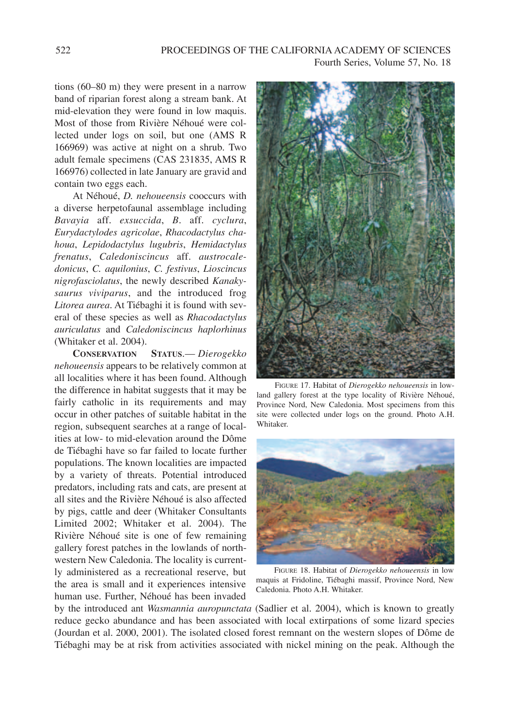tions (60–80 m) they were present in a narrow band of riparian forest along a stream bank. At mid-elevation they were found in low maquis. Most of those from Rivière Néhoué were collected under logs on soil, but one (AMS R 166969) was active at night on a shrub. Two adult female specimens (CAS 231835, AMS R 166976) collected in late January are gravid and contain two eggs each.

At Néhoué, *D. nehoueensis* cooccurs with a diverse herpetofaunal assemblage including *Bavayia* aff. *exsuccida*, *B.* aff. *cyclura*, *Eurydactylodes agricolae*, *Rhacodactylus chahoua*, *Lepidodactylus lugubris*, *Hemidactylus frenatus*, *Caledoniscincus* aff. *austrocaledonicus*, *C. aquilonius*, *C. festivus*, *Lioscincus nigrofasciolatus*, the newly described *Kanakysaurus viviparus*, and the introduced frog *Litorea aurea*. At Tiébaghi it is found with several of these species as well as *Rhacodactylus auriculatus* and *Caledoniscincus haplorhinus* (Whitaker et al. 2004).

**Conservation Status**.— *Dierogekko nehoueensis* appears to be relatively common at all localities where it has been found. Although the difference in habitat suggests that it may be fairly catholic in its requirements and may occur in other patches of suitable habitat in the region, subsequent searches at a range of localities at low- to mid-elevation around the Dôme de Tiébaghi have so far failed to locate further populations. The known localities are impacted by a variety of threats. Potential introduced predators, including rats and cats, are present at all sites and the Rivière Néhoué is also affected by pigs, cattle and deer (Whitaker Consultants Limited 2002; Whitaker et al. 2004). The Rivière Néhoué site is one of few remaining gallery forest patches in the lowlands of northwestern New Caledonia. The locality is currently administered as a recreational reserve, but the area is small and it experiences intensive human use. Further, Néhoué has been invaded by the introduced ant *Wasmannia auropunctata* (Sadlier et al. 2004), which is known to greatly reduce gecko abundance and has been associated with local extirpations of some lizard species (Jourdan et al. 2000, 2001). The isolated closed forest remnant on the western slopes of Dôme de Tiébaghi may be at risk from activities associated with nickel mining on the peak. Although the

FIGURE 17. Habitat of *Dierogekko nehoueensis* in lowland gallery forest at the type locality of Rivière Néhoué, Province Nord, New Caledonia. Most specimens from this site were collected under logs on the ground. Photo A.H. Whitaker.

FIGURE 18. Habitat of *Dierogekko nehoueensis* in low maquis at Fridoline, Tiébaghi massif, Province Nord, New Caledonia. Photo A.H. Whitaker.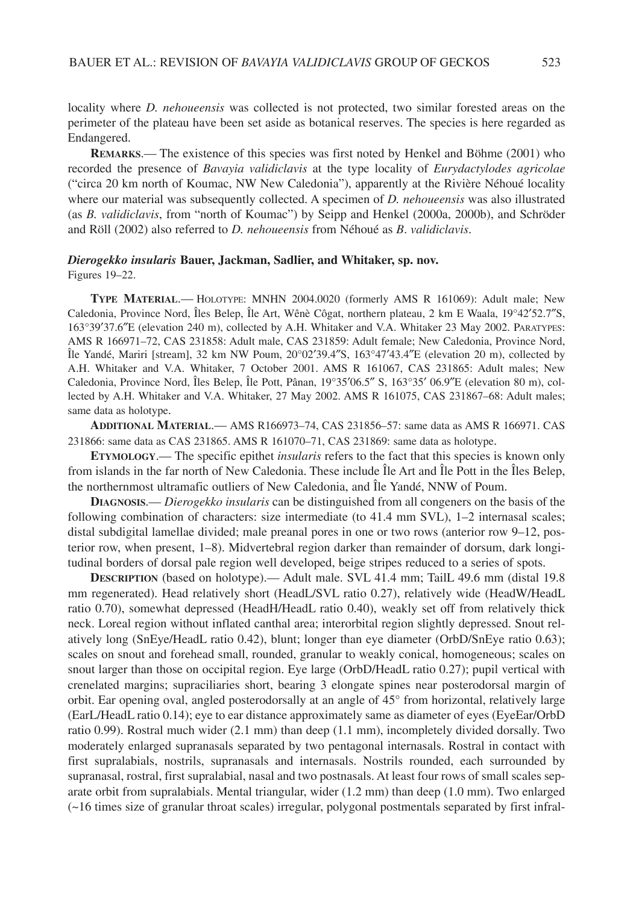locality where *D. nehoueensis* was collected is not protected, two similar forested areas on the perimeter of the plateau have been set aside as botanical reserves. The species is here regarded as Endangered.

**REMARKS**.— The existence of this species was first noted by Henkel and Böhme (2001) who recorded the presence of *Bavayia validiclavis* at the type locality of *Eurydactylodes agricolae* ("circa 20 km north of Koumac, NW New Caledonia"), apparently at the Rivière Néhoué locality where our material was subsequently collected. A specimen of *D. nehoueensis* was also illustrated (as *B. validiclavis*, from "north of Koumac") by Seipp and Henkel (2000a, 2000b), and Schröder and Röll (2002) also referred to *D. nehoueensis* from Néhoué as *B. validiclavis*.

### *Dierogekko insularis* Bauer, Jackman, Sadlier, and Whitaker, sp. nov.

Figures 19–22.

**TYPE MATERIAL**.— HOLOTYPE: MNHN 2004.0020 (formerly AMS R 161069): Adult male; New Caledonia, Province Nord, Îles Belep, Île Art, Wênè Côgat, northern plateau, 2 km E Waala, 19°42′52.7″S, 163°39′37.6″E (elevation 240 m), collected by A.H. Whitaker and V.A. Whitaker 23 May 2002. PARATYPES: AMS R 166971–72, CAS 231858: Adult male, CAS 231859: Adult female; New Caledonia, Province Nord, Île Yandé, Mariri [stream], 32 km NW Poum, 20°02′39.4″S, 163°47′43.4″E (elevation 20 m), collected by A.H. Whitaker and V.A. Whitaker, 7 October 2001. AMS R 161067, CAS 231865: Adult males; New Caledonia, Province Nord, Îles Belep, Île Pott, Pânan, 19°35′06.5″ S, 163°35′ 06.9″E (elevation 80 m), collected by A.H. Whitaker and V.A. Whitaker, 27 May 2002. AMS R 161075, CAS 231867–68: Adult males; same data as holotype.

**ADDITIONAL MATERIAL**.— AMS R166973–74, CAS 231856–57: same data as AMS R 166971. CAS 231866: same data as CAS 231865. AMS R 161070–71, CAS 231869: same data as holotype.

**ETYMOLOGY**.— The specific epithet *insularis* refers to the fact that this species is known only from islands in the far north of New Caledonia. These include Île Art and Île Pott in the Îles Belep, the northernmost ultramafic outliers of New Caledonia, and Île Yandé, NNW of Poum.

**DIAGNOSIS**.— *Dierogekko insularis* can be distinguished from all congeners on the basis of the following combination of characters: size intermediate (to 41.4 mm SVL), 1–2 internasal scales; distal subdigital lamellae divided; male preanal pores in one or two rows (anterior row 9–12, posterior row, when present, 1–8). Midvertebral region darker than remainder of dorsum, dark longitudinal borders of dorsal pale region well developed, beige stripes reduced to a series of spots.

**DESCRIPTION** (based on holotype).— Adult male. SVL 41.4 mm; TailL 49.6 mm (distal 19.8 mm regenerated). Head relatively short (HeadL/SVL ratio 0.27), relatively wide (HeadW/HeadL ratio 0.70), somewhat depressed (HeadH/HeadL ratio 0.40), weakly set off from relatively thick neck. Loreal region without inflated canthal area; interorbital region slightly depressed. Snout relatively long (SnEye/HeadL ratio 0.42), blunt; longer than eye diameter (OrbD/SnEye ratio 0.63); scales on snout and forehead small, rounded, granular to weakly conical, homogeneous; scales on snout larger than those on occipital region. Eye large (OrbD/HeadL ratio 0.27); pupil vertical with crenelated margins; supraciliaries short, bearing 3 elongate spines near posterodorsal margin of orbit. Ear opening oval, angled posterodorsally at an angle of 45° from horizontal, relatively large (EarL/HeadL ratio 0.14); eye to ear distance approximately same as diameter of eyes (EyeEar/OrbD ratio 0.99). Rostral much wider (2.1 mm) than deep (1.1 mm), incompletely divided dorsally. Two moderately enlarged supranasals separated by two pentagonal internasals. Rostral in contact with first supralabials, nostrils, supranasals and internasals. Nostrils rounded, each surrounded by supranasal, rostral, first supralabial, nasal and two postnasals. At least four rows of small scales separate orbit from supralabials. Mental triangular, wider (1.2 mm) than deep (1.0 mm). Two enlarged (~16 times size of granular throat scales) irregular, polygonal postmentals separated by first infral-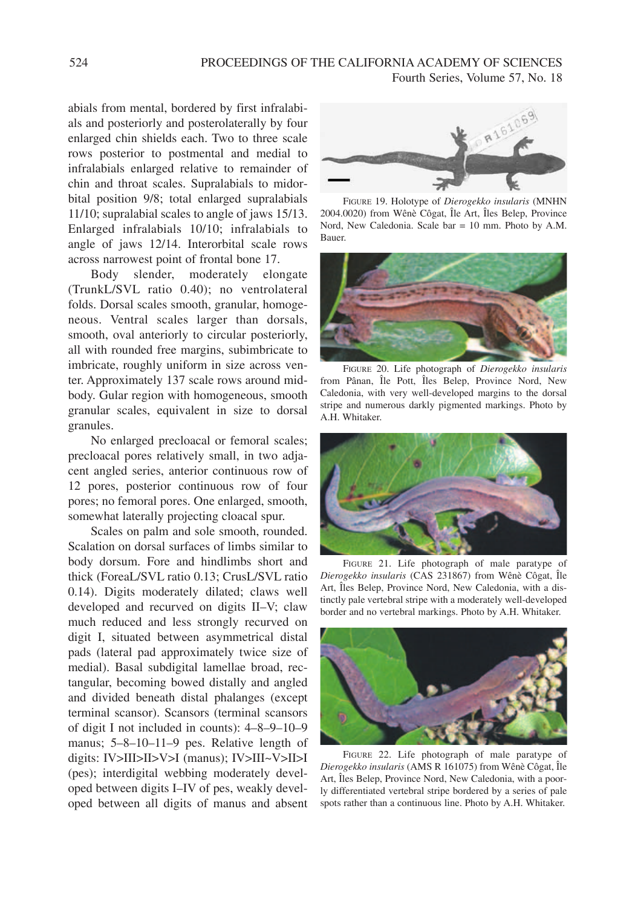abials from mental, bordered by first infralabials and posteriorly and posterolaterally by four enlarged chin shields each. Two to three scale rows posterior to postmental and medial to infralabials enlarged relative to remainder of chin and throat scales. Supralabials to midorbital position 9/8; total enlarged supralabials 11/10; supralabial scales to angle of jaws 15/13. Enlarged infralabials 10/10; infralabials to angle of jaws 12/14. Interorbital scale rows across narrowest point of frontal bone 17.

Body slender, moderately elongate (TrunkL/SVL ratio 0.40); no ventrolateral folds. Dorsal scales smooth, granular, homogeneous. Ventral scales larger than dorsals, smooth, oval anteriorly to circular posteriorly, all with rounded free margins, subimbricate to imbricate, roughly uniform in size across venter. Approximately 137 scale rows around midbody. Gular region with homogeneous, smooth granular scales, equivalent in size to dorsal granules.

No enlarged precloacal or femoral scales; precloacal pores relatively small, in two adjacent angled series, anterior continuous row of 12 pores, posterior continuous row of four pores; no femoral pores. One enlarged, smooth, somewhat laterally projecting cloacal spur.

Scales on palm and sole smooth, rounded. Scalation on dorsal surfaces of limbs similar to body dorsum. Fore and hindlimbs short and thick (ForeaL/SVL ratio 0.13; CrusL/SVL ratio 0.14). Digits moderately dilated; claws well developed and recurved on digits II–V; claw much reduced and less strongly recurved on digit I, situated between asymmetrical distal pads (lateral pad approximately twice size of medial). Basal subdigital lamellae broad, rectangular, becoming bowed distally and angled and divided beneath distal phalanges (except terminal scansor). Scansors (terminal scansors of digit I not included in counts): 4–8–9–10–9 manus; 5–8–10–11–9 pes. Relative length of digits: IV>III>II>V>I (manus); IV>III~V>II>I (pes); interdigital webbing moderately developed between digits I–IV of pes, weakly developed between all digits of manus and absent

FIGURE 19. Holotype of *Dierogekko insularis* (MNHN 2004.0020) from Wênè Côgat, Île Art, Îles Belep, Province Nord, New Caledonia. Scale bar = 10 mm. Photo by A.M. Bauer.

FIGURE 20. Life photograph of *Dierogekko insularis* from Pânan, Île Pott, Îles Belep, Province Nord, New Caledonia, with very well-developed margins to the dorsal stripe and numerous darkly pigmented markings. Photo by A.H. Whitaker.

FIGURE 21. Life photograph of male paratype of *Dierogekko insularis* (CAS 231867) from Wênè Côgat, Île Art, Îles Belep, Province Nord, New Caledonia, with a distinctly pale vertebral stripe with a moderately well-developed border and no vertebral markings. Photo by A.H. Whitaker.

FIGURE 22. Life photograph of male paratype of *Dierogekko insularis* (AMS R 161075) from Wênè Côgat, Île Art, Îles Belep, Province Nord, New Caledonia, with a poorly differentiated vertebral stripe bordered by a series of pale spots rather than a continuous line. Photo by A.H. Whitaker.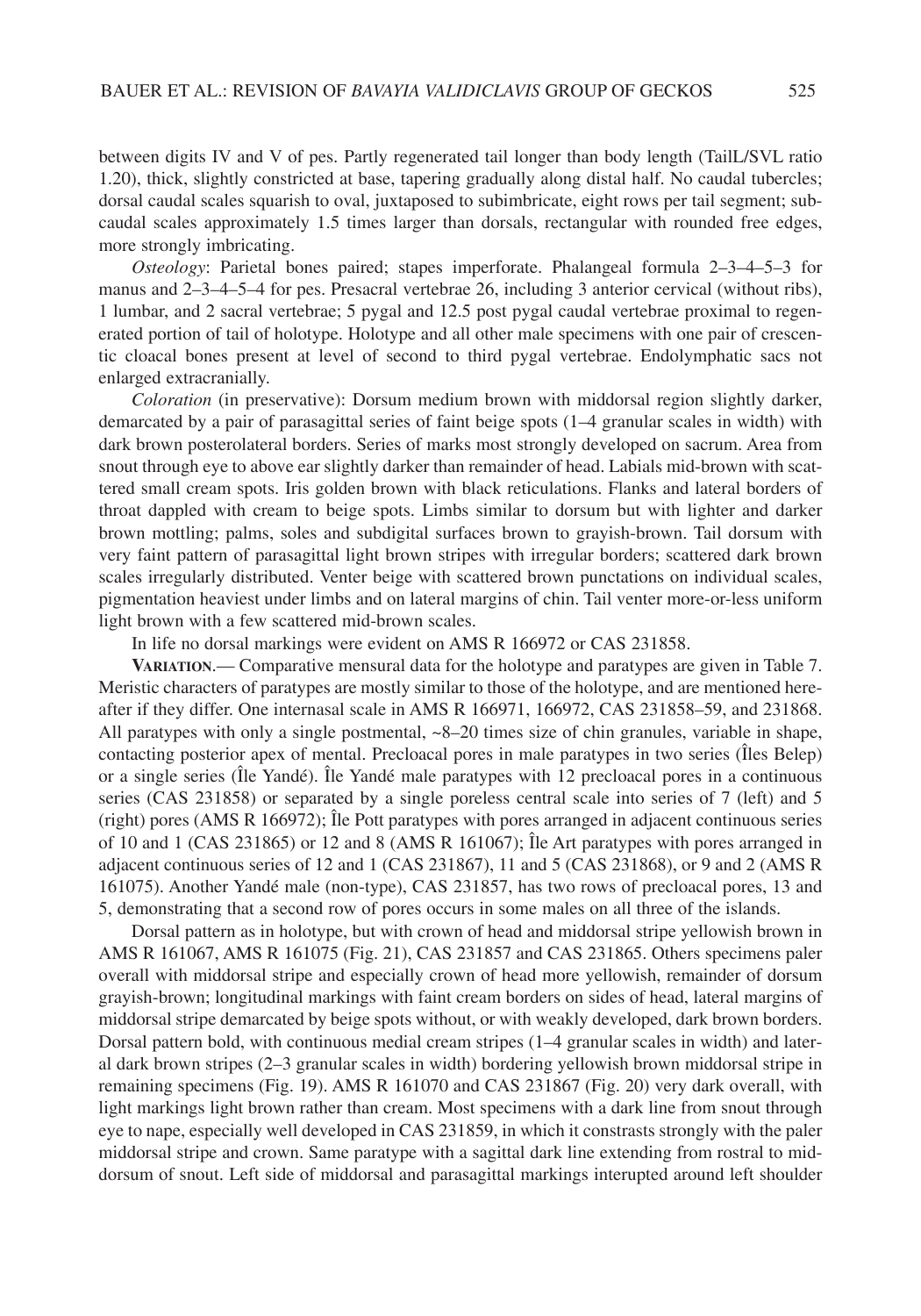between digits IV and V of pes. Partly regenerated tail longer than body length (TailL/SVL ratio 1.20), thick, slightly constricted at base, tapering gradually along distal half. No caudal tubercles; dorsal caudal scales squarish to oval, juxtaposed to subimbricate, eight rows per tail segment; subcaudal scales approximately 1.5 times larger than dorsals, rectangular with rounded free edges, more strongly imbricating.

*Osteology*: Parietal bones paired; stapes imperforate. Phalangeal formula 2–3–4–5–3 for manus and 2–3–4–5–4 for pes. Presacral vertebrae 26, including 3 anterior cervical (without ribs), 1 lumbar, and 2 sacral vertebrae; 5 pygal and 12.5 post pygal caudal vertebrae proximal to regenerated portion of tail of holotype. Holotype and all other male specimens with one pair of crescentic cloacal bones present at level of second to third pygal vertebrae. Endolymphatic sacs not enlarged extracranially.

*Coloration* (in preservative): Dorsum medium brown with middorsal region slightly darker, demarcated by a pair of parasagittal series of faint beige spots (1–4 granular scales in width) with dark brown posterolateral borders. Series of marks most strongly developed on sacrum. Area from snout through eye to above ear slightly darker than remainder of head. Labials mid-brown with scattered small cream spots. Iris golden brown with black reticulations. Flanks and lateral borders of throat dappled with cream to beige spots. Limbs similar to dorsum but with lighter and darker brown mottling; palms, soles and subdigital surfaces brown to grayish-brown. Tail dorsum with very faint pattern of parasagittal light brown stripes with irregular borders; scattered dark brown scales irregularly distributed. Venter beige with scattered brown punctations on individual scales, pigmentation heaviest under limbs and on lateral margins of chin. Tail venter more-or-less uniform light brown with a few scattered mid-brown scales.

In life no dorsal markings were evident on AMS R 166972 or CAS 231858.

**Variation**.— Comparative mensural data for the holotype and paratypes are given in Table 7. Meristic characters of paratypes are mostly similar to those of the holotype, and are mentioned hereafter if they differ. One internasal scale in AMS R 166971, 166972, CAS 231858–59, and 231868. All paratypes with only a single postmental, ~8–20 times size of chin granules, variable in shape, contacting posterior apex of mental. Precloacal pores in male paratypes in two series (Îles Belep) or a single series (Île Yandé). Île Yandé male paratypes with 12 precloacal pores in a continuous series (CAS 231858) or separated by a single poreless central scale into series of 7 (left) and 5 (right) pores (AMS R 166972); Île Pott paratypes with pores arranged in adjacent continuous series of 10 and 1 (CAS 231865) or 12 and 8 (AMS R 161067); Île Art paratypes with pores arranged in adjacent continuous series of 12 and 1 (CAS 231867), 11 and 5 (CAS 231868), or 9 and 2 (AMS R 161075). Another Yandé male (non-type), CAS 231857, has two rows of precloacal pores, 13 and 5, demonstrating that a second row of pores occurs in some males on all three of the islands.

Dorsal pattern as in holotype, but with crown of head and middorsal stripe yellowish brown in AMS R 161067, AMS R 161075 (Fig. 21), CAS 231857 and CAS 231865. Others specimens paler overall with middorsal stripe and especially crown of head more yellowish, remainder of dorsum grayish-brown; longitudinal markings with faint cream borders on sides of head, lateral margins of middorsal stripe demarcated by beige spots without, or with weakly developed, dark brown borders. Dorsal pattern bold, with continuous medial cream stripes (1–4 granular scales in width) and lateral dark brown stripes (2–3 granular scales in width) bordering yellowish brown middorsal stripe in remaining specimens (Fig. 19). AMS R 161070 and CAS 231867 (Fig. 20) very dark overall, with light markings light brown rather than cream. Most specimens with a dark line from snout through eye to nape, especially well developed in CAS 231859, in which it constrasts strongly with the paler middorsal stripe and crown. Same paratype with a sagittal dark line extending from rostral to middorsum of snout. Left side of middorsal and parasagittal markings interupted around left shoulder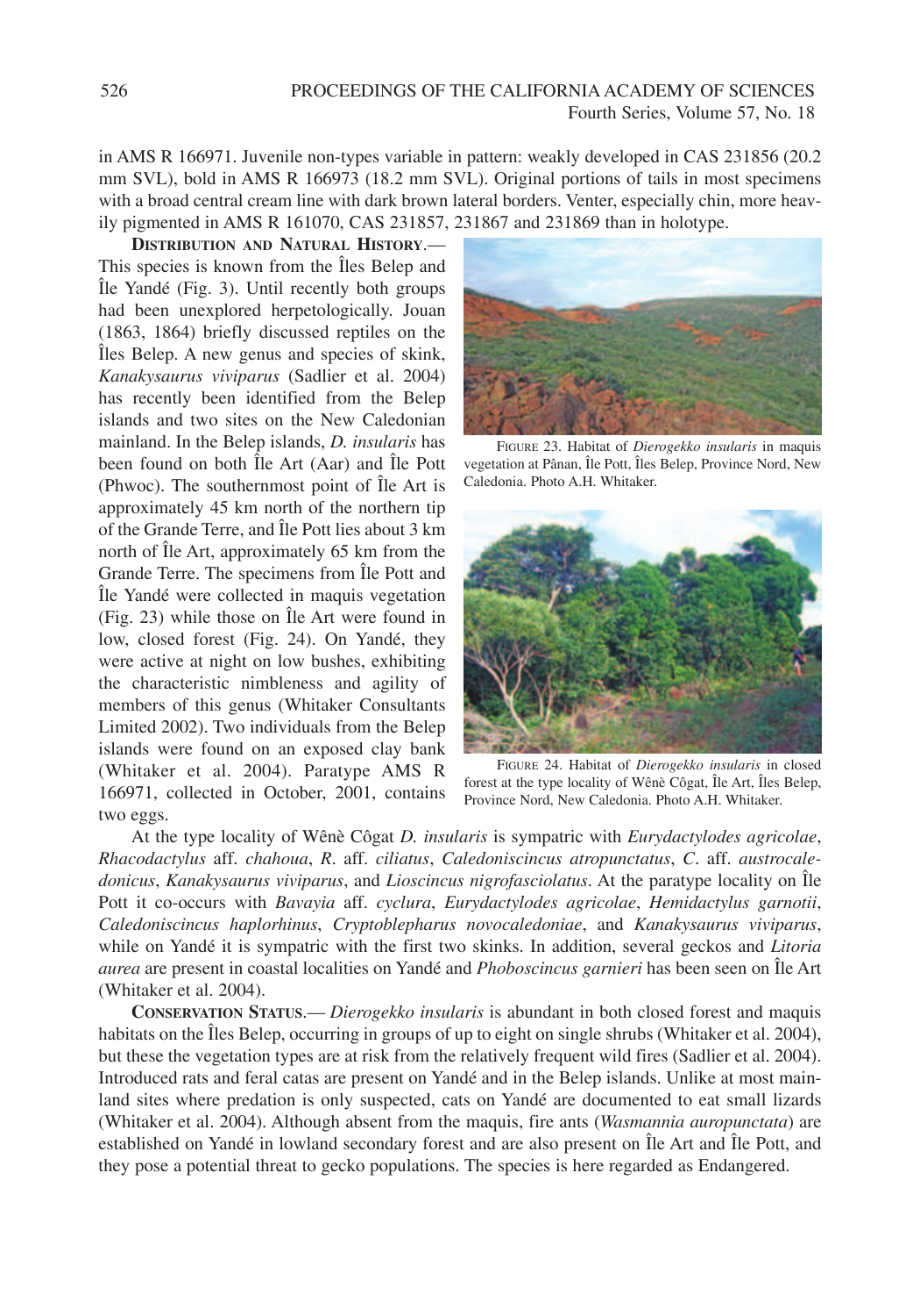in AMS R 166971. Juvenile non-types variable in pattern: weakly developed in CAS 231856 (20.2 mm SVL), bold in AMS R 166973 (18.2 mm SVL). Original portions of tails in most specimens with a broad central cream line with dark brown lateral borders. Venter, especially chin, more heavily pigmented in AMS R 161070, CAS 231857, 231867 and 231869 than in holotype.

**DISTRIBUTION AND NATURAL HISTORY**.— This species is known from the Îles Belep and Île Yandé (Fig. 3). Until recently both groups had been unexplored herpetologically. Jouan (1863, 1864) briefly discussed reptiles on the Îles Belep. A new genus and species of skink, *Kanakysaurus viviparus* (Sadlier et al. 2004) has recently been identified from the Belep islands and two sites on the New Caledonian mainland. In the Belep islands, *D. insularis* has been found on both Île Art (Aar) and Île Pott (Phwoc). The southernmost point of Île Art is approximately 45 km north of the northern tip of the Grande Terre, and Île Pott lies about 3 km north of Île Art, approximately 65 km from the Grande Terre. The specimens from Île Pott and Île Yandé were collected in maquis vegetation (Fig. 23) while those on Île Art were found in low, closed forest (Fig. 24). On Yandé, they were active at night on low bushes, exhibiting the characteristic nimbleness and agility of members of this genus (Whitaker Consultants Limited 2002). Two individuals from the Belep islands were found on an exposed clay bank (Whitaker et al. 2004). Paratype AMS R 166971, collected in October, 2001, contains two eggs.

FIGURE 23. Habitat of *Dierogekko insularis* in maquis vegetation at Pânan, Île Pott, Îles Belep, Province Nord, New Caledonia. Photo A.H. Whitaker.

FIGURE 24. Habitat of *Dierogekko insularis* in closed forest at the type locality of Wênè Côgat, Île Art, Îles Belep, Province Nord, New Caledonia. Photo A.H. Whitaker.

At the type locality of Wênè Côgat *D. insularis* is sympatric with *Eurydactylodes agricolae*, *Rhacodactylus* aff. *chahoua*, *R*. aff. *ciliatus*, *Caledoniscincus atropunctatus*, *C*. aff. *austrocaledonicus*, *Kanakysaurus viviparus*, and *Lioscincus nigrofasciolatus*. At the paratype locality on Île Pott it co-occurs with *Bavayia* aff. *cyclura*, *Eurydactylodes agricolae*, *Hemidactylus garnotii*, *Caledoniscincus haplorhinus*, *Cryptoblepharus novocaledoniae*, and *Kanakysaurus viviparus*, while on Yandé it is sympatric with the first two skinks. In addition, several geckos and *Litoria aurea* are present in coastal localities on Yandé and *Phoboscincus garnieri* has been seen on Île Art (Whitaker et al. 2004).

**CONSERVATION STATUS**.— *Dierogekko insularis* is abundant in both closed forest and maquis habitats on the Îles Belep, occurring in groups of up to eight on single shrubs (Whitaker et al. 2004), but these the vegetation types are at risk from the relatively frequent wild fires (Sadlier et al. 2004). Introduced rats and feral catas are present on Yandé and in the Belep islands. Unlike at most mainland sites where predation is only suspected, cats on Yandé are documented to eat small lizards (Whitaker et al. 2004). Although absent from the maquis, fire ants (*Wasmannia auropunctata*) are established on Yandé in lowland secondary forest and are also present on Île Art and Île Pott, and they pose a potential threat to gecko populations. The species is here regarded as Endangered.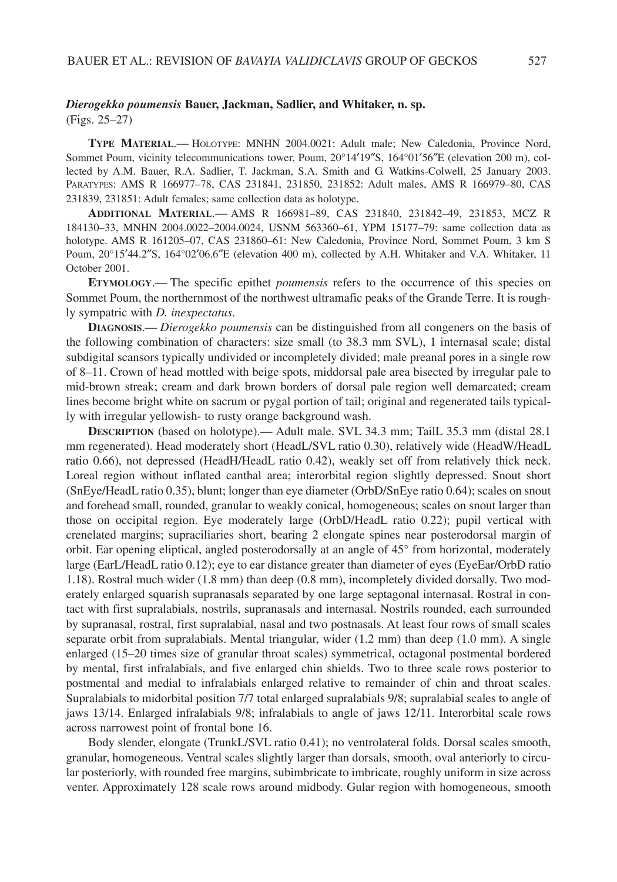### *Dierogekko poumensis* Bauer, Jackman, Sadlier, and Whitaker, n. sp.

(Figs. 25–27)

**TYPE MATERIAL**.— HOLOTYPE: MNHN 2004.0021: Adult male; New Caledonia, Province Nord, Sommet Poum, vicinity telecommunications tower, Poum, 20°14′19″S, 164°01′56″E (elevation 200 m), collected by A.M. Bauer, R.A. Sadlier, T. Jackman, S.A. Smith and G. Watkins-Colwell, 25 January 2003. PARATYPES: AMS R 166977–78, CAS 231841, 231850, 231852: Adult males, AMS R 166979–80, CAS 231839, 231851: Adult females; same collection data as holotype.

**ADDITIONAL MATERIAL**.— AMS R 166981–89, CAS 231840, 231842–49, 231853, MCZ R 184130–33, MNHN 2004.0022–2004.0024, USNM 563360–61, YPM 15177–79: same collection data as holotype. AMS R 161205–07, CAS 231860–61: New Caledonia, Province Nord, Sommet Poum, 3 km S Poum, 20°15′44.2″S, 164°02′06.6″E (elevation 400 m), collected by A.H. Whitaker and V.A. Whitaker, 11 October 2001.

**ETYMOLOGY**.— The specific epithet *poumensis* refers to the occurrence of this species on Sommet Poum, the northernmost of the northwest ultramafic peaks of the Grande Terre. It is roughly sympatric with *D. inexpectatus*.

**DIAGNOSIS**.— *Dierogekko poumensis* can be distinguished from all congeners on the basis of the following combination of characters: size small (to 38.3 mm SVL), 1 internasal scale; distal subdigital scansors typically undivided or incompletely divided; male preanal pores in a single row of 8–11. Crown of head mottled with beige spots, middorsal pale area bisected by irregular pale to mid-brown streak; cream and dark brown borders of dorsal pale region well demarcated; cream lines become bright white on sacrum or pygal portion of tail; original and regenerated tails typically with irregular yellowish- to rusty orange background wash.

**DESCRIPTION** (based on holotype).— Adult male. SVL 34.3 mm; TailL 35.3 mm (distal 28.1 mm regenerated). Head moderately short (HeadL/SVL ratio 0.30), relatively wide (HeadW/HeadL ratio 0.66), not depressed (HeadH/HeadL ratio 0.42), weakly set off from relatively thick neck. Loreal region without inflated canthal area; interorbital region slightly depressed. Snout short (SnEye/HeadL ratio 0.35), blunt; longer than eye diameter (OrbD/SnEye ratio 0.64); scales on snout and forehead small, rounded, granular to weakly conical, homogeneous; scales on snout larger than those on occipital region. Eye moderately large (OrbD/HeadL ratio 0.22); pupil vertical with crenelated margins; supraciliaries short, bearing 2 elongate spines near posterodorsal margin of orbit. Ear opening eliptical, angled posterodorsally at an angle of 45° from horizontal, moderately large (EarL/HeadL ratio 0.12); eye to ear distance greater than diameter of eyes (EyeEar/OrbD ratio 1.18). Rostral much wider (1.8 mm) than deep (0.8 mm), incompletely divided dorsally. Two moderately enlarged squarish supranasals separated by one large septagonal internasal. Rostral in contact with first supralabials, nostrils, supranasals and internasal. Nostrils rounded, each surrounded by supranasal, rostral, first supralabial, nasal and two postnasals. At least four rows of small scales separate orbit from supralabials. Mental triangular, wider (1.2 mm) than deep (1.0 mm). A single enlarged (15–20 times size of granular throat scales) symmetrical, octagonal postmental bordered by mental, first infralabials, and five enlarged chin shields. Two to three scale rows posterior to postmental and medial to infralabials enlarged relative to remainder of chin and throat scales. Supralabials to midorbital position 7/7 total enlarged supralabials 9/8; supralabial scales to angle of jaws 13/14. Enlarged infralabials 9/8; infralabials to angle of jaws 12/11. Interorbital scale rows across narrowest point of frontal bone 16.

Body slender, elongate (TrunkL/SVL ratio 0.41); no ventrolateral folds. Dorsal scales smooth, granular, homogeneous. Ventral scales slightly larger than dorsals, smooth, oval anteriorly to circular posteriorly, with rounded free margins, subimbricate to imbricate, roughly uniform in size across venter. Approximately 128 scale rows around midbody. Gular region with homogeneous, smooth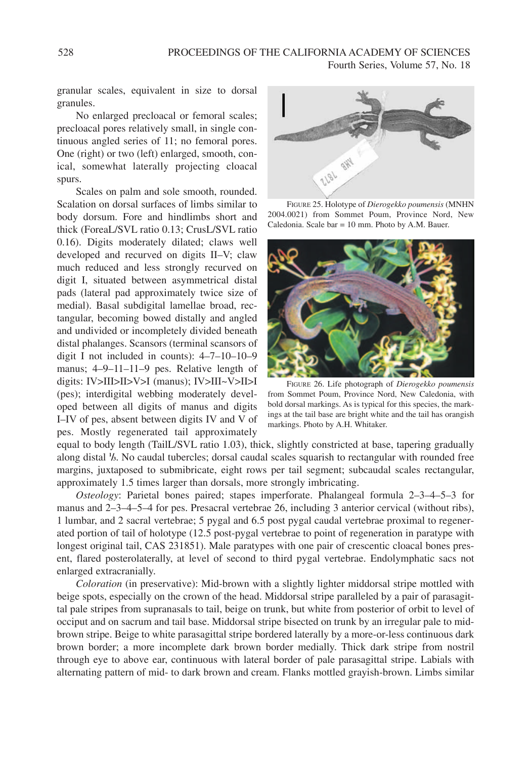granular scales, equivalent in size to dorsal granules.

No enlarged precloacal or femoral scales; precloacal pores relatively small, in single continuous angled series of 11; no femoral pores. One (right) or two (left) enlarged, smooth, conical, somewhat laterally projecting cloacal spurs.

Scales on palm and sole smooth, rounded. Scalation on dorsal surfaces of limbs similar to body dorsum. Fore and hindlimbs short and thick (ForeaL/SVL ratio 0.13; CrusL/SVL ratio 0.16). Digits moderately dilated; claws well developed and recurved on digits II–V; claw much reduced and less strongly recurved on digit I, situated between asymmetrical distal pads (lateral pad approximately twice size of medial). Basal subdigital lamellae broad, rectangular, becoming bowed distally and angled and undivided or incompletely divided beneath distal phalanges. Scansors (terminal scansors of digit I not included in counts): 4–7–10–10–9 manus; 4–9–11–11–9 pes. Relative length of digits: IV>III>II>V>I (manus); IV>III~V>II>I (pes); interdigital webbing moderately developed between all digits of manus and digits I–IV of pes, absent between digits IV and V of pes. Mostly regenerated tail approximately equal to body length (TailL/SVL ratio 1.03), thick, slightly constricted at base, tapering gradually along distal ⅓. No caudal tubercles; dorsal caudal scales squarish to rectangular with rounded free margins, juxtaposed to submibricate, eight rows per tail segment; subcaudal scales rectangular, approximately 1.5 times larger than dorsals, more strongly imbricating.

FIGURE 25. Holotype of *Dierogekko poumensis* (MNHN 2004.0021) from Sommet Poum, Province Nord, New Caledonia. Scale bar = 10 mm. Photo by A.M. Bauer.

FIGURE 26. Life photograph of *Dierogekko poumensis* from Sommet Poum, Province Nord, New Caledonia, with bold dorsal markings. As is typical for this species, the markings at the tail base are bright white and the tail has orangish markings. Photo by A.H. Whitaker.

*Osteology*: Parietal bones paired; stapes imperforate. Phalangeal formula 2–3–4–5–3 for manus and 2–3–4–5–4 for pes. Presacral vertebrae 26, including 3 anterior cervical (without ribs), 1 lumbar, and 2 sacral vertebrae; 5 pygal and 6.5 post pygal caudal vertebrae proximal to regenerated portion of tail of holotype (12.5 post-pygal vertebrae to point of regeneration in paratype with longest original tail, CAS 231851). Male paratypes with one pair of crescentic cloacal bones present, flared posterolaterally, at level of second to third pygal vertebrae. Endolymphatic sacs not enlarged extracranially.

*Coloration* (in preservative): Mid-brown with a slightly lighter middorsal stripe mottled with beige spots, especially on the crown of the head. Middorsal stripe paralleled by a pair of parasagittal pale stripes from supranasals to tail, beige on trunk, but white from posterior of orbit to level of occiput and on sacrum and tail base. Middorsal stripe bisected on trunk by an irregular pale to mid-brown stripe. Beige to white parasagittal stripe bordered laterally by a more-or-less continuous dark brown border; a more incomplete dark brown border medially. Thick dark stripe from nostril through eye to above ear, continuous with lateral border of pale parasagittal stripe. Labials with alternating pattern of mid- to dark brown and cream. Flanks mottled grayish-brown. Limbs similar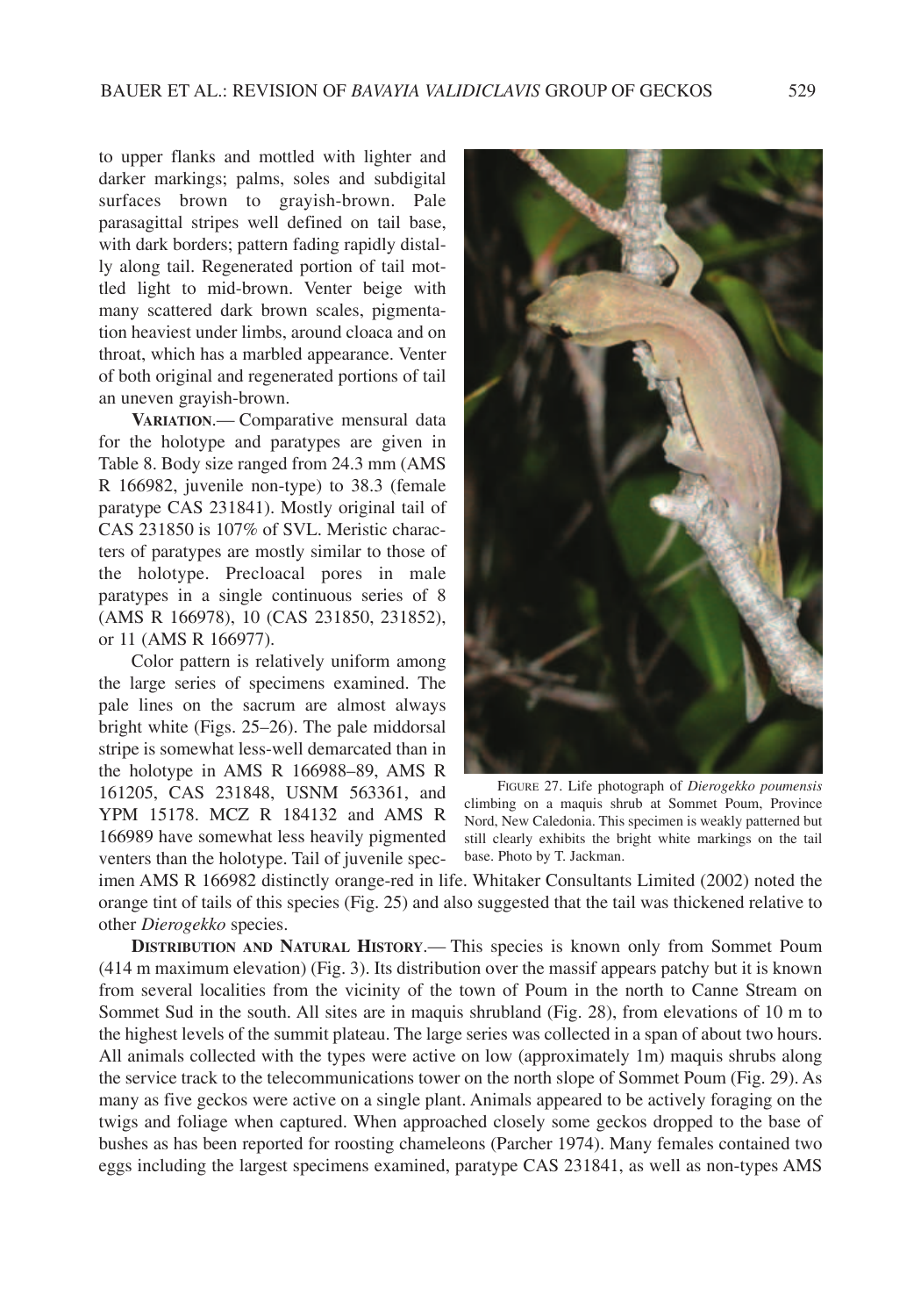to upper flanks and mottled with lighter and darker markings; palms, soles and subdigital surfaces brown to grayish-brown. Pale parasagittal stripes well defined on tail base, with dark borders; pattern fading rapidly distally along tail. Regenerated portion of tail mottled light to mid-brown. Venter beige with many scattered dark brown scales, pigmentation heaviest under limbs, around cloaca and on throat, which has a marbled appearance. Venter of both original and regenerated portions of tail an uneven grayish-brown.

**VARIATION**.— Comparative mensural data for the holotype and paratypes are given in Table 8. Body size ranged from 24.3 mm (AMS R 166982, juvenile non-type) to 38.3 (female paratype CAS 231841). Mostly original tail of CAS 231850 is 107% of SVL. Meristic characters of paratypes are mostly similar to those of the holotype. Precloacal pores in male paratypes in a single continuous series of 8 (AMS R 166978), 10 (CAS 231850, 231852), or 11 (AMS R 166977).

Color pattern is relatively uniform among the large series of specimens examined. The pale lines on the sacrum are almost always bright white (Figs. 25–26). The pale middorsal stripe is somewhat less-well demarcated than in the holotype in AMS R 166988–89, AMS R 161205, CAS 231848, USNM 563361, and YPM 15178. MCZ R 184132 and AMS R 166989 have somewhat less heavily pigmented venters than the holotype. Tail of juvenile specimen AMS R 166982 distinctly orange-red in life. Whitaker Consultants Limited (2002) noted the orange tint of tails of this species (Fig. 25) and also suggested that the tail was thickened relative to other *Dierogekko* species.

FIGURE 27. Life photograph of *Dierogekko poumensis* climbing on a maquis shrub at Sommet Poum, Province Nord, New Caledonia. This specimen is weakly patterned but still clearly exhibits the bright white markings on the tail base. Photo by T. Jackman.

**DISTRIBUTION AND NATURAL HISTORY**.— This species is known only from Sommet Poum (414 m maximum elevation) (Fig. 3). Its distribution over the massif appears patchy but it is known from several localities from the vicinity of the town of Poum in the north to Canne Stream on Sommet Sud in the south. All sites are in maquis shrubland (Fig. 28), from elevations of 10 m to the highest levels of the summit plateau. The large series was collected in a span of about two hours. All animals collected with the types were active on low (approximately 1m) maquis shrubs along the service track to the telecommunications tower on the north slope of Sommet Poum (Fig. 29). As many as five geckos were active on a single plant. Animals appeared to be actively foraging on the twigs and foliage when captured. When approached closely some geckos dropped to the base of bushes as has been reported for roosting chameleons (Parcher 1974). Many females contained two eggs including the largest specimens examined, paratype CAS 231841, as well as non-types AMS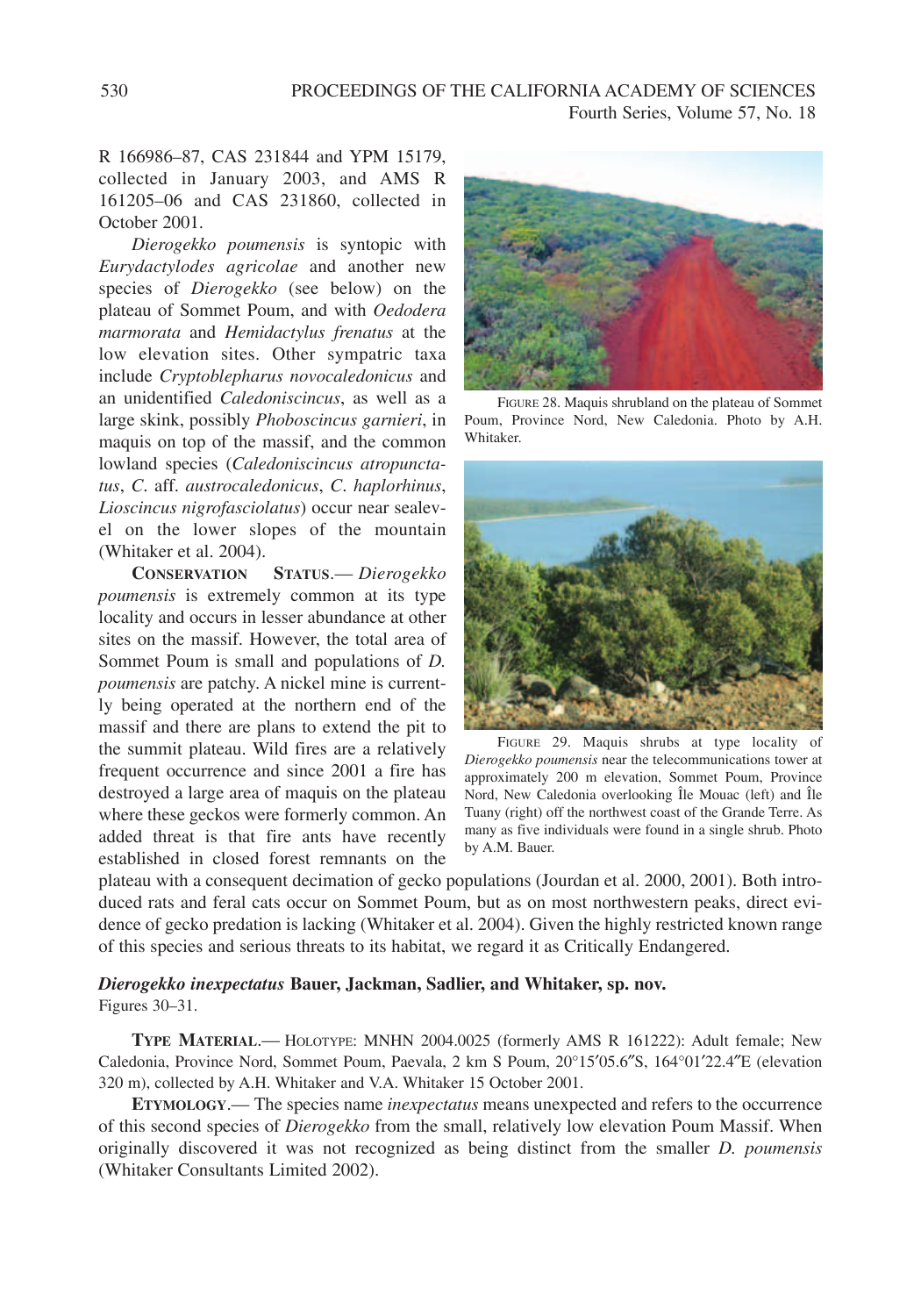R 166986–87, CAS 231844 and YPM 15179, collected in January 2003, and AMS R 161205–06 and CAS 231860, collected in October 2001.

*Dierogekko poumensis* is syntopic with *Eurydactylodes agricolae* and another new species of *Dierogekko* (see below) on the plateau of Sommet Poum, and with *Oedodera marmorata* and *Hemidactylus frenatus* at the low elevation sites. Other sympatric taxa include *Cryptoblepharus novocaledonicus* and an unidentified *Caledoniscincus*, as well as a large skink, possibly *Phoboscincus garnieri*, in maquis on top of the massif, and the common lowland species (*Caledoniscincus atropunctatus*, *C.* aff. *austrocaledonicus*, *C. haplorhinus*, *Lioscincus nigrofasciolatus*) occur near sealevel on the lower slopes of the mountain (Whitaker et al. 2004).

**Conservation Status**.— *Dierogekko poumensis* is extremely common at its type locality and occurs in lesser abundance at other sites on the massif. However, the total area of Sommet Poum is small and populations of *D. poumensis* are patchy. A nickel mine is currently being operated at the northern end of the massif and there are plans to extend the pit to the summit plateau. Wild fires are a relatively frequent occurrence and since 2001 a fire has destroyed a large area of maquis on the plateau where these geckos were formerly common. An added threat is that fire ants have recently established in closed forest remnants on the plateau with a consequent decimation of gecko populations (Jourdan et al. 2000, 2001). Both introduced rats and feral cats occur on Sommet Poum, but as on most northwestern peaks, direct evidence of gecko predation is lacking (Whitaker et al. 2004). Given the highly restricted known range of this species and serious threats to its habitat, we regard it as Critically Endangered.

FIGURE 28. Maquis shrubland on the plateau of Sommet Poum, Province Nord, New Caledonia. Photo by A.H. Whitaker.

FIGURE 29. Maquis shrubs at type locality of *Dierogekko poumensis* near the telecommunications tower at approximately 200 m elevation, Sommet Poum, Province Nord, New Caledonia overlooking Île Mouac (left) and Île Tuany (right) off the northwest coast of the Grande Terre. As many as five individuals were found in a single shrub. Photo by A.M. Bauer.

### *Dierogekko inexpectatus* Bauer, Jackman, Sadlier, and Whitaker, sp. nov.

Figures 30–31.

**Type Material**.— Holotype: MNHN 2004.0025 (formerly AMS R 161222): Adult female; New Caledonia, Province Nord, Sommet Poum, Paevala, 2 km S Poum, 20°15′05.6″S, 164°01′22.4″E (elevation 320 m), collected by A.H. Whitaker and V.A. Whitaker 15 October 2001.

**Etymology**.— The species name *inexpectatus* means unexpected and refers to the occurrence of this second species of *Dierogekko* from the small, relatively low elevation Poum Massif. When originally discovered it was not recognized as being distinct from the smaller *D. poumensis* (Whitaker Consultants Limited 2002).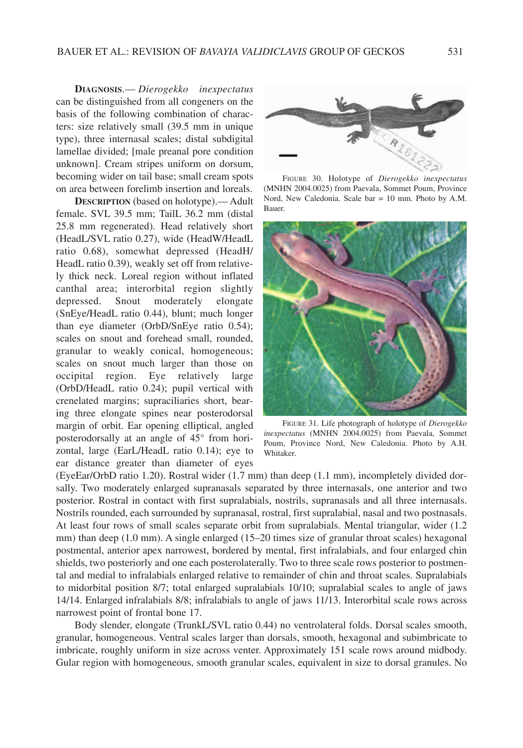**DIAGNOSIS**.— *Dierogekko inexpectatus* can be distinguished from all congeners on the basis of the following combination of characters: size relatively small (39.5 mm in unique type), three internasal scales; distal subdigital lamellae divided; [male preanal pore condition unknown]. Cream stripes uniform on dorsum, becoming wider on tail base; small cream spots on area between forelimb insertion and loreals.

**DESCRIPTION** (based on holotype).— Adult female. SVL 39.5 mm; TailL 36.2 mm (distal 25.8 mm regenerated). Head relatively short (HeadL/SVL ratio 0.27), wide (HeadW/HeadL ratio 0.68), somewhat depressed (HeadH/HeadL ratio 0.39), weakly set off from relatively thick neck. Loreal region without inflated canthal area; interorbital region slightly depressed. Snout moderately elongate (SnEye/HeadL ratio 0.44), blunt; much longer than eye diameter (OrbD/SnEye ratio 0.54); scales on snout and forehead small, rounded, granular to weakly conical, homogeneous; scales on snout much larger than those on occipital region. Eye relatively large (OrbD/HeadL ratio 0.24); pupil vertical with crenelated margins; supraciliaries short, bearing three elongate spines near posterodorsal margin of orbit. Ear opening elliptical, angled posterodorsally at an angle of 45° from horizontal, large (EarL/HeadL ratio 0.14); eye to ear distance greater than diameter of eyes (EyeEar/OrbD ratio 1.20). Rostral wider (1.7 mm) than deep (1.1 mm), incompletely divided dorsally. Two moderately enlarged supranasals separated by three internasals, one anterior and two posterior. Rostral in contact with first supralabials, nostrils, supranasals and all three internasals. Nostrils rounded, each surrounded by supranasal, rostral, first supralabial, nasal and two postnasals. At least four rows of small scales separate orbit from supralabials. Mental triangular, wider (1.2 mm) than deep (1.0 mm). A single enlarged (15–20 times size of granular throat scales) hexagonal postmental, anterior apex narrowest, bordered by mental, first infralabials, and four enlarged chin shields, two posteriorly and one each posterolaterally. Two to three scale rows posterior to postmental and medial to infralabials enlarged relative to remainder of chin and throat scales. Supralabials to midorbital position 8/7; total enlarged supralabials 10/10; supralabial scales to angle of jaws 14/14. Enlarged infralabials 8/8; infralabials to angle of jaws 11/13. Interorbital scale rows across narrowest point of frontal bone 17.

FIGURE 30. Holotype of *Dierogekko inexpectatus* (MNHN 2004.0025) from Paevala, Sommet Poum, Province Nord, New Caledonia. Scale bar = 10 mm. Photo by A.M. Bauer.

FIGURE 31. Life photograph of holotype of *Dierogekko inexpectatus* (MNHN 2004.0025) from Paevala, Sommet Poum, Province Nord, New Caledonia. Photo by A.H. Whitaker.

Body slender, elongate (TrunkL/SVL ratio 0.44) no ventrolateral folds. Dorsal scales smooth, granular, homogeneous. Ventral scales larger than dorsals, smooth, hexagonal and subimbricate to imbricate, roughly uniform in size across venter. Approximately 151 scale rows around midbody. Gular region with homogeneous, smooth granular scales, equivalent in size to dorsal granules. No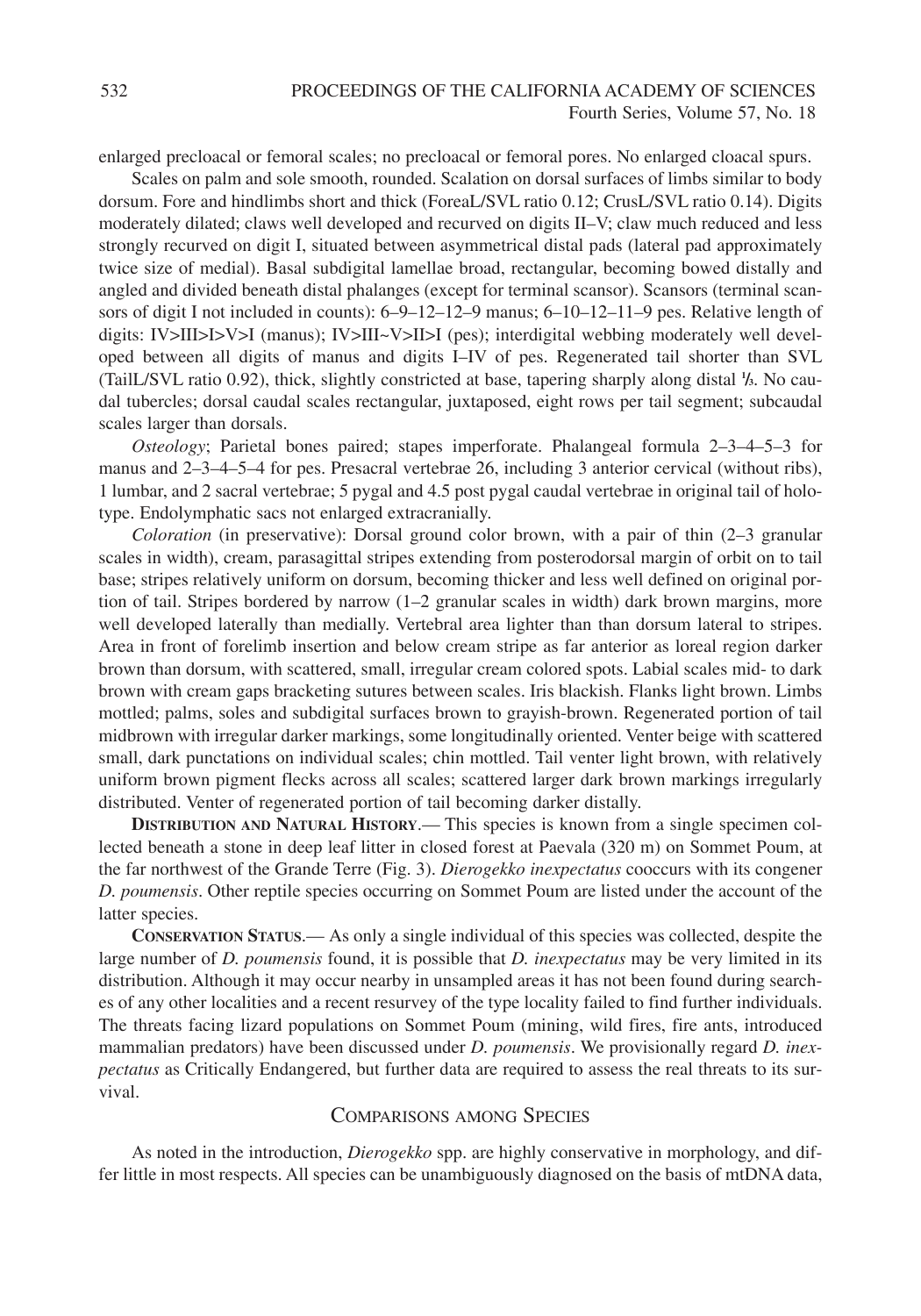enlarged precloacal or femoral scales; no precloacal or femoral pores. No enlarged cloacal spurs.

Scales on palm and sole smooth, rounded. Scalation on dorsal surfaces of limbs similar to body dorsum. Fore and hindlimbs short and thick (ForeaL/SVL ratio 0.12; CrusL/SVL ratio 0.14). Digits moderately dilated; claws well developed and recurved on digits II–V; claw much reduced and less strongly recurved on digit I, situated between asymmetrical distal pads (lateral pad approximately twice size of medial). Basal subdigital lamellae broad, rectangular, becoming bowed distally and angled and divided beneath distal phalanges (except for terminal scansor). Scansors (terminal scansors of digit I not included in counts): 6–9–12–12–9 manus; 6–10–12–11–9 pes. Relative length of digits: IV>III>I>V>I (manus); IV>III~V>II>I (pes); interdigital webbing moderately well developed between all digits of manus and digits I–IV of pes. Regenerated tail shorter than SVL (TailL/SVL ratio 0.92), thick, slightly constricted at base, tapering sharply along distal ⅓. No caudal tubercles; dorsal caudal scales rectangular, juxtaposed, eight rows per tail segment; subcaudal scales larger than dorsals.

*Osteology*; Parietal bones paired; stapes imperforate. Phalangeal formula 2–3–4–5–3 for manus and 2–3–4–5–4 for pes. Presacral vertebrae 26, including 3 anterior cervical (without ribs), 1 lumbar, and 2 sacral vertebrae; 5 pygal and 4.5 post pygal caudal vertebrae in original tail of holotype. Endolymphatic sacs not enlarged extracranially.

*Coloration* (in preservative): Dorsal ground color brown, with a pair of thin (2–3 granular scales in width), cream, parasagittal stripes extending from posterodorsal margin of orbit on to tail base; stripes relatively uniform on dorsum, becoming thicker and less well defined on original portion of tail. Stripes bordered by narrow (1–2 granular scales in width) dark brown margins, more well developed laterally than medially. Vertebral area lighter than than dorsum lateral to stripes. Area in front of forelimb insertion and below cream stripe as far anterior as loreal region darker brown than dorsum, with scattered, small, irregular cream colored spots. Labial scales mid- to dark brown with cream gaps bracketing sutures between scales. Iris blackish. Flanks light brown. Limbs mottled; palms, soles and subdigital surfaces brown to grayish-brown. Regenerated portion of tail midbrown with irregular darker markings, some longitudinally oriented. Venter beige with scattered small, dark punctations on individual scales; chin mottled. Tail venter light brown, with relatively uniform brown pigment flecks across all scales; scattered larger dark brown markings irregularly distributed. Venter of regenerated portion of tail becoming darker distally.

**Distribution and Natural History**.— This species is known from a single specimen collected beneath a stone in deep leaf litter in closed forest at Paevala (320 m) on Sommet Poum, at the far northwest of the Grande Terre (Fig. 3). *Dierogekko inexpectatus* cooccurs with its congener *D. poumensis*. Other reptile species occurring on Sommet Poum are listed under the account of the latter species.

**Conservation Status**.— As only a single individual of this species was collected, despite the large number of *D. poumensis* found, it is possible that *D. inexpectatus* may be very limited in its distribution. Although it may occur nearby in unsampled areas it has not been found during searches of any other localities and a recent resurvey of the type locality failed to find further individuals. The threats facing lizard populations on Sommet Poum (mining, wild fires, fire ants, introduced mammalian predators) have been discussed under *D. poumensis*. We provisionally regard *D. inexpectatus* as Critically Endangered, but further data are required to assess the real threats to its survival.

## Comparisons among Species

As noted in the introduction, *Dierogekko* spp. are highly conservative in morphology, and differ little in most respects. All species can be unambiguously diagnosed on the basis of mtDNA data,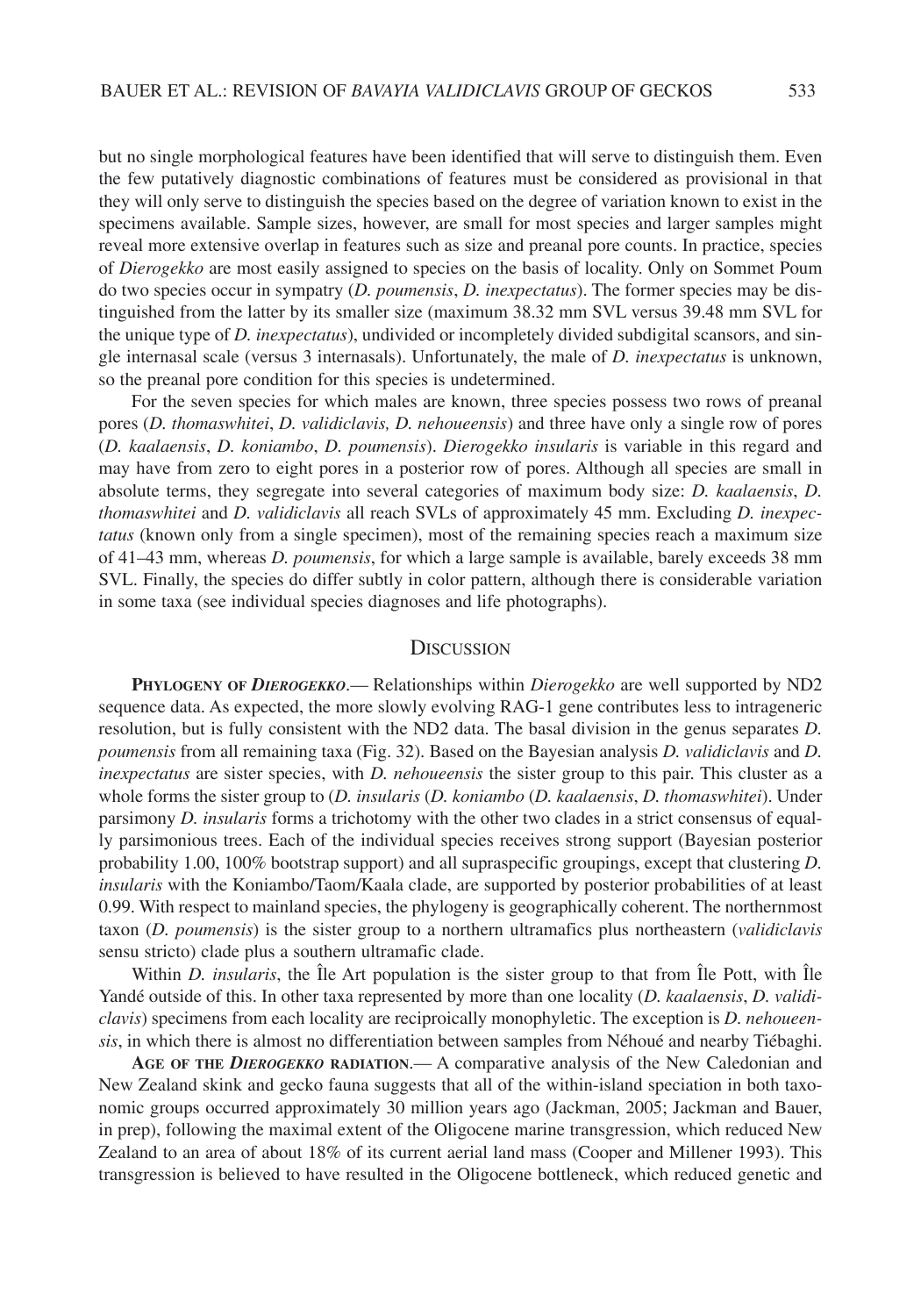but no single morphological features have been identified that will serve to distinguish them. Even the few putatively diagnostic combinations of features must be considered as provisional in that they will only serve to distinguish the species based on the degree of variation known to exist in the specimens available. Sample sizes, however, are small for most species and larger samples might reveal more extensive overlap in features such as size and preanal pore counts. In practice, species of *Dierogekko* are most easily assigned to species on the basis of locality. Only on Sommet Poum do two species occur in sympatry (*D. poumensis*, *D. inexpectatus*). The former species may be distinguished from the latter by its smaller size (maximum 38.32 mm SVL versus 39.48 mm SVL for the unique type of *D. inexpectatus*), undivided or incompletely divided subdigital scansors, and single internasal scale (versus 3 internasals). Unfortunately, the male of *D. inexpectatus* is unknown, so the preanal pore condition for this species is undetermined.

For the seven species for which males are known, three species possess two rows of preanal pores (*D. thomaswhitei*, *D. validiclavis, D. nehoueensis*) and three have only a single row of pores (*D. kaalaensis*, *D. koniambo*, *D. poumensis*). *Dierogekko insularis* is variable in this regard and may have from zero to eight pores in a posterior row of pores. Although all species are small in absolute terms, they segregate into several categories of maximum body size: *D. kaalaensis*, *D. thomaswhitei* and *D. validiclavis* all reach SVLs of approximately 45 mm. Excluding *D. inexpectatus* (known only from a single specimen), most of the remaining species reach a maximum size of 41–43 mm, whereas *D. poumensis*, for which a large sample is available, barely exceeds 38 mm SVL. Finally, the species do differ subtly in color pattern, although there is considerable variation in some taxa (see individual species diagnoses and life photographs).

## Discussion

**Phylogeny of *Dierogekko*.**— Relationships within *Dierogekko* are well supported by ND2 sequence data. As expected, the more slowly evolving RAG-1 gene contributes less to intrageneric resolution, but is fully consistent with the ND2 data. The basal division in the genus separates *D. poumensis* from all remaining taxa (Fig. 32). Based on the Bayesian analysis *D. validiclavis* and *D. inexpectatus* are sister species, with *D. nehoueensis* the sister group to this pair. This cluster as a whole forms the sister group to (*D. insularis* (*D. koniambo* (*D. kaalaensis*, *D. thomaswhitei*). Under parsimony *D. insularis* forms a trichotomy with the other two clades in a strict consensus of equally parsimonious trees. Each of the individual species receives strong support (Bayesian posterior probability 1.00, 100% bootstrap support) and all supraspecific groupings, except that clustering *D. insularis* with the Koniambo/Taom/Kaala clade, are supported by posterior probabilities of at least 0.99. With respect to mainland species, the phylogeny is geographically coherent. The northernmost taxon (*D. poumensis*) is the sister group to a northern ultramafics plus northeastern (*validiclavis* sensu stricto) clade plus a southern ultramafic clade.

Within *D. insularis*, the Île Art population is the sister group to that from Île Pott, with Île Yandé outside of this. In other taxa represented by more than one locality (*D. kaalaensis*, *D. validiclavis*) specimens from each locality are reciproically monophyletic. The exception is *D. nehoueensis*, in which there is almost no differentiation between samples from Néhoué and nearby Tiébaghi.

**Age of the *Dierogekko* radiation.**— A comparative analysis of the New Caledonian and New Zealand skink and gecko fauna suggests that all of the within-island speciation in both taxonomic groups occurred approximately 30 million years ago (Jackman, 2005; Jackman and Bauer, in prep), following the maximal extent of the Oligocene marine transgression, which reduced New Zealand to an area of about 18% of its current aerial land mass (Cooper and Millener 1993). This transgression is believed to have resulted in the Oligocene bottleneck, which reduced genetic and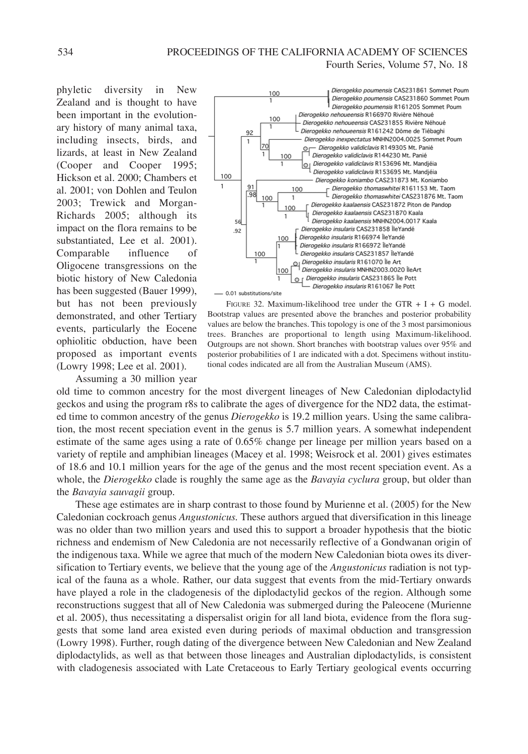phyletic diversity in New Zealand and is thought to have been important in the evolutionary history of many animal taxa, including insects, birds, and lizards, at least in New Zealand (Cooper and Cooper 1995; Hickson et al. 2000; Chambers et al. 2001; von Dohlen and Teulon 2003; Trewick and Morgan-Richards 2005; although its impact on the flora remains to be substantiated, Lee et al. 2001). Comparable influence of Oligocene transgressions on the biotic history of New Caledonia has been suggested (Bauer 1999), but has not been previously demonstrated, and other Tertiary events, particularly the Eocene ophiolitic obduction, have been proposed as important events (Lowry 1998; Lee et al. 2001).

FIGURE 32. Maximum-likelihood tree under the GTR + I + G model. Bootstrap values are presented above the branches and posterior probability values are below the branches. This topology is one of the 3 most parsimonious trees. Branches are proportional to length using Maximum-likelihood. Outgroups are not shown. Short branches with bootstrap values over 95% and posterior probabilities of 1 are indicated with a dot. Specimens without institutional codes indicated are all from the Australian Museum (AMS).

Assuming a 30 million year old time to common ancestry for the most divergent lineages of New Caledonian diplodactylid geckos and using the program r8s to calibrate the ages of divergence for the ND2 data, the estimated time to common ancestry of the genus *Dierogekko* is 19.2 million years. Using the same calibration, the most recent speciation event in the genus is 5.7 million years. A somewhat independent estimate of the same ages using a rate of 0.65% change per lineage per million years based on a variety of reptile and amphibian lineages (Macey et al. 1998; Weisrock et al. 2001) gives estimates of 18.6 and 10.1 million years for the age of the genus and the most recent speciation event. As a whole, the *Dierogekko* clade is roughly the same age as the *Bavayia cyclura* group, but older than the *Bavayia sauvagii* group.

These age estimates are in sharp contrast to those found by Murienne et al. (2005) for the New Caledonian cockroach genus *Angustonicus.* These authors argued that diversification in this lineage was no older than two million years and used this to support a broader hypothesis that the biotic richness and endemism of New Caledonia are not necessarily reflective of a Gondwanan origin of the indigenous taxa. While we agree that much of the modern New Caledonian biota owes its diversification to Tertiary events, we believe that the young age of the *Angustonicus* radiation is not typical of the fauna as a whole. Rather, our data suggest that events from the mid-Tertiary onwards have played a role in the cladogenesis of the diplodactylid geckos of the region. Although some reconstructions suggest that all of New Caledonia was submerged during the Paleocene (Murienne et al. 2005), thus necessitating a dispersalist origin for all land biota, evidence from the flora suggests that some land area existed even during periods of maximal obduction and transgression (Lowry 1998). Further, rough dating of the divergence between New Caledonian and New Zealand diplodactylids, as well as that between those lineages and Australian diplodactylids, is consistent with cladogenesis associated with Late Cretaceous to Early Tertiary geological events occurring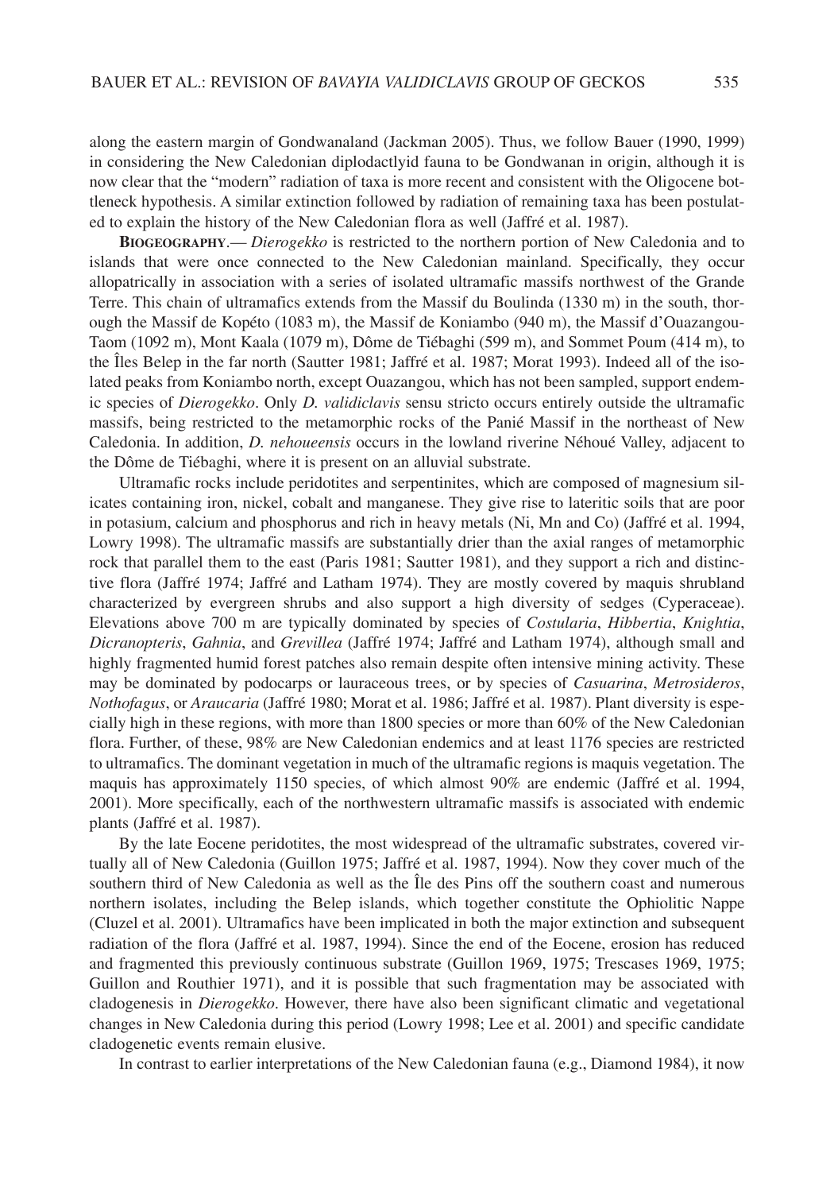along the eastern margin of Gondwanaland (Jackman 2005). Thus, we follow Bauer (1990, 1999) in considering the New Caledonian diplodactlyid fauna to be Gondwanan in origin, although it is now clear that the "modern" radiation of taxa is more recent and consistent with the Oligocene bottleneck hypothesis. A similar extinction followed by radiation of remaining taxa has been postulated to explain the history of the New Caledonian flora as well (Jaffré et al. 1987).

**BIOGEOGRAPHY**.— *Dierogekko* is restricted to the northern portion of New Caledonia and to islands that were once connected to the New Caledonian mainland. Specifically, they occur allopatrically in association with a series of isolated ultramafic massifs northwest of the Grande Terre. This chain of ultramafics extends from the Massif du Boulinda (1330 m) in the south, thorough the Massif de Kopéto (1083 m), the Massif de Koniambo (940 m), the Massif d'Ouazangou-Taom (1092 m), Mont Kaala (1079 m), Dôme de Tiébaghi (599 m), and Sommet Poum (414 m), to the Îles Belep in the far north (Sautter 1981; Jaffré et al. 1987; Morat 1993). Indeed all of the isolated peaks from Koniambo north, except Ouazangou, which has not been sampled, support endemic species of *Dierogekko*. Only *D. validiclavis* sensu stricto occurs entirely outside the ultramafic massifs, being restricted to the metamorphic rocks of the Panié Massif in the northeast of New Caledonia. In addition, *D. nehoueensis* occurs in the lowland riverine Néhoué Valley, adjacent to the Dôme de Tiébaghi, where it is present on an alluvial substrate.

Ultramafic rocks include peridotites and serpentinites, which are composed of magnesium silicates containing iron, nickel, cobalt and manganese. They give rise to lateritic soils that are poor in potasium, calcium and phosphorus and rich in heavy metals (Ni, Mn and Co) (Jaffré et al. 1994, Lowry 1998). The ultramafic massifs are substantially drier than the axial ranges of metamorphic rock that parallel them to the east (Paris 1981; Sautter 1981), and they support a rich and distinctive flora (Jaffré 1974; Jaffré and Latham 1974). They are mostly covered by maquis shrubland characterized by evergreen shrubs and also support a high diversity of sedges (Cyperaceae). Elevations above 700 m are typically dominated by species of *Costularia*, *Hibbertia*, *Knightia*, *Dicranopteris*, *Gahnia*, and *Grevillea* (Jaffré 1974; Jaffré and Latham 1974), although small and highly fragmented humid forest patches also remain despite often intensive mining activity. These may be dominated by podocarps or lauraceous trees, or by species of *Casuarina*, *Metrosideros*, *Nothofagus*, or *Araucaria* (Jaffré 1980; Morat et al. 1986; Jaffré et al. 1987). Plant diversity is especially high in these regions, with more than 1800 species or more than 60% of the New Caledonian flora. Further, of these, 98% are New Caledonian endemics and at least 1176 species are restricted to ultramafics. The dominant vegetation in much of the ultramafic regions is maquis vegetation. The maquis has approximately 1150 species, of which almost 90% are endemic (Jaffré et al. 1994, 2001). More specifically, each of the northwestern ultramafic massifs is associated with endemic plants (Jaffré et al. 1987).

By the late Eocene peridotites, the most widespread of the ultramafic substrates, covered virtually all of New Caledonia (Guillon 1975; Jaffré et al. 1987, 1994). Now they cover much of the southern third of New Caledonia as well as the Île des Pins off the southern coast and numerous northern isolates, including the Belep islands, which together constitute the Ophiolitic Nappe (Cluzel et al. 2001). Ultramafics have been implicated in both the major extinction and subsequent radiation of the flora (Jaffré et al. 1987, 1994). Since the end of the Eocene, erosion has reduced and fragmented this previously continuous substrate (Guillon 1969, 1975; Trescases 1969, 1975; Guillon and Routhier 1971), and it is possible that such fragmentation may be associated with cladogenesis in *Dierogekko*. However, there have also been significant climatic and vegetational changes in New Caledonia during this period (Lowry 1998; Lee et al. 2001) and specific candidate cladogenetic events remain elusive.

In contrast to earlier interpretations of the New Caledonian fauna (e.g., Diamond 1984), it now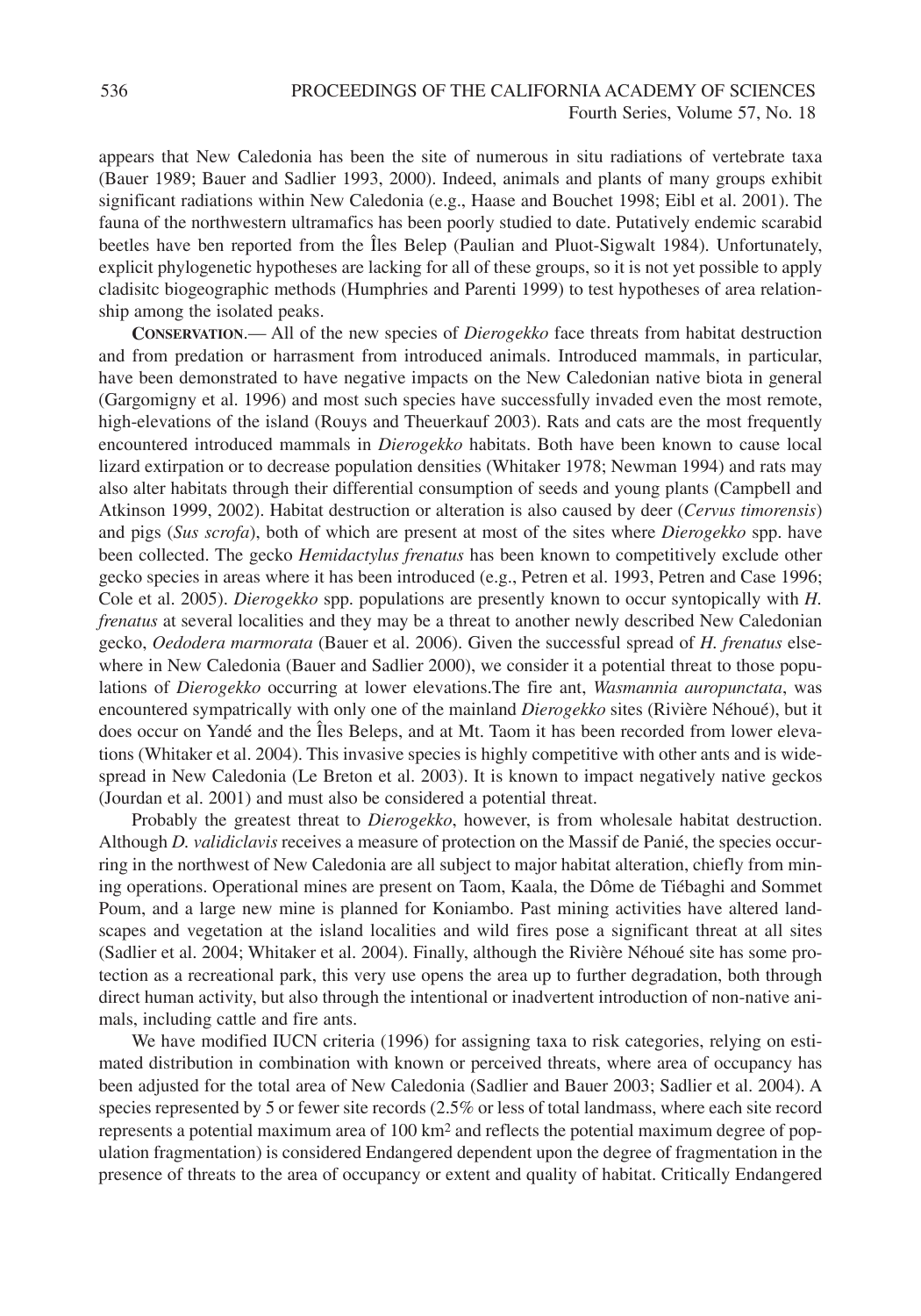appears that New Caledonia has been the site of numerous in situ radiations of vertebrate taxa (Bauer 1989; Bauer and Sadlier 1993, 2000). Indeed, animals and plants of many groups exhibit significant radiations within New Caledonia (e.g., Haase and Bouchet 1998; Eibl et al. 2001). The fauna of the northwestern ultramafics has been poorly studied to date. Putatively endemic scarabid beetles have ben reported from the Îles Belep (Paulian and Pluot-Sigwalt 1984). Unfortunately, explicit phylogenetic hypotheses are lacking for all of these groups, so it is not yet possible to apply cladisitc biogeographic methods (Humphries and Parenti 1999) to test hypotheses of area relationship among the isolated peaks.

**CONSERVATION**.— All of the new species of *Dierogekko* face threats from habitat destruction and from predation or harrasment from introduced animals. Introduced mammals, in particular, have been demonstrated to have negative impacts on the New Caledonian native biota in general (Gargomigny et al. 1996) and most such species have successfully invaded even the most remote, high-elevations of the island (Rouys and Theuerkauf 2003). Rats and cats are the most frequently encountered introduced mammals in *Dierogekko* habitats. Both have been known to cause local lizard extirpation or to decrease population densities (Whitaker 1978; Newman 1994) and rats may also alter habitats through their differential consumption of seeds and young plants (Campbell and Atkinson 1999, 2002). Habitat destruction or alteration is also caused by deer (*Cervus timorensis*) and pigs (*Sus scrofa*), both of which are present at most of the sites where *Dierogekko* spp. have been collected. The gecko *Hemidactylus frenatus* has been known to competitively exclude other gecko species in areas where it has been introduced (e.g., Petren et al. 1993, Petren and Case 1996; Cole et al. 2005). *Dierogekko* spp. populations are presently known to occur syntopically with *H. frenatus* at several localities and they may be a threat to another newly described New Caledonian gecko, *Oedodera marmorata* (Bauer et al. 2006). Given the successful spread of *H. frenatus* elsewhere in New Caledonia (Bauer and Sadlier 2000), we consider it a potential threat to those populations of *Dierogekko* occurring at lower elevations.The fire ant, *Wasmannia auropunctata*, was encountered sympatrically with only one of the mainland *Dierogekko* sites (Rivière Néhoué), but it does occur on Yandé and the Îles Beleps, and at Mt. Taom it has been recorded from lower elevations (Whitaker et al. 2004). This invasive species is highly competitive with other ants and is widespread in New Caledonia (Le Breton et al. 2003). It is known to impact negatively native geckos (Jourdan et al. 2001) and must also be considered a potential threat.

Probably the greatest threat to *Dierogekko*, however, is from wholesale habitat destruction. Although *D. validiclavis* receives a measure of protection on the Massif de Panié, the species occurring in the northwest of New Caledonia are all subject to major habitat alteration, chiefly from mining operations. Operational mines are present on Taom, Kaala, the Dôme de Tiébaghi and Sommet Poum, and a large new mine is planned for Koniambo. Past mining activities have altered landscapes and vegetation at the island localities and wild fires pose a significant threat at all sites (Sadlier et al. 2004; Whitaker et al. 2004). Finally, although the Rivière Néhoué site has some protection as a recreational park, this very use opens the area up to further degradation, both through direct human activity, but also through the intentional or inadvertent introduction of non-native animals, including cattle and fire ants.

We have modified IUCN criteria (1996) for assigning taxa to risk categories, relying on estimated distribution in combination with known or perceived threats, where area of occupancy has been adjusted for the total area of New Caledonia (Sadlier and Bauer 2003; Sadlier et al. 2004). A species represented by 5 or fewer site records (2.5% or less of total landmass, where each site record represents a potential maximum area of 100 km$^2$ and reflects the potential maximum degree of population fragmentation) is considered Endangered dependent upon the degree of fragmentation in the presence of threats to the area of occupancy or extent and quality of habitat. Critically Endangered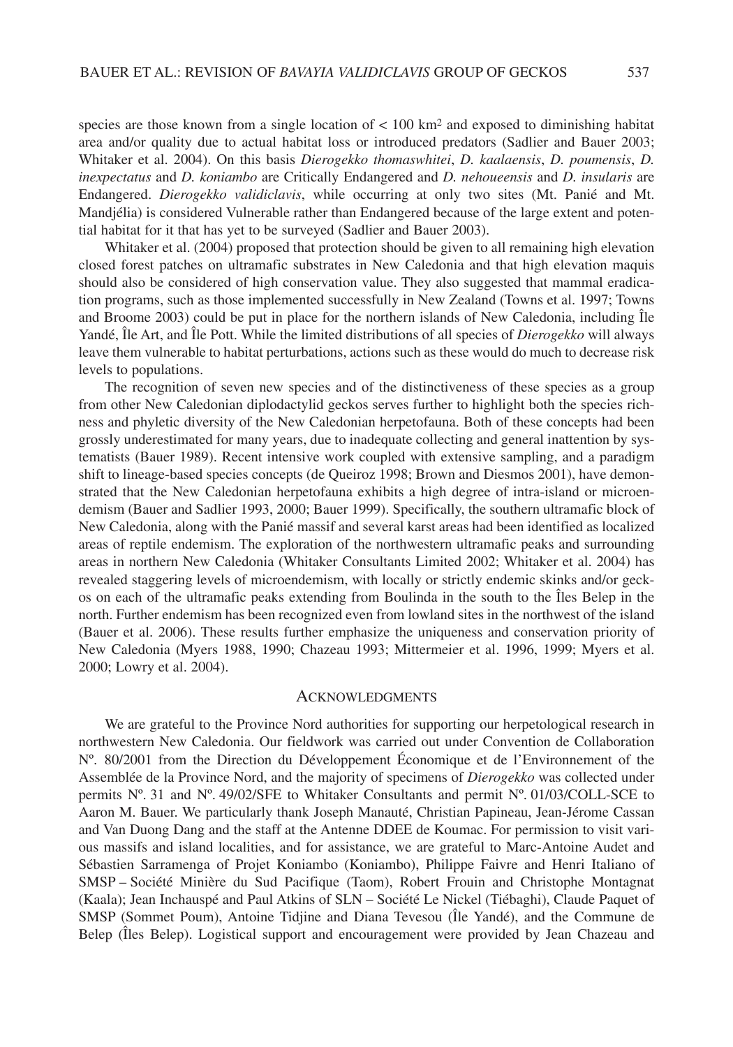species are those known from a single location of < 100 km$^2$ and exposed to diminishing habitat area and/or quality due to actual habitat loss or introduced predators (Sadlier and Bauer 2003; Whitaker et al. 2004). On this basis *Dierogekko thomaswhitei*, *D. kaalaensis*, *D. poumensis*, *D. inexpectatus* and *D. koniambo* are Critically Endangered and *D. nehoueensis* and *D. insularis* are Endangered. *Dierogekko validiclavis*, while occurring at only two sites (Mt. Panié and Mt. Mandjélia) is considered Vulnerable rather than Endangered because of the large extent and potential habitat for it that has yet to be surveyed (Sadlier and Bauer 2003).

Whitaker et al. (2004) proposed that protection should be given to all remaining high elevation closed forest patches on ultramafic substrates in New Caledonia and that high elevation maquis should also be considered of high conservation value. They also suggested that mammal eradication programs, such as those implemented successfully in New Zealand (Towns et al. 1997; Towns and Broome 2003) could be put in place for the northern islands of New Caledonia, including Île Yandé, Île Art, and Île Pott. While the limited distributions of all species of *Dierogekko* will always leave them vulnerable to habitat perturbations, actions such as these would do much to decrease risk levels to populations.

The recognition of seven new species and of the distinctiveness of these species as a group from other New Caledonian diplodactylid geckos serves further to highlight both the species richness and phyletic diversity of the New Caledonian herpetofauna. Both of these concepts had been grossly underestimated for many years, due to inadequate collecting and general inattention by systematists (Bauer 1989). Recent intensive work coupled with extensive sampling, and a paradigm shift to lineage-based species concepts (de Queiroz 1998; Brown and Diesmos 2001), have demonstrated that the New Caledonian herpetofauna exhibits a high degree of intra-island or microendemism (Bauer and Sadlier 1993, 2000; Bauer 1999). Specifically, the southern ultramafic block of New Caledonia, along with the Panié massif and several karst areas had been identified as localized areas of reptile endemism. The exploration of the northwestern ultramafic peaks and surrounding areas in northern New Caledonia (Whitaker Consultants Limited 2002; Whitaker et al. 2004) has revealed staggering levels of microendemism, with locally or strictly endemic skinks and/or geckos on each of the ultramafic peaks extending from Boulinda in the south to the Îles Belep in the north. Further endemism has been recognized even from lowland sites in the northwest of the island (Bauer et al. 2006). These results further emphasize the uniqueness and conservation priority of New Caledonia (Myers 1988, 1990; Chazeau 1993; Mittermeier et al. 1996, 1999; Myers et al. 2000; Lowry et al. 2004).

## Acknowledgments

We are grateful to the Province Nord authorities for supporting our herpetological research in northwestern New Caledonia. Our fieldwork was carried out under Convention de Collaboration Nº. 80/2001 from the Direction du Développement Économique et de l'Environnement of the Assemblée de la Province Nord, and the majority of specimens of *Dierogekko* was collected under permits Nº. 31 and Nº. 49/02/SFE to Whitaker Consultants and permit Nº. 01/03/COLL-SCE to Aaron M. Bauer. We particularly thank Joseph Manauté, Christian Papineau, Jean-Jérome Cassan and Van Duong Dang and the staff at the Antenne DDEE de Koumac. For permission to visit various massifs and island localities, and for assistance, we are grateful to Marc-Antoine Audet and Sébastien Sarramenga of Projet Koniambo (Koniambo), Philippe Faivre and Henri Italiano of SMSP – Société Minière du Sud Pacifique (Taom), Robert Frouin and Christophe Montagnat (Kaala); Jean Inchauspé and Paul Atkins of SLN – Société Le Nickel (Tiébaghi), Claude Paquet of SMSP (Sommet Poum), Antoine Tidjine and Diana Tevesou (Île Yandé), and the Commune de Belep (Îles Belep). Logistical support and encouragement were provided by Jean Chazeau and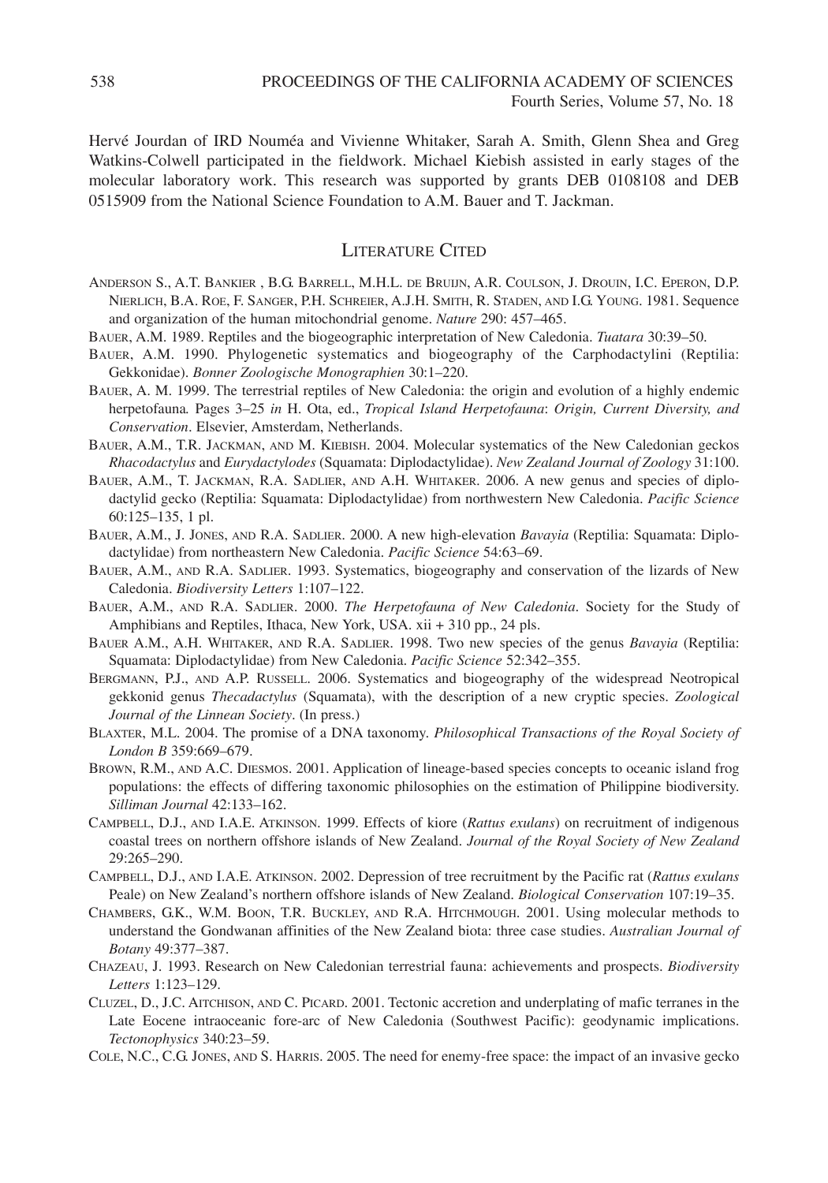Hervé Jourdan of IRD Nouméa and Vivienne Whitaker, Sarah A. Smith, Glenn Shea and Greg Watkins-Colwell participated in the fieldwork. Michael Kiebish assisted in early stages of the molecular laboratory work. This research was supported by grants DEB 0108108 and DEB 0515909 from the National Science Foundation to A.M. Bauer and T. Jackman.

## Literature Cited

Anderson S., A.T. Bankier , B.G. Barrell, M.H.L. de Bruijn, A.R. Coulson, J. Drouin, I.C. Eperon, D.P. Nierlich, B.A. Roe, F. Sanger, P.H. Schreier, A.J.H. Smith, R. Staden, and I.G. Young. 1981. Sequence and organization of the human mitochondrial genome. *Nature* 290: 457–465.

Bauer, A.M. 1989. Reptiles and the biogeographic interpretation of New Caledonia. *Tuatara* 30:39–50.

Bauer, A.M. 1990. Phylogenetic systematics and biogeography of the Carphodactylini (Reptilia: Gekkonidae). *Bonner Zoologische Monographien* 30:1–220.

Bauer, A. M. 1999. The terrestrial reptiles of New Caledonia: the origin and evolution of a highly endemic herpetofauna*.* Pages 3–25 *in* H. Ota, ed., *Tropical Island Herpetofauna*: *Origin, Current Diversity, and Conservation*. Elsevier, Amsterdam, Netherlands.

Bauer, A.M., T.R. Jackman, and M. Kiebish. 2004. Molecular systematics of the New Caledonian geckos *Rhacodactylus* and *Eurydactylodes* (Squamata: Diplodactylidae). *New Zealand Journal of Zoology* 31:100.

Bauer, A.M., T. Jackman, R.A. Sadlier, and A.H. Whitaker. 2006. A new genus and species of diplodactylid gecko (Reptilia: Squamata: Diplodactylidae) from northwestern New Caledonia. *Pacific Science* 60:125–135, 1 pl.

Bauer, A.M., J. Jones, and R.A. Sadlier. 2000. A new high-elevation *Bavayia* (Reptilia: Squamata: Diplodactylidae) from northeastern New Caledonia. *Pacific Science* 54:63–69.

Bauer, A.M., and R.A. Sadlier. 1993. Systematics, biogeography and conservation of the lizards of New Caledonia. *Biodiversity Letters* 1:107–122.

Bauer, A.M., and R.A. Sadlier. 2000. *The Herpetofauna of New Caledonia*. Society for the Study of Amphibians and Reptiles, Ithaca, New York, USA. xii + 310 pp., 24 pls.

Bauer A.M., A.H. Whitaker, and R.A. Sadlier. 1998. Two new species of the genus *Bavayia* (Reptilia: Squamata: Diplodactylidae) from New Caledonia. *Pacific Science* 52:342–355.

Bergmann, P.J., and A.P. Russell. 2006. Systematics and biogeography of the widespread Neotropical gekkonid genus *Thecadactylus* (Squamata), with the description of a new cryptic species. *Zoological Journal of the Linnean Society*. (In press.)

Blaxter, M.L. 2004. The promise of a DNA taxonomy. *Philosophical Transactions of the Royal Society of London B* 359:669–679.

Brown, R.M., and A.C. Diesmos. 2001. Application of lineage-based species concepts to oceanic island frog populations: the effects of differing taxonomic philosophies on the estimation of Philippine biodiversity. *Silliman Journal* 42:133–162.

Campbell, D.J., and I.A.E. Atkinson. 1999. Effects of kiore (*Rattus exulans*) on recruitment of indigenous coastal trees on northern offshore islands of New Zealand. *Journal of the Royal Society of New Zealand* 29:265–290.

Campbell, D.J., and I.A.E. Atkinson. 2002. Depression of tree recruitment by the Pacific rat (*Rattus exulans* Peale) on New Zealand's northern offshore islands of New Zealand. *Biological Conservation* 107:19–35.

Chambers, G.K., W.M. Boon, T.R. Buckley, and R.A. Hitchmough. 2001. Using molecular methods to understand the Gondwanan affinities of the New Zealand biota: three case studies. *Australian Journal of Botany* 49:377–387.

Chazeau, J. 1993. Research on New Caledonian terrestrial fauna: achievements and prospects. *Biodiversity Letters* 1:123–129.

Cluzel, D., J.C. Aitchison, and C. Picard. 2001. Tectonic accretion and underplating of mafic terranes in the Late Eocene intraoceanic fore-arc of New Caledonia (Southwest Pacific): geodynamic implications. *Tectonophysics* 340:23–59.

Cole, N.C., C.G. Jones, and S. Harris. 2005. The need for enemy-free space: the impact of an invasive gecko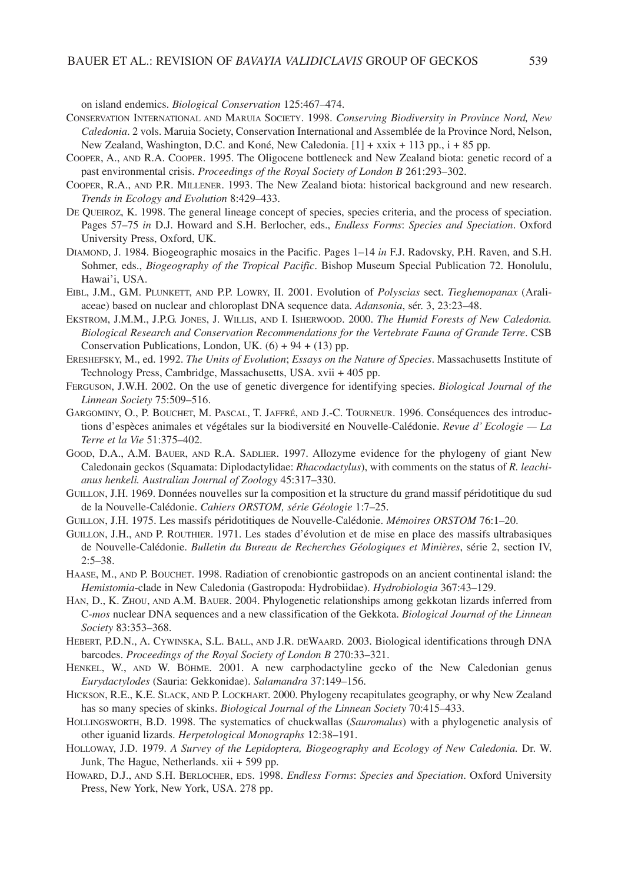on island endemics. *Biological Conservation* 125:467–474.

Conservation International and Maruia Society. 1998. *Conserving Biodiversity in Province Nord, New Caledonia*. 2 vols. Maruia Society, Conservation International and Assemblée de la Province Nord, Nelson, New Zealand, Washington, D.C. and Koné, New Caledonia. [1] + xxix + 113 pp., i + 85 pp.

Cooper, A., and R.A. Cooper. 1995. The Oligocene bottleneck and New Zealand biota: genetic record of a past environmental crisis. *Proceedings of the Royal Society of London B* 261:293–302.

Cooper, R.A., and P.R. Millener. 1993. The New Zealand biota: historical background and new research. *Trends in Ecology and Evolution* 8:429–433.

De Queiroz, K. 1998. The general lineage concept of species, species criteria, and the process of speciation. Pages 57–75 *in* D.J. Howard and S.H. Berlocher, eds., *Endless Forms*: *Species and Speciation*. Oxford University Press, Oxford, UK.

Diamond, J. 1984. Biogeographic mosaics in the Pacific. Pages 1–14 *in* F.J. Radovsky, P.H. Raven, and S.H. Sohmer, eds., *Biogeography of the Tropical Pacific*. Bishop Museum Special Publication 72. Honolulu, Hawai'i, USA.

Eibl, J.M., G.M. Plunkett, and P.P. Lowry, II. 2001. Evolution of *Polyscias* sect. *Tieghemopanax* (Araliaceae) based on nuclear and chloroplast DNA sequence data. *Adansonia*, sér. 3, 23:23–48.

Ekstrom, J.M.M., J.P.G. Jones, J. Willis, and I. Isherwood. 2000. *The Humid Forests of New Caledonia. Biological Research and Conservation Recommendations for the Vertebrate Fauna of Grande Terre*. CSB Conservation Publications, London, UK. (6) + 94 + (13) pp.

Ereshefsky, M., ed. 1992. *The Units of Evolution*; *Essays on the Nature of Species*. Massachusetts Institute of Technology Press, Cambridge, Massachusetts, USA. xvii + 405 pp.

Ferguson, J.W.H. 2002. On the use of genetic divergence for identifying species. *Biological Journal of the Linnean Society* 75:509–516.

Gargominy, O., P. Bouchet, M. Pascal, T. Jaffré, and J.-C. Tourneur. 1996. Conséquences des introductions d'espèces animales et végétales sur la biodiversité en Nouvelle-Calédonie. *Revue d' Ecologie — La Terre et la Vie* 51:375–402.

Good, D.A., A.M. Bauer, and R.A. Sadlier. 1997. Allozyme evidence for the phylogeny of giant New Caledonain geckos (Squamata: Diplodactylidae: *Rhacodactylus*), with comments on the status of *R. leachianus henkeli. Australian Journal of Zoology* 45:317–330.

Guillon, J.H. 1969. Données nouvelles sur la composition et la structure du grand massif péridotitique du sud de la Nouvelle-Calédonie. *Cahiers ORSTOM, série Géologie* 1:7–25.

Guillon, J.H. 1975. Les massifs péridotitiques de Nouvelle-Calédonie. *Mémoires ORSTOM* 76:1–20.

Guillon, J.H., and P. Routhier. 1971. Les stades d'évolution et de mise en place des massifs ultrabasiques de Nouvelle-Calédonie. *Bulletin du Bureau de Recherches Géologiques et Minières*, série 2, section IV, 2:5–38.

Haase, M., and P. Bouchet. 1998. Radiation of crenobiontic gastropods on an ancient continental island: the *Hemistomia*-clade in New Caledonia (Gastropoda: Hydrobiidae). *Hydrobiologia* 367:43–129.

Han, D., K. Zhou, and A.M. Bauer. 2004. Phylogenetic relationships among gekkotan lizards inferred from C-*mos* nuclear DNA sequences and a new classification of the Gekkota. *Biological Journal of the Linnean Society* 83:353–368.

Hebert, P.D.N., A. Cywinska, S.L. Ball, and J.R. deWaard. 2003. Biological identifications through DNA barcodes. *Proceedings of the Royal Society of London B* 270:33–321.

Henkel, W., and W. Böhme. 2001. A new carphodactyline gecko of the New Caledonian genus *Eurydactylodes* (Sauria: Gekkonidae). *Salamandra* 37:149–156.

Hickson, R.E., K.E. Slack, and P. Lockhart. 2000. Phylogeny recapitulates geography, or why New Zealand has so many species of skinks. *Biological Journal of the Linnean Society* 70:415–433.

Hollingsworth, B.D. 1998. The systematics of chuckwallas (*Sauromalus*) with a phylogenetic analysis of other iguanid lizards. *Herpetological Monographs* 12:38–191.

Holloway, J.D. 1979. *A Survey of the Lepidoptera, Biogeography and Ecology of New Caledonia.* Dr. W. Junk, The Hague, Netherlands. xii + 599 pp.

Howard, D.J., and S.H. Berlocher, eds. 1998. *Endless Forms*: *Species and Speciation*. Oxford University Press, New York, New York, USA. 278 pp.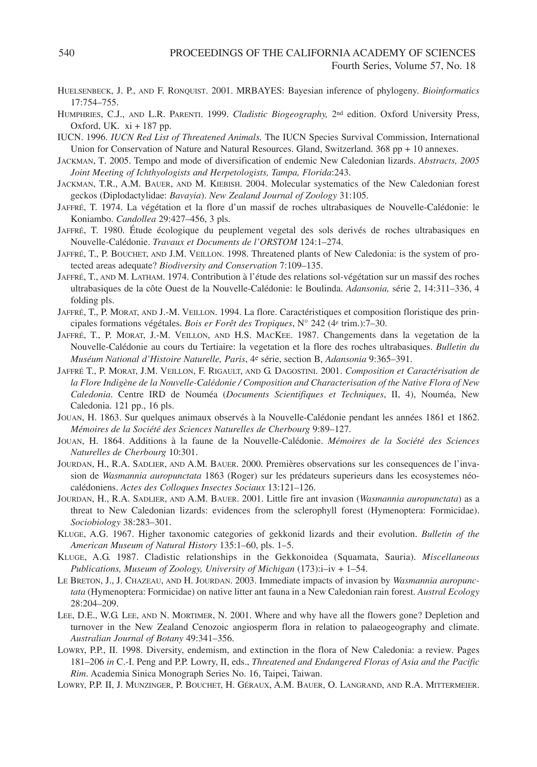Huelsenbeck, J. P., and F. Ronquist. 2001. MRBAYES: Bayesian inference of phylogeny. *Bioinformatics* 17:754–755.

Humphries, C.J., and L.R. Parenti. 1999. *Cladistic Biogeography,* 2nd edition. Oxford University Press, Oxford, UK. xi + 187 pp.

IUCN. 1996. *IUCN Red List of Threatened Animals.* The IUCN Species Survival Commission, International Union for Conservation of Nature and Natural Resources. Gland, Switzerland. 368 pp + 10 annexes.

Jackman, T. 2005. Tempo and mode of diversification of endemic New Caledonian lizards. *Abstracts, 2005 Joint Meeting of Ichthyologists and Herpetologists, Tampa, Florida*:243.

Jackman, T.R., A.M. Bauer, and M. Kiebish. 2004. Molecular systematics of the New Caledonian forest geckos (Diplodactylidae: *Bavayia*). *New Zealand Journal of Zoology* 31:105.

Jaffré, T. 1974. La végétation et la flore d'un massif de roches ultrabasiques de Nouvelle-Calédonie: le Koniambo. *Candollea* 29:427–456, 3 pls.

Jaffré, T. 1980. Étude écologique du peuplement vegetal des sols derivés de roches ultrabasiques en Nouvelle-Calédonie. *Travaux et Documents de l'ORSTOM* 124:1–274.

Jaffré, T., P. Bouchet, and J.M. Veillon. 1998. Threatened plants of New Caledonia: is the system of protected areas adequate? *Biodiversity and Conservation* 7:109–135.

Jaffré, T., and M. Latham. 1974. Contribution à l'étude des relations sol-végétation sur un massif des roches ultrabasiques de la côte Ouest de la Nouvelle-Calédonie: le Boulinda. *Adansonia,* série 2, 14:311–336, 4 folding pls.

Jaffré, T., P. Morat, and J.-M. Veillon. 1994. La flore. Caractéristiques et composition floristique des principales formations végétales. *Bois er Forêt des Tropiques*, N° 242 (4e trim.):7–30.

Jaffré, T., P. Morat, J.-M. Veillon, and H.S. MacKee. 1987. Changements dans la vegetation de la Nouvelle-Calédonie au cours du Tertiaire: la vegetation et la flore des roches ultrabasiques. *Bulletin du Muséum National d'Histoire Naturelle, Paris*, 4e série, section B, *Adansonia* 9:365–391.

Jaffré T., P. Morat, J.M. Veillon, F. Rigault, and G. Dagostini. 2001. *Composition et Caractérisation de la Flore Indigène de la Nouvelle-Calédonie / Composition and Characterisation of the Native Flora of New Caledonia*. Centre IRD de Nouméa (*Documents Scientifiques et Techniques*, II, 4), Nouméa, New Caledonia. 121 pp., 16 pls.

Jouan, H. 1863. Sur quelques animaux observés à la Nouvelle-Calédonie pendant les années 1861 et 1862. *Mémoires de la Société des Sciences Naturelles de Cherbourg* 9:89–127.

Jouan, H. 1864. Additions à la faune de la Nouvelle-Calédonie. *Mémoires de la Société des Sciences Naturelles de Cherbourg* 10:301.

Jourdan, H., R.A. Sadlier, and A.M. Bauer. 2000. Premières observations sur les consequences de l'invasion de *Wasmannia auropunctata* 1863 (Roger) sur les prédateurs superieurs dans les ecosystemes néo-calédoniens. *Actes des Colloques Insectes Sociaux* 13:121–126.

Jourdan, H., R.A. Sadlier, and A.M. Bauer. 2001. Little fire ant invasion (*Wasmannia auropunctata*) as a threat to New Caledonian lizards: evidences from the sclerophyll forest (Hymenoptera: Formicidae). *Sociobiology* 38:283–301.

Kluge, A.G. 1967. Higher taxonomic categories of gekkonid lizards and their evolution. *Bulletin of the American Museum of Natural History* 135:1–60, pls. 1–5.

Kluge, A.G. 1987. Cladistic relationships in the Gekkonoidea (Squamata, Sauria). *Miscellaneous Publications, Museum of Zoology, University of Michigan* (173):i–iv + 1–54.

Le Breton, J., J. Chazeau, and H. Jourdan. 2003. Immediate impacts of invasion by *Wasmannia auropunctata* (Hymenoptera: Formicidae) on native litter ant fauna in a New Caledonian rain forest. *Austral Ecology* 28:204–209.

Lee, D.E., W.G. Lee, and N. Mortimer, N. 2001. Where and why have all the flowers gone? Depletion and turnover in the New Zealand Cenozoic angiosperm flora in relation to palaeogeography and climate. *Australian Journal of Botany* 49:341–356.

Lowry, P.P., II. 1998. Diversity, endemism, and extinction in the flora of New Caledonia: a review. Pages 181–206 *in* C.-I. Peng and P.P. Lowry, II, eds., *Threatened and Endangered Floras of Asia and the Pacific Rim*. Academia Sinica Monograph Series No. 16, Taipei, Taiwan.

Lowry, P.P. II, J. Munzinger, P. Bouchet, H. Géraux, A.M. Bauer, O. Langrand, and R.A. Mittermeier.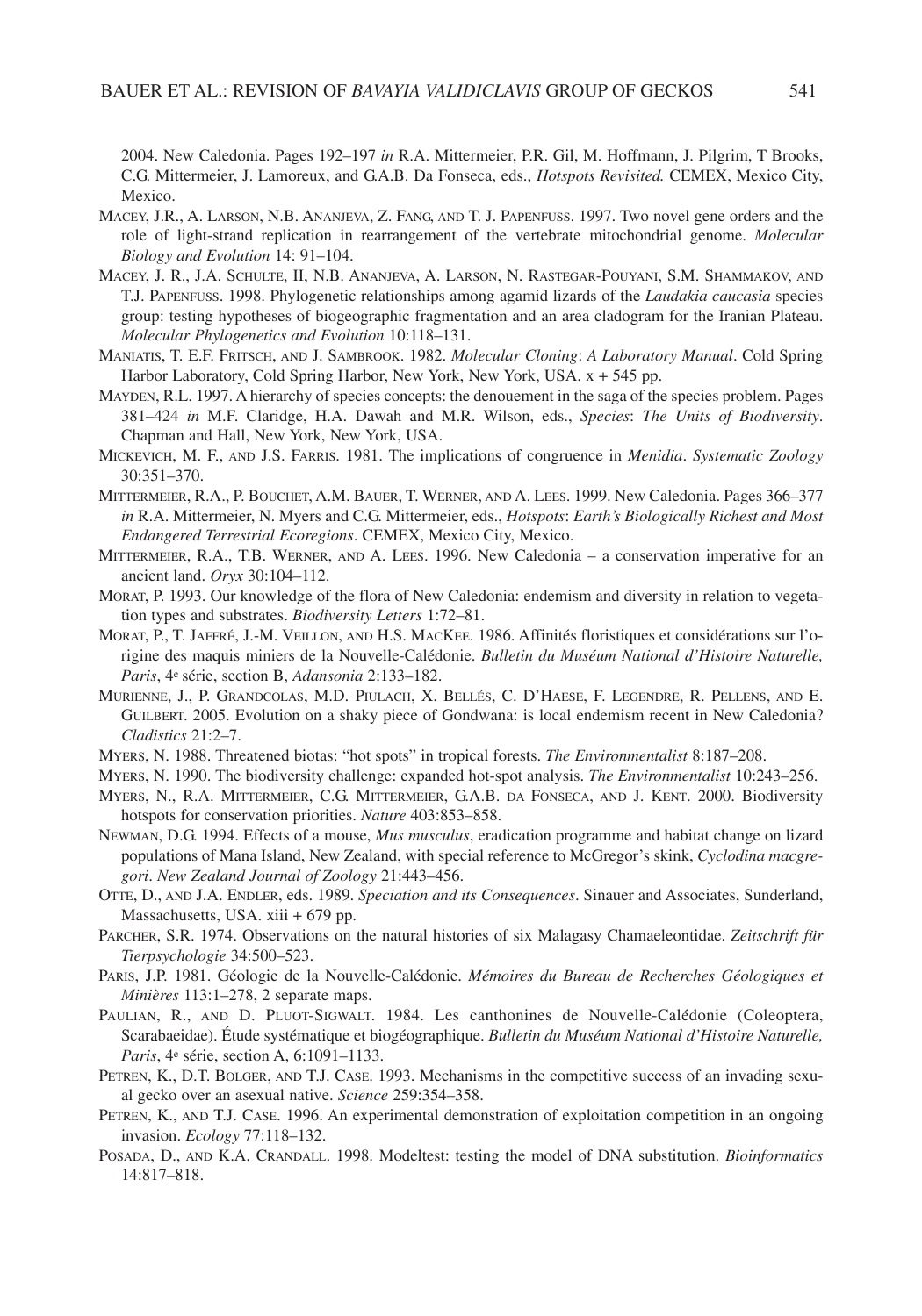2004. New Caledonia. Pages 192–197 *in* R.A. Mittermeier, P.R. Gil, M. Hoffmann, J. Pilgrim, T Brooks, C.G. Mittermeier, J. Lamoreux, and G.A.B. Da Fonseca, eds., *Hotspots Revisited.* CEMEX, Mexico City, Mexico.

Macey, J.R., A. Larson, N.B. Ananjeva, Z. Fang, and T. J. Papenfuss. 1997. Two novel gene orders and the role of light-strand replication in rearrangement of the vertebrate mitochondrial genome. *Molecular Biology and Evolution* 14: 91–104.

Macey, J. R., J.A. Schulte, II, N.B. Ananjeva, A. Larson, N. Rastegar-Pouyani, S.M. Shammakov, and T.J. Papenfuss. 1998. Phylogenetic relationships among agamid lizards of the *Laudakia caucasia* species group: testing hypotheses of biogeographic fragmentation and an area cladogram for the Iranian Plateau. *Molecular Phylogenetics and Evolution* 10:118–131.

Maniatis, T. E.F. Fritsch, and J. Sambrook. 1982. *Molecular Cloning*: *A Laboratory Manual*. Cold Spring Harbor Laboratory, Cold Spring Harbor, New York, New York, USA. x + 545 pp.

Mayden, R.L. 1997. A hierarchy of species concepts: the denouement in the saga of the species problem. Pages 381–424 *in* M.F. Claridge, H.A. Dawah and M.R. Wilson, eds., *Species*: *The Units of Biodiversity*. Chapman and Hall, New York, New York, USA.

Mickevich, M. F., and J.S. Farris. 1981. The implications of congruence in *Menidia*. *Systematic Zoology* 30:351–370.

Mittermeier, R.A., P. Bouchet, A.M. Bauer, T. Werner, and A. Lees. 1999. New Caledonia. Pages 366–377 *in* R.A. Mittermeier, N. Myers and C.G. Mittermeier, eds., *Hotspots*: *Earth's Biologically Richest and Most Endangered Terrestrial Ecoregions*. CEMEX, Mexico City, Mexico.

Mittermeier, R.A., T.B. Werner, and A. Lees. 1996. New Caledonia – a conservation imperative for an ancient land. *Oryx* 30:104–112.

Morat, P. 1993. Our knowledge of the flora of New Caledonia: endemism and diversity in relation to vegetation types and substrates. *Biodiversity Letters* 1:72–81.

Morat, P., T. Jaffré, J.-M. Veillon, and H.S. MacKee. 1986. Affinités floristiques et considérations sur l'origine des maquis miniers de la Nouvelle-Calédonie. *Bulletin du Muséum National d'Histoire Naturelle, Paris*, 4e série, section B, *Adansonia* 2:133–182.

Murienne, J., P. Grandcolas, M.D. Piulach, X. Bellés, C. D'Haese, F. Legendre, R. Pellens, and E. Guilbert. 2005. Evolution on a shaky piece of Gondwana: is local endemism recent in New Caledonia? *Cladistics* 21:2–7.

Myers, N. 1988. Threatened biotas: "hot spots" in tropical forests. *The Environmentalist* 8:187–208.

Myers, N. 1990. The biodiversity challenge: expanded hot-spot analysis. *The Environmentalist* 10:243–256.

Myers, N., R.A. Mittermeier, C.G. Mittermeier, G.A.B. da Fonseca, and J. Kent. 2000. Biodiversity hotspots for conservation priorities. *Nature* 403:853–858.

Newman, D.G. 1994. Effects of a mouse, *Mus musculus*, eradication programme and habitat change on lizard populations of Mana Island, New Zealand, with special reference to McGregor's skink, *Cyclodina macgregori*. *New Zealand Journal of Zoology* 21:443–456.

Otte, D., and J.A. Endler, eds. 1989. *Speciation and its Consequences*. Sinauer and Associates, Sunderland, Massachusetts, USA. xiii + 679 pp.

Parcher, S.R. 1974. Observations on the natural histories of six Malagasy Chamaeleontidae. *Zeitschrift für Tierpsychologie* 34:500–523.

Paris, J.P. 1981. Géologie de la Nouvelle-Calédonie. *Mémoires du Bureau de Recherches Géologiques et Minières* 113:1–278, 2 separate maps.

Paulian, R., and D. Pluot-Sigwalt. 1984. Les canthonines de Nouvelle-Calédonie (Coleoptera, Scarabaeidae). Étude systématique et biogéographique. *Bulletin du Muséum National d'Histoire Naturelle, Paris*, 4e série, section A, 6:1091–1133.

Petren, K., D.T. Bolger, and T.J. Case. 1993. Mechanisms in the competitive success of an invading sexual gecko over an asexual native. *Science* 259:354–358.

Petren, K., and T.J. Case. 1996. An experimental demonstration of exploitation competition in an ongoing invasion. *Ecology* 77:118–132.

Posada, D., and K.A. Crandall. 1998. Modeltest: testing the model of DNA substitution. *Bioinformatics* 14:817–818.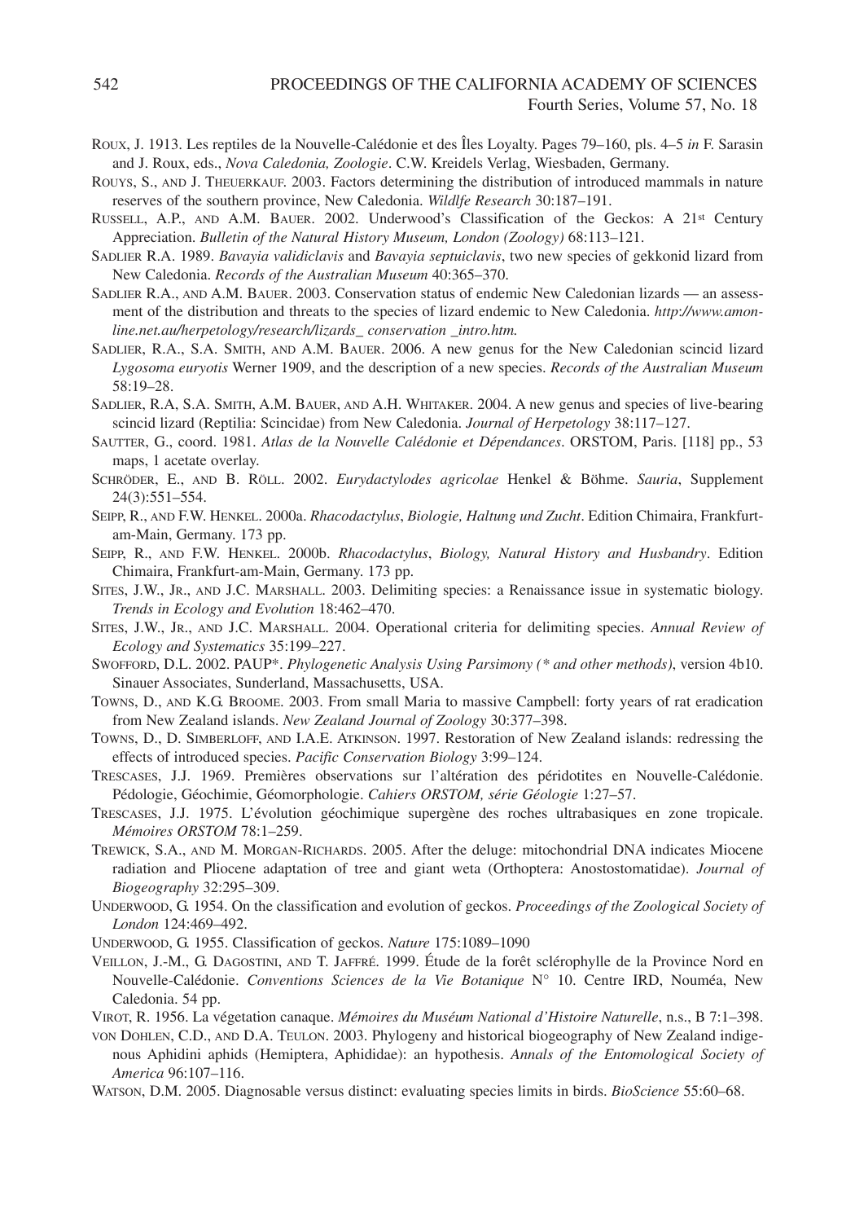ROUX, J. 1913. Les reptiles de la Nouvelle-Calédonie et des Îles Loyalty. Pages 79–160, pls. 4–5 *in* F. Sarasin and J. Roux, eds., *Nova Caledonia, Zoologie*. C.W. Kreidels Verlag, Wiesbaden, Germany.

ROUYS, S., AND J. THEUERKAUF. 2003. Factors determining the distribution of introduced mammals in nature reserves of the southern province, New Caledonia. *Wildlfe Research* 30:187–191.

RUSSELL, A.P., AND A.M. BAUER. 2002. Underwood's Classification of the Geckos: A 21st Century Appreciation. *Bulletin of the Natural History Museum, London (Zoology)* 68:113–121.

SADLIER R.A. 1989. *Bavayia validiclavis* and *Bavayia septuiclavis*, two new species of gekkonid lizard from New Caledonia. *Records of the Australian Museum* 40:365–370.

SADLIER R.A., AND A.M. BAUER. 2003. Conservation status of endemic New Caledonian lizards — an assessment of the distribution and threats to the species of lizard endemic to New Caledonia. *http://www.amonline.net.au/herpetology/research/lizards_ conservation _intro.htm.*

SADLIER, R.A., S.A. SMITH, AND A.M. BAUER. 2006. A new genus for the New Caledonian scincid lizard *Lygosoma euryotis* Werner 1909, and the description of a new species. *Records of the Australian Museum* 58:19–28.

SADLIER, R.A, S.A. SMITH, A.M. BAUER, AND A.H. WHITAKER. 2004. A new genus and species of live-bearing scincid lizard (Reptilia: Scincidae) from New Caledonia. *Journal of Herpetology* 38:117–127.

SAUTTER, G., coord. 1981. *Atlas de la Nouvelle Calédonie et Dépendances*. ORSTOM, Paris. [118] pp., 53 maps, 1 acetate overlay.

SCHRÖDER, E., AND B. RÖLL. 2002. *Eurydactylodes agricolae* Henkel & Böhme. *Sauria*, Supplement 24(3):551–554.

SEIPP, R., AND F.W. HENKEL. 2000a. *Rhacodactylus*, *Biologie, Haltung und Zucht*. Edition Chimaira, Frankfurt-am-Main, Germany. 173 pp.

SEIPP, R., AND F.W. HENKEL. 2000b. *Rhacodactylus*, *Biology, Natural History and Husbandry*. Edition Chimaira, Frankfurt-am-Main, Germany. 173 pp.

SITES, J.W., JR., AND J.C. MARSHALL. 2003. Delimiting species: a Renaissance issue in systematic biology. *Trends in Ecology and Evolution* 18:462–470.

SITES, J.W., JR., AND J.C. MARSHALL. 2004. Operational criteria for delimiting species. *Annual Review of Ecology and Systematics* 35:199–227.

SWOFFORD, D.L. 2002. PAUP*. *Phylogenetic Analysis Using Parsimony (* and other methods)*, version 4b10. Sinauer Associates, Sunderland, Massachusetts, USA.

TOWNS, D., AND K.G. BROOME. 2003. From small Maria to massive Campbell: forty years of rat eradication from New Zealand islands. *New Zealand Journal of Zoology* 30:377–398.

TOWNS, D., D. SIMBERLOFF, AND I.A.E. ATKINSON. 1997. Restoration of New Zealand islands: redressing the effects of introduced species. *Pacific Conservation Biology* 3:99–124.

TRESCASES, J.J. 1969. Premières observations sur l'altération des péridotites en Nouvelle-Calédonie. Pédologie, Géochimie, Géomorphologie. *Cahiers ORSTOM, série Géologie* 1:27–57.

TRESCASES, J.J. 1975. L'évolution géochimique supergène des roches ultrabasiques en zone tropicale. *Mémoires ORSTOM* 78:1–259.

TREWICK, S.A., AND M. MORGAN-RICHARDS. 2005. After the deluge: mitochondrial DNA indicates Miocene radiation and Pliocene adaptation of tree and giant weta (Orthoptera: Anostostomatidae). *Journal of Biogeography* 32:295–309.

UNDERWOOD, G. 1954. On the classification and evolution of geckos. *Proceedings of the Zoological Society of London* 124:469–492.

UNDERWOOD, G. 1955. Classification of geckos. *Nature* 175:1089–1090

VEILLON, J.-M., G. DAGOSTINI, AND T. JAFFRÉ. 1999. Étude de la forêt sclérophylle de la Province Nord en Nouvelle-Calédonie. *Conventions Sciences de la Vie Botanique* N° 10. Centre IRD, Nouméa, New Caledonia. 54 pp.

VIROT, R. 1956. La végetation canaque. *Mémoires du Muséum National d'Histoire Naturelle*, n.s., B 7:1–398.

VON DOHLEN, C.D., AND D.A. TEULON. 2003. Phylogeny and historical biogeography of New Zealand indigenous Aphidini aphids (Hemiptera, Aphididae): an hypothesis. *Annals of the Entomological Society of America* 96:107–116.

WATSON, D.M. 2005. Diagnosable versus distinct: evaluating species limits in birds. *BioScience* 55:60–68.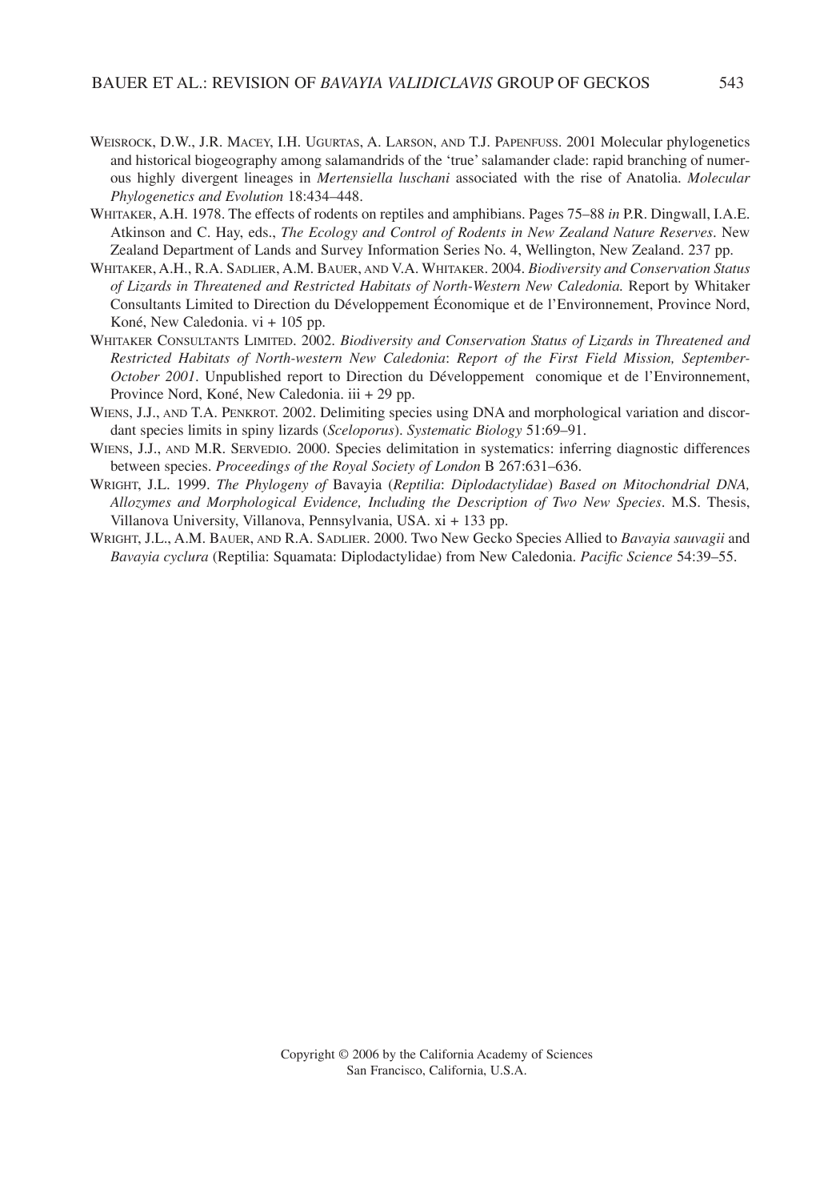WEISROCK, D.W., J.R. MACEY, I.H. UGURTAS, A. LARSON, AND T.J. PAPENFUSS. 2001 Molecular phylogenetics and historical biogeography among salamandrids of the 'true' salamander clade: rapid branching of numerous highly divergent lineages in *Mertensiella luschani* associated with the rise of Anatolia. *Molecular Phylogenetics and Evolution* 18:434–448.

WHITAKER, A.H. 1978. The effects of rodents on reptiles and amphibians. Pages 75–88 *in* P.R. Dingwall, I.A.E. Atkinson and C. Hay, eds., *The Ecology and Control of Rodents in New Zealand Nature Reserves*. New Zealand Department of Lands and Survey Information Series No. 4, Wellington, New Zealand. 237 pp.

WHITAKER, A.H., R.A. SADLIER, A.M. BAUER, AND V.A. WHITAKER. 2004. *Biodiversity and Conservation Status of Lizards in Threatened and Restricted Habitats of North-Western New Caledonia.* Report by Whitaker Consultants Limited to Direction du Développement Économique et de l'Environnement, Province Nord, Koné, New Caledonia. vi + 105 pp.

WHITAKER CONSULTANTS LIMITED. 2002. *Biodiversity and Conservation Status of Lizards in Threatened and Restricted Habitats of North-western New Caledonia*: *Report of the First Field Mission, September-October 2001*. Unpublished report to Direction du Développement conomique et de l'Environnement, Province Nord, Koné, New Caledonia. iii + 29 pp.

WIENS, J.J., AND T.A. PENKROT. 2002. Delimiting species using DNA and morphological variation and discordant species limits in spiny lizards (*Sceloporus*). *Systematic Biology* 51:69–91.

WIENS, J.J., AND M.R. SERVEDIO. 2000. Species delimitation in systematics: inferring diagnostic differences between species. *Proceedings of the Royal Society of London* B 267:631–636.

WRIGHT, J.L. 1999. *The Phylogeny of* Bavayia (*Reptilia*: *Diplodactylidae*) *Based on Mitochondrial DNA, Allozymes and Morphological Evidence, Including the Description of Two New Species*. M.S. Thesis, Villanova University, Villanova, Pennsylvania, USA. xi + 133 pp.

WRIGHT, J.L., A.M. BAUER, AND R.A. SADLIER. 2000. Two New Gecko Species Allied to *Bavayia sauvagii* and *Bavayia cyclura* (Reptilia: Squamata: Diplodactylidae) from New Caledonia. *Pacific Science* 54:39–55.

Copyright © 2006 by the California Academy of Sciences
San Francisco, California, U.S.A.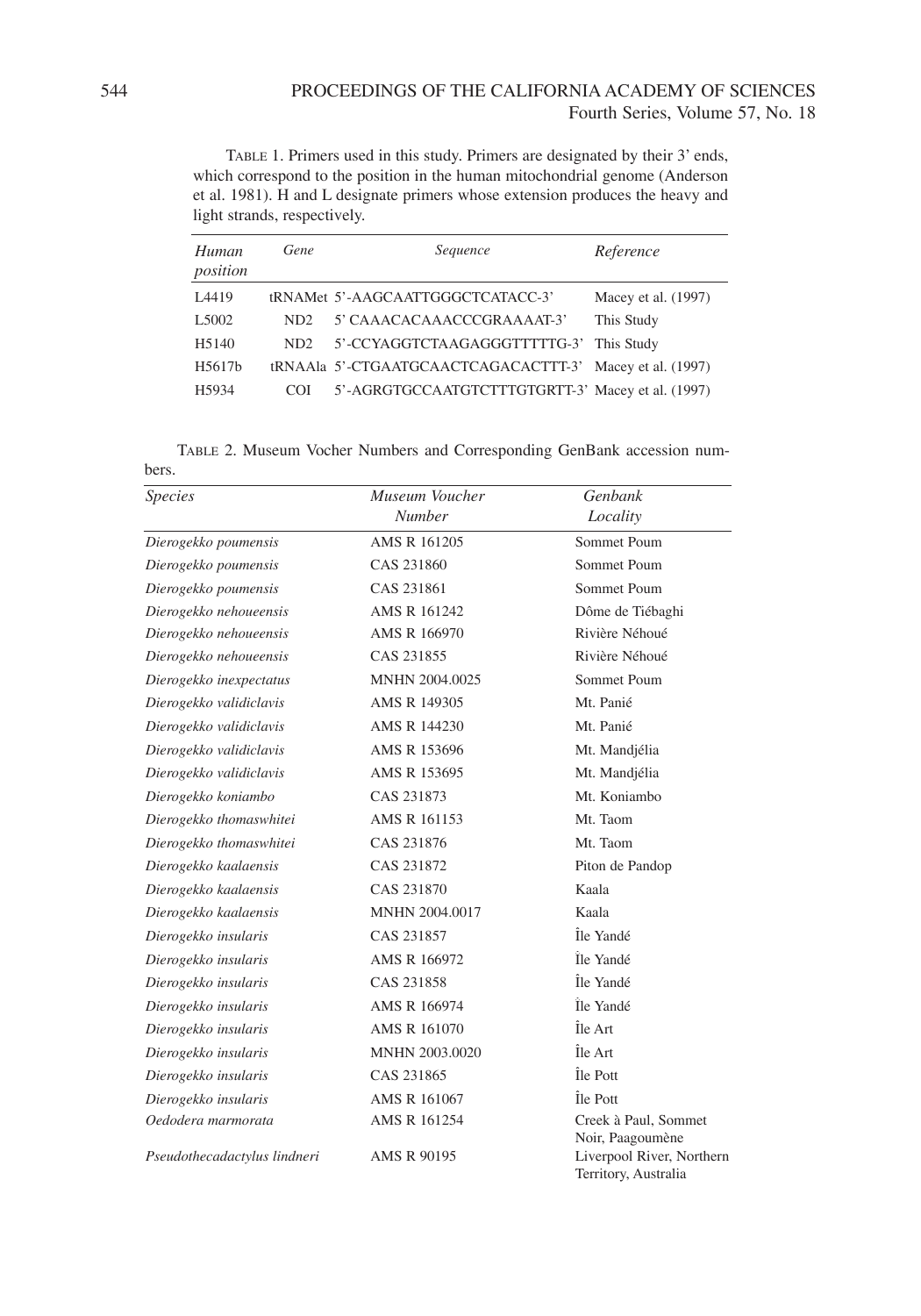TABLE 1. Primers used in this study. Primers are designated by their 3' ends, which correspond to the position in the human mitochondrial genome (Anderson et al. 1981). H and L designate primers whose extension produces the heavy and light strands, respectively.

| *Human position* | *Gene* | *Sequence* | *Reference* |
|---|---|---|---|
| L4419 | tRNAMet | 5'-AAGCAATTGGGCTCATACC-3' | Macey et al. (1997) |
| L5002 | ND2 | 5' CAAACACAAACCCGRAAAAT-3' | This Study |
| H5140 | ND2 | 5'-CCYAGGTCTAAGAGGGTTTTTG-3' | This Study |
| H5617b | tRNAAla | 5'-CTGAATGCAACTCAGACACTTT-3' | Macey et al. (1997) |
| H5934 | COI | 5'-AGRGTGCCAATGTCTTTGTGRTT-3' | Macey et al. (1997) |

TABLE 2. Museum Vocher Numbers and Corresponding GenBank accession numbers.

| *Species* | *Museum Voucher Number* | *Genbank Locality* |
|---|---|---|
| *Dierogekko poumensis* | AMS R 161205 | Sommet Poum |
| *Dierogekko poumensis* | CAS 231860 | Sommet Poum |
| *Dierogekko poumensis* | CAS 231861 | Sommet Poum |
| *Dierogekko nehoueensis* | AMS R 161242 | Dôme de Tiébaghi |
| *Dierogekko nehoueensis* | AMS R 166970 | Rivière Néhoué |
| *Dierogekko nehoueensis* | CAS 231855 | Rivière Néhoué |
| *Dierogekko inexpectatus* | MNHN 2004.0025 | Sommet Poum |
| *Dierogekko validiclavis* | AMS R 149305 | Mt. Panié |
| *Dierogekko validiclavis* | AMS R 144230 | Mt. Panié |
| *Dierogekko validiclavis* | AMS R 153696 | Mt. Mandjélia |
| *Dierogekko validiclavis* | AMS R 153695 | Mt. Mandjélia |
| *Dierogekko koniambo* | CAS 231873 | Mt. Koniambo |
| *Dierogekko thomaswhitei* | AMS R 161153 | Mt. Taom |
| *Dierogekko thomaswhitei* | CAS 231876 | Mt. Taom |
| *Dierogekko kaalaensis* | CAS 231872 | Piton de Pandop |
| *Dierogekko kaalaensis* | CAS 231870 | Kaala |
| *Dierogekko kaalaensis* | MNHN 2004.0017 | Kaala |
| *Dierogekko insularis* | CAS 231857 | Île Yandé |
| *Dierogekko insularis* | AMS R 166972 | Île Yandé |
| *Dierogekko insularis* | CAS 231858 | Île Yandé |
| *Dierogekko insularis* | AMS R 166974 | Île Yandé |
| *Dierogekko insularis* | AMS R 161070 | Île Art |
| *Dierogekko insularis* | MNHN 2003.0020 | Île Art |
| *Dierogekko insularis* | CAS 231865 | Île Pott |
| *Dierogekko insularis* | AMS R 161067 | Île Pott |
| *Oedodera marmorata* | AMS R 161254 | Creek à Paul, Sommet Noir, Paagoumène |
| *Pseudothecadactylus lindneri* | AMS R 90195 | Liverpool River, Northern Territory, Australia |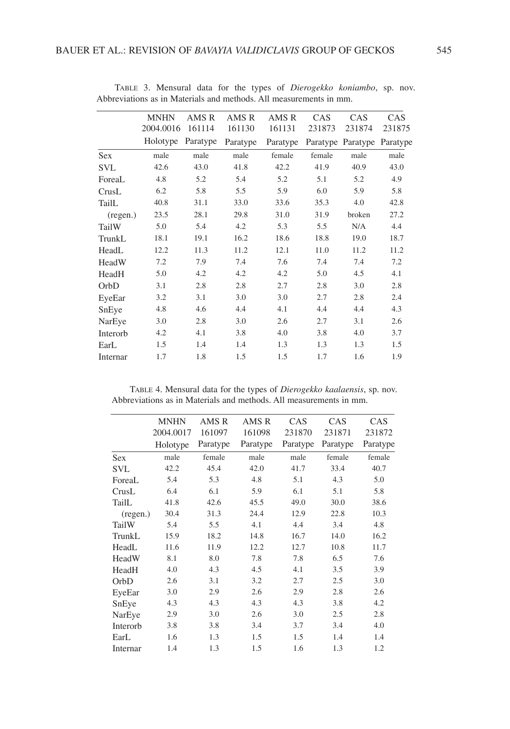TABLE 3. Mensural data for the types of *Dierogekko koniambo*, sp. nov. Abbreviations as in Materials and methods. All measurements in mm.

| | MNHN 2004.0016 Holotype | AMS R 161114 Paratype | AMS R 161130 Paratype | AMS R 161131 Paratype | CAS 231873 Paratype | CAS 231874 Paratype | CAS 231875 Paratype |
|---|---|---|---|---|---|---|---|
| Sex | male | male | male | female | female | male | male |
| SVL | 42.6 | 43.0 | 41.8 | 42.2 | 41.9 | 40.9 | 43.0 |
| ForeaL | 4.8 | 5.2 | 5.4 | 5.2 | 5.1 | 5.2 | 4.9 |
| CrusL | 6.2 | 5.8 | 5.5 | 5.9 | 6.0 | 5.9 | 5.8 |
| TailL | 40.8 | 31.1 | 33.0 | 33.6 | 35.3 | 4.0 | 42.8 |
| (regen.) | 23.5 | 28.1 | 29.8 | 31.0 | 31.9 | broken | 27.2 |
| TailW | 5.0 | 5.4 | 4.2 | 5.3 | 5.5 | N/A | 4.4 |
| TrunkL | 18.1 | 19.1 | 16.2 | 18.6 | 18.8 | 19.0 | 18.7 |
| HeadL | 12.2 | 11.3 | 11.2 | 12.1 | 11.0 | 11.2 | 11.2 |
| HeadW | 7.2 | 7.9 | 7.4 | 7.6 | 7.4 | 7.4 | 7.2 |
| HeadH | 5.0 | 4.2 | 4.2 | 4.2 | 5.0 | 4.5 | 4.1 |
| OrbD | 3.1 | 2.8 | 2.8 | 2.7 | 2.8 | 3.0 | 2.8 |
| EyeEar | 3.2 | 3.1 | 3.0 | 3.0 | 2.7 | 2.8 | 2.4 |
| SnEye | 4.8 | 4.6 | 4.4 | 4.1 | 4.4 | 4.4 | 4.3 |
| NarEye | 3.0 | 2.8 | 3.0 | 2.6 | 2.7 | 3.1 | 2.6 |
| Interorb | 4.2 | 4.1 | 3.8 | 4.0 | 3.8 | 4.0 | 3.7 |
| EarL | 1.5 | 1.4 | 1.4 | 1.3 | 1.3 | 1.3 | 1.5 |
| Internar | 1.7 | 1.8 | 1.5 | 1.5 | 1.7 | 1.6 | 1.9 |

TABLE 4. Mensural data for the types of *Dierogekko kaalaensis*, sp. nov. Abbreviations as in Materials and methods. All measurements in mm.

| | MNHN 2004.0017 Holotype | AMS R 161097 Paratype | AMS R 161098 Paratype | CAS 231870 Paratype | CAS 231871 Paratype | CAS 231872 Paratype |
|---|---|---|---|---|---|---|
| Sex | male | female | male | male | female | female |
| SVL | 42.2 | 45.4 | 42.0 | 41.7 | 33.4 | 40.7 |
| ForeaL | 5.4 | 5.3 | 4.8 | 5.1 | 4.3 | 5.0 |
| CrusL | 6.4 | 6.1 | 5.9 | 6.1 | 5.1 | 5.8 |
| TailL | 41.8 | 42.6 | 45.5 | 49.0 | 30.0 | 38.6 |
| (regen.) | 30.4 | 31.3 | 24.4 | 12.9 | 22.8 | 10.3 |
| TailW | 5.4 | 5.5 | 4.1 | 4.4 | 3.4 | 4.8 |
| TrunkL | 15.9 | 18.2 | 14.8 | 16.7 | 14.0 | 16.2 |
| HeadL | 11.6 | 11.9 | 12.2 | 12.7 | 10.8 | 11.7 |
| HeadW | 8.1 | 8.0 | 7.8 | 7.8 | 6.5 | 7.6 |
| HeadH | 4.0 | 4.3 | 4.5 | 4.1 | 3.5 | 3.9 |
| OrbD | 2.6 | 3.1 | 3.2 | 2.7 | 2.5 | 3.0 |
| EyeEar | 3.0 | 2.9 | 2.6 | 2.9 | 2.8 | 2.6 |
| SnEye | 4.3 | 4.3 | 4.3 | 4.3 | 3.8 | 4.2 |
| NarEye | 2.9 | 3.0 | 2.6 | 3.0 | 2.5 | 2.8 |
| Interorb | 3.8 | 3.8 | 3.4 | 3.7 | 3.4 | 4.0 |
| EarL | 1.6 | 1.3 | 1.5 | 1.5 | 1.4 | 1.4 |
| Internar | 1.4 | 1.3 | 1.5 | 1.6 | 1.3 | 1.2 |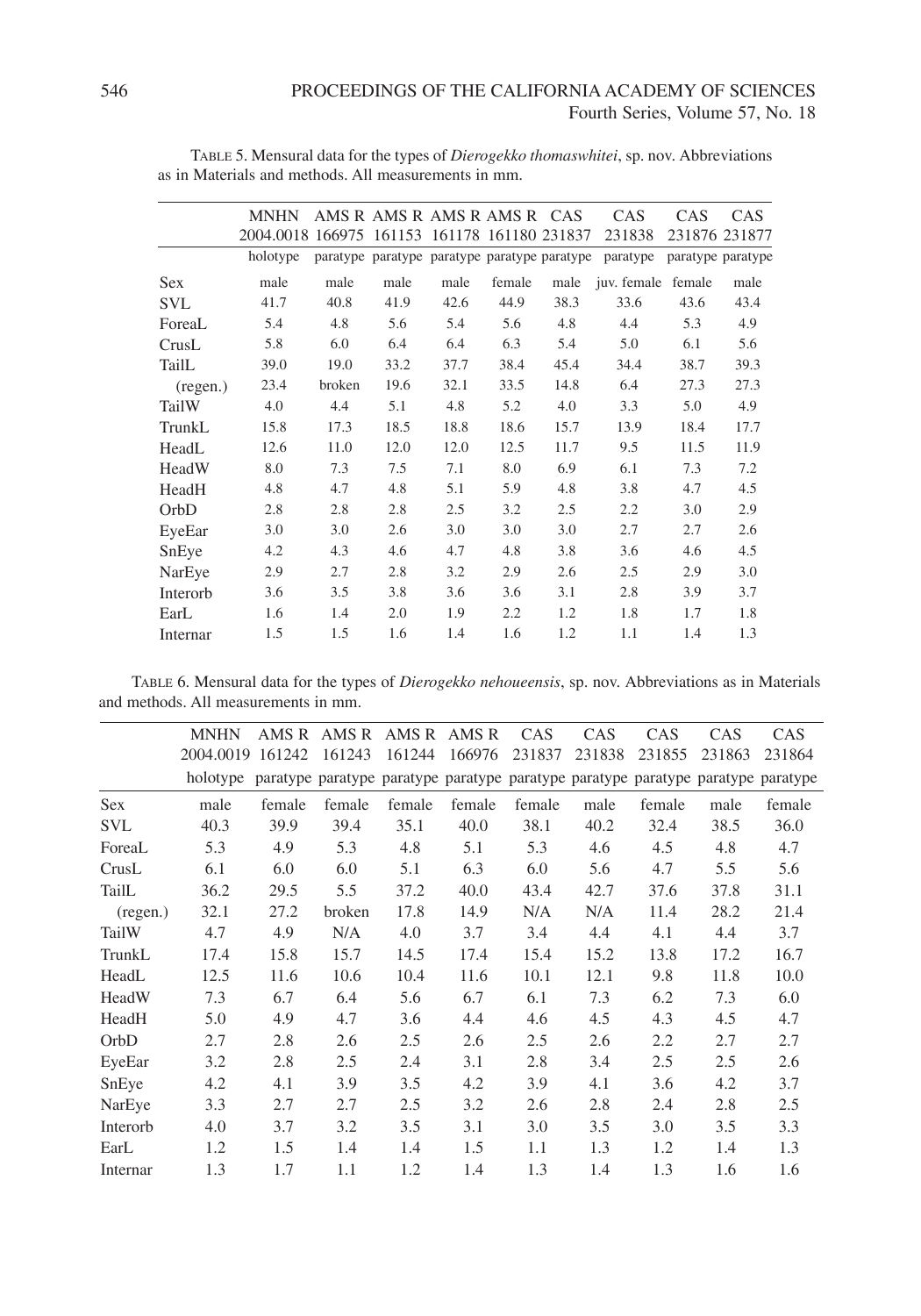TABLE 5. Mensural data for the types of *Dierogekko thomaswhitei*, sp. nov. Abbreviations as in Materials and methods. All measurements in mm.

| | MNHN 2004.0018 | AMS R 166975 | AMS R 161153 | AMS R 161178 | AMS R 161180 | CAS 231837 | CAS 231838 | CAS 231876 | CAS 231877 |
|---|---|---|---|---|---|---|---|---|---|
| | holotype | paratype | paratype | paratype | paratype | paratype | paratype | paratype | paratype |
| Sex | male | male | male | male | female | male | juv. female | female | male |
| SVL | 41.7 | 40.8 | 41.9 | 42.6 | 44.9 | 38.3 | 33.6 | 43.6 | 43.4 |
| ForeaL | 5.4 | 4.8 | 5.6 | 5.4 | 5.6 | 4.8 | 4.4 | 5.3 | 4.9 |
| CrusL | 5.8 | 6.0 | 6.4 | 6.4 | 6.3 | 5.4 | 5.0 | 6.1 | 5.6 |
| TailL | 39.0 | 19.0 | 33.2 | 37.7 | 38.4 | 45.4 | 34.4 | 38.7 | 39.3 |
| (regen.) | 23.4 | broken | 19.6 | 32.1 | 33.5 | 14.8 | 6.4 | 27.3 | 27.3 |
| TailW | 4.0 | 4.4 | 5.1 | 4.8 | 5.2 | 4.0 | 3.3 | 5.0 | 4.9 |
| TrunkL | 15.8 | 17.3 | 18.5 | 18.8 | 18.6 | 15.7 | 13.9 | 18.4 | 17.7 |
| HeadL | 12.6 | 11.0 | 12.0 | 12.0 | 12.5 | 11.7 | 9.5 | 11.5 | 11.9 |
| HeadW | 8.0 | 7.3 | 7.5 | 7.1 | 8.0 | 6.9 | 6.1 | 7.3 | 7.2 |
| HeadH | 4.8 | 4.7 | 4.8 | 5.1 | 5.9 | 4.8 | 3.8 | 4.7 | 4.5 |
| OrbD | 2.8 | 2.8 | 2.8 | 2.5 | 3.2 | 2.5 | 2.2 | 3.0 | 2.9 |
| EyeEar | 3.0 | 3.0 | 2.6 | 3.0 | 3.0 | 3.0 | 2.7 | 2.7 | 2.6 |
| SnEye | 4.2 | 4.3 | 4.6 | 4.7 | 4.8 | 3.8 | 3.6 | 4.6 | 4.5 |
| NarEye | 2.9 | 2.7 | 2.8 | 3.2 | 2.9 | 2.6 | 2.5 | 2.9 | 3.0 |
| Interorb | 3.6 | 3.5 | 3.8 | 3.6 | 3.6 | 3.1 | 2.8 | 3.9 | 3.7 |
| EarL | 1.6 | 1.4 | 2.0 | 1.9 | 2.2 | 1.2 | 1.8 | 1.7 | 1.8 |
| Internar | 1.5 | 1.5 | 1.6 | 1.4 | 1.6 | 1.2 | 1.1 | 1.4 | 1.3 |

TABLE 6. Mensural data for the types of *Dierogekko nehoueensis*, sp. nov. Abbreviations as in Materials and methods. All measurements in mm.

| | MNHN 2004.0019 | AMS R 161242 | AMS R 161243 | AMS R 161244 | AMS R 166976 | CAS 231837 | CAS 231838 | CAS 231855 | CAS 231863 | CAS 231864 |
|---|---|---|---|---|---|---|---|---|---|---|
| | holotype | paratype | paratype | paratype | paratype | paratype | paratype | paratype | paratype | paratype |
| Sex | male | female | female | female | female | female | male | female | male | female |
| SVL | 40.3 | 39.9 | 39.4 | 35.1 | 40.0 | 38.1 | 40.2 | 32.4 | 38.5 | 36.0 |
| ForeaL | 5.3 | 4.9 | 5.3 | 4.8 | 5.1 | 5.3 | 4.6 | 4.5 | 4.8 | 4.7 |
| CrusL | 6.1 | 6.0 | 6.0 | 5.1 | 6.3 | 6.0 | 5.6 | 4.7 | 5.5 | 5.6 |
| TailL | 36.2 | 29.5 | 5.5 | 37.2 | 40.0 | 43.4 | 42.7 | 37.6 | 37.8 | 31.1 |
| (regen.) | 32.1 | 27.2 | broken | 17.8 | 14.9 | N/A | N/A | 11.4 | 28.2 | 21.4 |
| TailW | 4.7 | 4.9 | N/A | 4.0 | 3.7 | 3.4 | 4.4 | 4.1 | 4.4 | 3.7 |
| TrunkL | 17.4 | 15.8 | 15.7 | 14.5 | 17.4 | 15.4 | 15.2 | 13.8 | 17.2 | 16.7 |
| HeadL | 12.5 | 11.6 | 10.6 | 10.4 | 11.6 | 10.1 | 12.1 | 9.8 | 11.8 | 10.0 |
| HeadW | 7.3 | 6.7 | 6.4 | 5.6 | 6.7 | 6.1 | 7.3 | 6.2 | 7.3 | 6.0 |
| HeadH | 5.0 | 4.9 | 4.7 | 3.6 | 4.4 | 4.6 | 4.5 | 4.3 | 4.5 | 4.7 |
| OrbD | 2.7 | 2.8 | 2.6 | 2.5 | 2.6 | 2.5 | 2.6 | 2.2 | 2.7 | 2.7 |
| EyeEar | 3.2 | 2.8 | 2.5 | 2.4 | 3.1 | 2.8 | 3.4 | 2.5 | 2.5 | 2.6 |
| SnEye | 4.2 | 4.1 | 3.9 | 3.5 | 4.2 | 3.9 | 4.1 | 3.6 | 4.2 | 3.7 |
| NarEye | 3.3 | 2.7 | 2.7 | 2.5 | 3.2 | 2.6 | 2.8 | 2.4 | 2.8 | 2.5 |
| Interorb | 4.0 | 3.7 | 3.2 | 3.5 | 3.1 | 3.0 | 3.5 | 3.0 | 3.5 | 3.3 |
| EarL | 1.2 | 1.5 | 1.4 | 1.4 | 1.5 | 1.1 | 1.3 | 1.2 | 1.4 | 1.3 |
| Internar | 1.3 | 1.7 | 1.1 | 1.2 | 1.4 | 1.3 | 1.4 | 1.3 | 1.6 | 1.6 |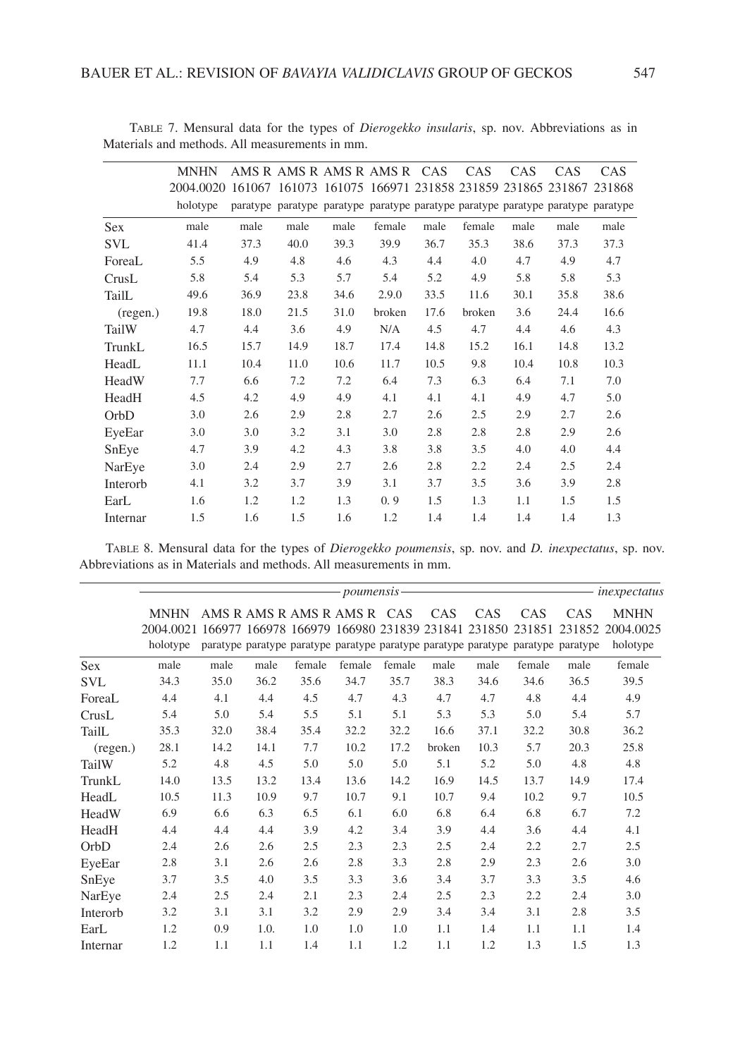TABLE 7. Mensural data for the types of *Dierogekko insularis*, sp. nov. Abbreviations as in Materials and methods. All measurements in mm.

| | MNHN 2004.0020 holotype | AMS R 161067 paratype | AMS R 161073 paratype | AMS R 161075 paratype | AMS R 166971 paratype | CAS 231858 paratype | CAS 231859 paratype | CAS 231865 paratype | CAS 231867 paratype | CAS 231868 paratype |
|---|---|---|---|---|---|---|---|---|---|---|
| Sex | male | male | male | male | female | male | female | male | male | male |
| SVL | 41.4 | 37.3 | 40.0 | 39.3 | 39.9 | 36.7 | 35.3 | 38.6 | 37.3 | 37.3 |
| ForeaL | 5.5 | 4.9 | 4.8 | 4.6 | 4.3 | 4.4 | 4.0 | 4.7 | 4.9 | 4.7 |
| CrusL | 5.8 | 5.4 | 5.3 | 5.7 | 5.4 | 5.2 | 4.9 | 5.8 | 5.8 | 5.3 |
| TailL | 49.6 | 36.9 | 23.8 | 34.6 | 2.9.0 | 33.5 | 11.6 | 30.1 | 35.8 | 38.6 |
| (regen.) | 19.8 | 18.0 | 21.5 | 31.0 | broken | 17.6 | broken | 3.6 | 24.4 | 16.6 |
| TailW | 4.7 | 4.4 | 3.6 | 4.9 | N/A | 4.5 | 4.7 | 4.4 | 4.6 | 4.3 |
| TrunkL | 16.5 | 15.7 | 14.9 | 18.7 | 17.4 | 14.8 | 15.2 | 16.1 | 14.8 | 13.2 |
| HeadL | 11.1 | 10.4 | 11.0 | 10.6 | 11.7 | 10.5 | 9.8 | 10.4 | 10.8 | 10.3 |
| HeadW | 7.7 | 6.6 | 7.2 | 7.2 | 6.4 | 7.3 | 6.3 | 6.4 | 7.1 | 7.0 |
| HeadH | 4.5 | 4.2 | 4.9 | 4.9 | 4.1 | 4.1 | 4.1 | 4.9 | 4.7 | 5.0 |
| OrbD | 3.0 | 2.6 | 2.9 | 2.8 | 2.7 | 2.6 | 2.5 | 2.9 | 2.7 | 2.6 |
| EyeEar | 3.0 | 3.0 | 3.2 | 3.1 | 3.0 | 2.8 | 2.8 | 2.8 | 2.9 | 2.6 |
| SnEye | 4.7 | 3.9 | 4.2 | 4.3 | 3.8 | 3.8 | 3.5 | 4.0 | 4.0 | 4.4 |
| NarEye | 3.0 | 2.4 | 2.9 | 2.7 | 2.6 | 2.8 | 2.2 | 2.4 | 2.5 | 2.4 |
| Interorb | 4.1 | 3.2 | 3.7 | 3.9 | 3.1 | 3.7 | 3.5 | 3.6 | 3.9 | 2.8 |
| EarL | 1.6 | 1.2 | 1.2 | 1.3 | 0. 9 | 1.5 | 1.3 | 1.1 | 1.5 | 1.5 |
| Internar | 1.5 | 1.6 | 1.5 | 1.6 | 1.2 | 1.4 | 1.4 | 1.4 | 1.4 | 1.3 |

TABLE 8. Mensural data for the types of *Dierogekko poumensis*, sp. nov. and *D. inexpectatus*, sp. nov. Abbreviations as in Materials and methods. All measurements in mm.

| | *poumensis* | | | | | | | | | | *inexpectatus* |
|---|---|---|---|---|---|---|---|---|---|---|---|
| | MNHN 2004.0021 holotype | AMS R 166977 paratype | AMS R 166978 paratype | AMS R 166979 paratype | AMS R 166980 paratype | CAS 231839 paratype | CAS 231841 paratype | CAS 231850 paratype | CAS 231851 paratype | CAS 231852 paratype | MNHN 2004.0025 holotype |
| Sex | male | male | male | female | female | female | male | male | female | male | female |
| SVL | 34.3 | 35.0 | 36.2 | 35.6 | 34.7 | 35.7 | 38.3 | 34.6 | 34.6 | 36.5 | 39.5 |
| ForeaL | 4.4 | 4.1 | 4.4 | 4.5 | 4.7 | 4.3 | 4.7 | 4.7 | 4.8 | 4.4 | 4.9 |
| CrusL | 5.4 | 5.0 | 5.4 | 5.5 | 5.1 | 5.1 | 5.3 | 5.3 | 5.0 | 5.4 | 5.7 |
| TailL | 35.3 | 32.0 | 38.4 | 35.4 | 32.2 | 32.2 | 16.6 | 37.1 | 32.2 | 30.8 | 36.2 |
| (regen.) | 28.1 | 14.2 | 14.1 | 7.7 | 10.2 | 17.2 | broken | 10.3 | 5.7 | 20.3 | 25.8 |
| TailW | 5.2 | 4.8 | 4.5 | 5.0 | 5.0 | 5.0 | 5.1 | 5.2 | 5.0 | 4.8 | 4.8 |
| TrunkL | 14.0 | 13.5 | 13.2 | 13.4 | 13.6 | 14.2 | 16.9 | 14.5 | 13.7 | 14.9 | 17.4 |
| HeadL | 10.5 | 11.3 | 10.9 | 9.7 | 10.7 | 9.1 | 10.7 | 9.4 | 10.2 | 9.7 | 10.5 |
| HeadW | 6.9 | 6.6 | 6.3 | 6.5 | 6.1 | 6.0 | 6.8 | 6.4 | 6.8 | 6.7 | 7.2 |
| HeadH | 4.4 | 4.4 | 4.4 | 3.9 | 4.2 | 3.4 | 3.9 | 4.4 | 3.6 | 4.4 | 4.1 |
| OrbD | 2.4 | 2.6 | 2.6 | 2.5 | 2.3 | 2.3 | 2.5 | 2.4 | 2.2 | 2.7 | 2.5 |
| EyeEar | 2.8 | 3.1 | 2.6 | 2.6 | 2.8 | 3.3 | 2.8 | 2.9 | 2.3 | 2.6 | 3.0 |
| SnEye | 3.7 | 3.5 | 4.0 | 3.5 | 3.3 | 3.6 | 3.4 | 3.7 | 3.3 | 3.5 | 4.6 |
| NarEye | 2.4 | 2.5 | 2.4 | 2.1 | 2.3 | 2.4 | 2.5 | 2.3 | 2.2 | 2.4 | 3.0 |
| Interorb | 3.2 | 3.1 | 3.1 | 3.2 | 2.9 | 2.9 | 3.4 | 3.4 | 3.1 | 2.8 | 3.5 |
| EarL | 1.2 | 0.9 | 1.0. | 1.0 | 1.0 | 1.0 | 1.1 | 1.4 | 1.1 | 1.1 | 1.4 |
| Internar | 1.2 | 1.1 | 1.1 | 1.4 | 1.1 | 1.2 | 1.1 | 1.2 | 1.3 | 1.5 | 1.3 |